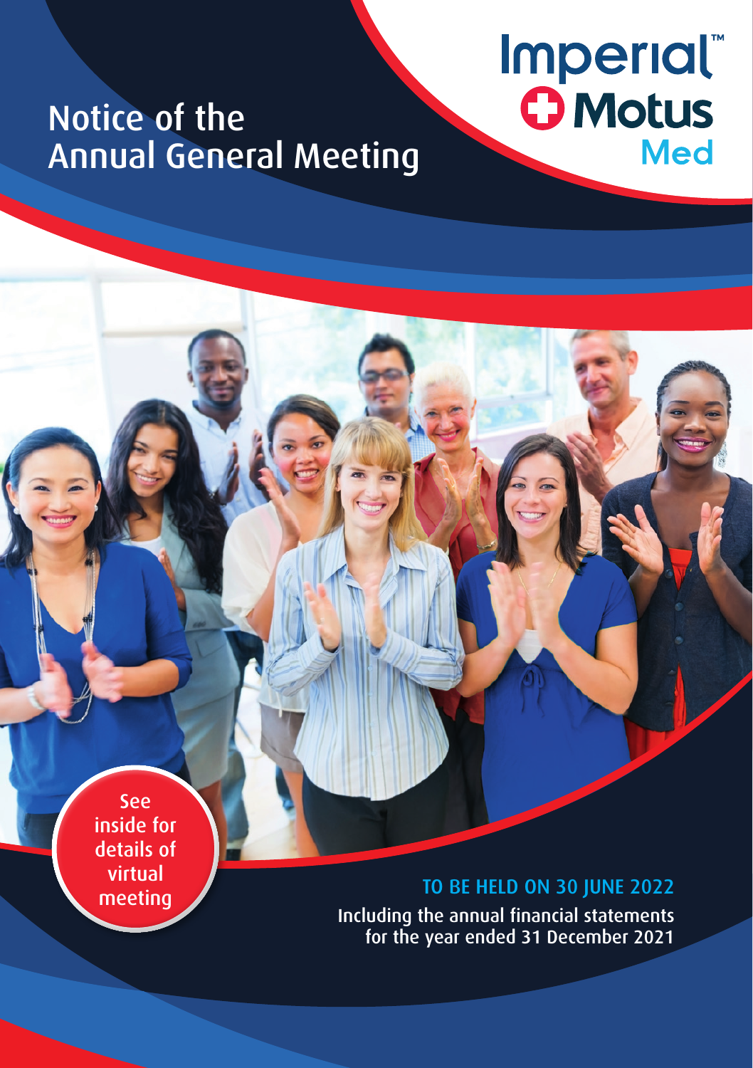# Notice of the Annual General Meeting

Imperial™ Motus Med

See inside for details of virtual meeting

## TO BE HELD ON 30 JUNE 2022

Including the annual financial statements for the year ended 31 December 2021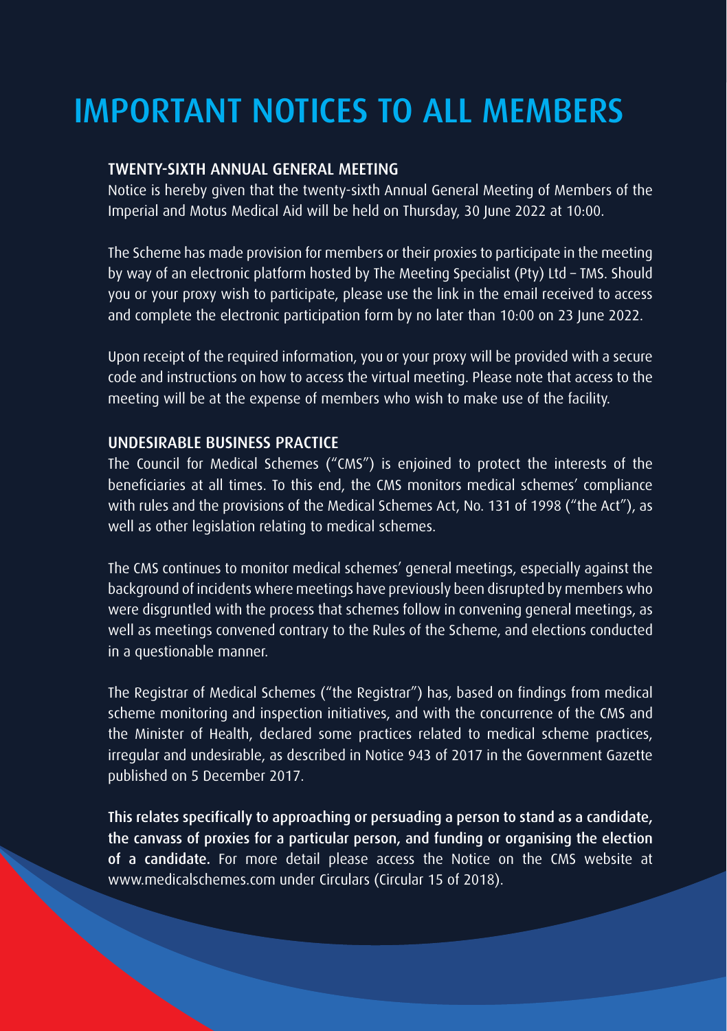# IMPORTANT NOTICES TO ALL MEMBERS

## TWENTY-SIXTH ANNUAL GENERAL MEETING

Notice is hereby given that the twenty-sixth Annual General Meeting of Members of the Imperial and Motus Medical Aid will be held on Thursday, 30 June 2022 at 10:00.

The Scheme has made provision for members or their proxies to participate in the meeting by way of an electronic platform hosted by The Meeting Specialist (Pty) Ltd – TMS. Should you or your proxy wish to participate, please use the link in the email received to access and complete the electronic participation form by no later than 10:00 on 23 June 2022.

Upon receipt of the required information, you or your proxy will be provided with a secure code and instructions on how to access the virtual meeting. Please note that access to the meeting will be at the expense of members who wish to make use of the facility.

## UNDESIRABLE BUSINESS PRACTICE

The Council for Medical Schemes ("CMS") is enjoined to protect the interests of the beneficiaries at all times. To this end, the CMS monitors medical schemes' compliance with rules and the provisions of the Medical Schemes Act, No. 131 of 1998 ("the Act"), as well as other legislation relating to medical schemes.

The CMS continues to monitor medical schemes' general meetings, especially against the background of incidents where meetings have previously been disrupted by members who were disgruntled with the process that schemes follow in convening general meetings, as well as meetings convened contrary to the Rules of the Scheme, and elections conducted in a questionable manner.

The Registrar of Medical Schemes ("the Registrar") has, based on findings from medical scheme monitoring and inspection initiatives, and with the concurrence of the CMS and the Minister of Health, declared some practices related to medical scheme practices, irregular and undesirable, as described in Notice 943 of 2017 in the Government Gazette published on 5 December 2017.

**This relates specifically to approaching or persuading a person to stand as a candidate, the canvass of proxies for a particular person, and funding or organising the election of a candidate.** For more detail please access the Notice on the CMS website at www.medicalschemes.com under Circulars (Circular 15 of 2018).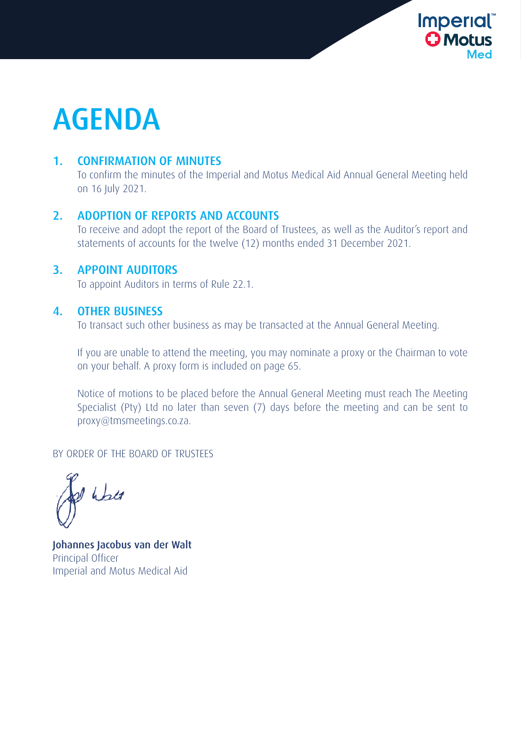# AGENDA

## 1. CONFIRMATION OF MINUTES

To confirm the minutes of the Imperial and Motus Medical Aid Annual General Meeting held on 16 July 2021.

## 2. ADOPTION OF REPORTS AND ACCOUNTS

To receive and adopt the report of the Board of Trustees, as well as the Auditor's report and statements of accounts for the twelve (12) months ended 31 December 2021.

## 3. APPOINT AUDITORS

To appoint Auditors in terms of Rule 22.1.

## 4. OTHER BUSINESS

To transact such other business as may be transacted at the Annual General Meeting.

If you are unable to attend the meeting, you may nominate a proxy or the Chairman to vote on your behalf. A proxy form is included on page 65.

Notice of motions to be placed before the Annual General Meeting must reach The Meeting Specialist (Pty) Ltd no later than seven (7) days before the meeting and can be sent to proxy@tmsmeetings.co.za.

BY ORDER OF THE BOARD OF TRUSTEES

**Johannes Jacobus van der Walt**
Principal Officer
Imperial and Motus Medical Aid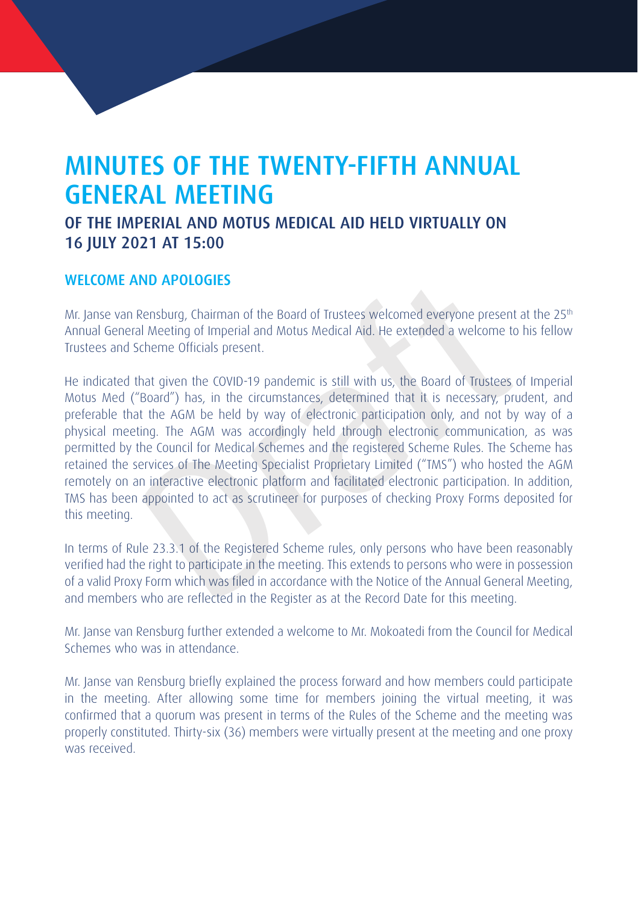# MINUTES OF THE TWENTY-FIFTH ANNUAL GENERAL MEETING

## OF THE IMPERIAL AND MOTUS MEDICAL AID HELD VIRTUALLY ON 16 JULY 2021 AT 15:00

### WELCOME AND APOLOGIES

Mr. Janse van Rensburg, Chairman of the Board of Trustees welcomed everyone present at the 25th Annual General Meeting of Imperial and Motus Medical Aid. He extended a welcome to his fellow Trustees and Scheme Officials present.

He indicated that given the COVID-19 pandemic is still with us, the Board of Trustees of Imperial Motus Med ("Board") has, in the circumstances, determined that it is necessary, prudent, and preferable that the AGM be held by way of electronic participation only, and not by way of a physical meeting. The AGM was accordingly held through electronic communication, as was permitted by the Council for Medical Schemes and the registered Scheme Rules. The Scheme has retained the services of The Meeting Specialist Proprietary Limited ("TMS") who hosted the AGM remotely on an interactive electronic platform and facilitated electronic participation. In addition, TMS has been appointed to act as scrutineer for purposes of checking Proxy Forms deposited for this meeting.

In terms of Rule 23.3.1 of the Registered Scheme rules, only persons who have been reasonably verified had the right to participate in the meeting. This extends to persons who were in possession of a valid Proxy Form which was filed in accordance with the Notice of the Annual General Meeting, and members who are reflected in the Register as at the Record Date for this meeting.

Mr. Janse van Rensburg further extended a welcome to Mr. Mokoatedi from the Council for Medical Schemes who was in attendance.

Mr. Janse van Rensburg briefly explained the process forward and how members could participate in the meeting. After allowing some time for members joining the virtual meeting, it was confirmed that a quorum was present in terms of the Rules of the Scheme and the meeting was properly constituted. Thirty-six (36) members were virtually present at the meeting and one proxy was received.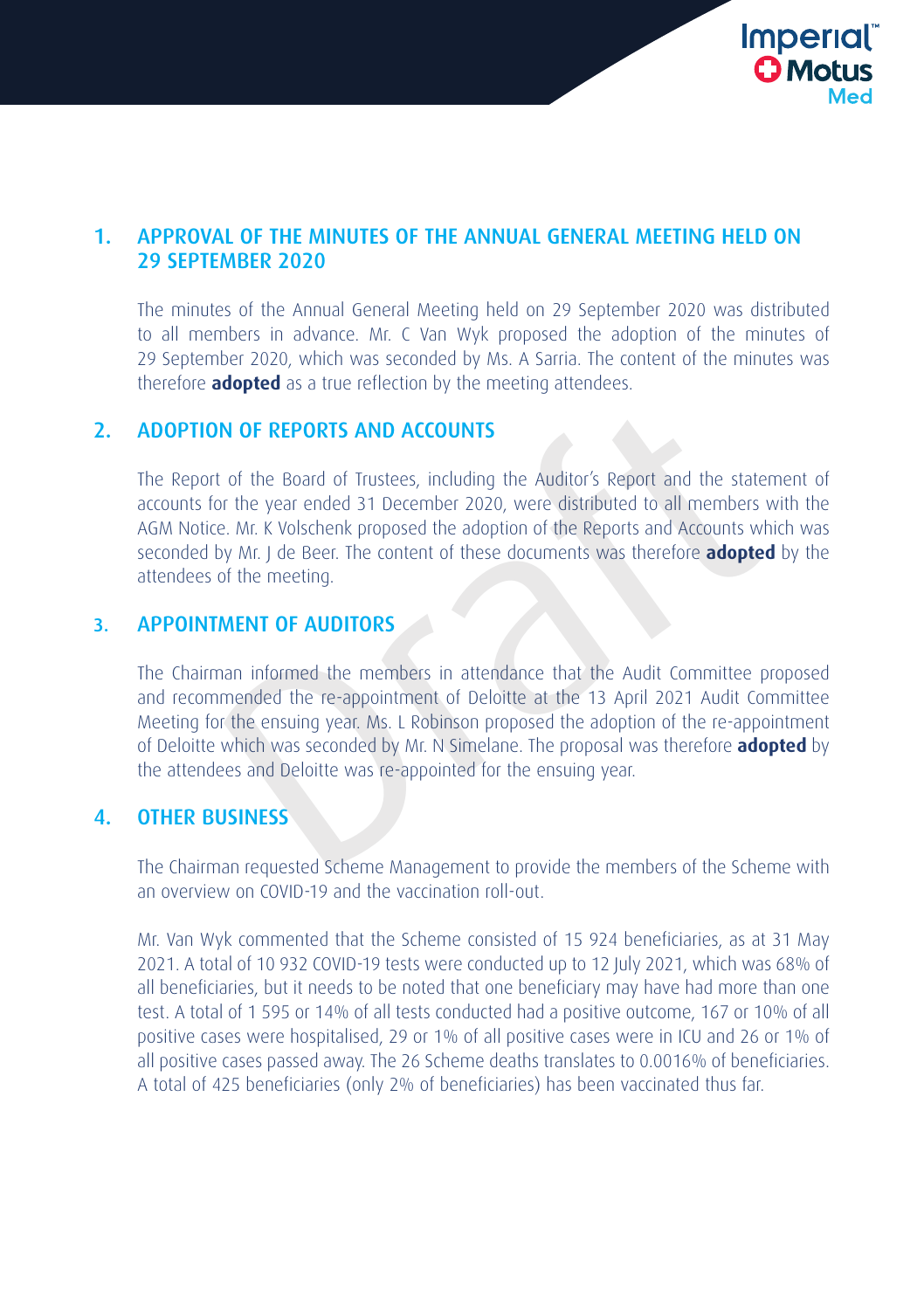## 1. APPROVAL OF THE MINUTES OF THE ANNUAL GENERAL MEETING HELD ON 29 SEPTEMBER 2020

The minutes of the Annual General Meeting held on 29 September 2020 was distributed to all members in advance. Mr. C Van Wyk proposed the adoption of the minutes of 29 September 2020, which was seconded by Ms. A Sarria. The content of the minutes was therefore **adopted** as a true reflection by the meeting attendees.

## 2. ADOPTION OF REPORTS AND ACCOUNTS

The Report of the Board of Trustees, including the Auditor's Report and the statement of accounts for the year ended 31 December 2020, were distributed to all members with the AGM Notice. Mr. K Volschenk proposed the adoption of the Reports and Accounts which was seconded by Mr. J de Beer. The content of these documents was therefore **adopted** by the attendees of the meeting.

## 3. APPOINTMENT OF AUDITORS

The Chairman informed the members in attendance that the Audit Committee proposed and recommended the re-appointment of Deloitte at the 13 April 2021 Audit Committee Meeting for the ensuing year. Ms. L Robinson proposed the adoption of the re-appointment of Deloitte which was seconded by Mr. N Simelane. The proposal was therefore **adopted** by the attendees and Deloitte was re-appointed for the ensuing year.

## 4. OTHER BUSINESS

The Chairman requested Scheme Management to provide the members of the Scheme with an overview on COVID-19 and the vaccination roll-out.

Mr. Van Wyk commented that the Scheme consisted of 15 924 beneficiaries, as at 31 May 2021. A total of 10 932 COVID-19 tests were conducted up to 12 July 2021, which was 68% of all beneficiaries, but it needs to be noted that one beneficiary may have had more than one test. A total of 1 595 or 14% of all tests conducted had a positive outcome, 167 or 10% of all positive cases were hospitalised, 29 or 1% of all positive cases were in ICU and 26 or 1% of all positive cases passed away. The 26 Scheme deaths translates to 0.0016% of beneficiaries. A total of 425 beneficiaries (only 2% of beneficiaries) has been vaccinated thus far.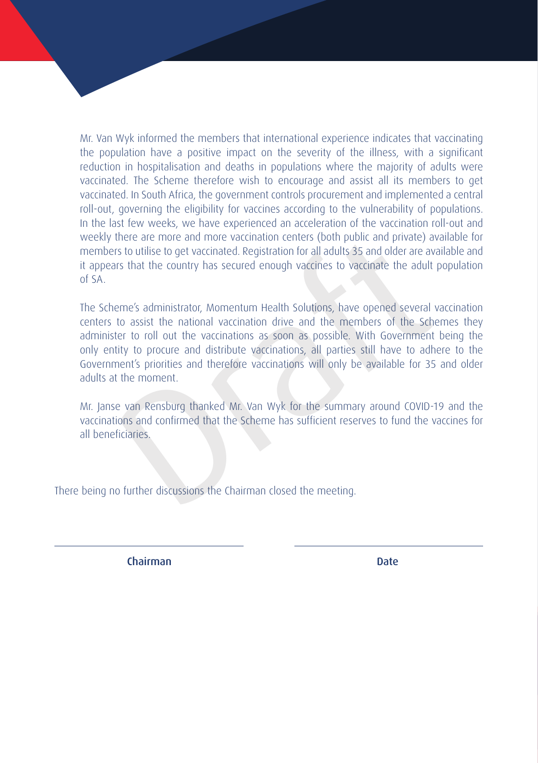Mr. Van Wyk informed the members that international experience indicates that vaccinating the population have a positive impact on the severity of the illness, with a significant reduction in hospitalisation and deaths in populations where the majority of adults were vaccinated. The Scheme therefore wish to encourage and assist all its members to get vaccinated. In South Africa, the government controls procurement and implemented a central roll-out, governing the eligibility for vaccines according to the vulnerability of populations. In the last few weeks, we have experienced an acceleration of the vaccination roll-out and weekly there are more and more vaccination centers (both public and private) available for members to utilise to get vaccinated. Registration for all adults 35 and older are available and it appears that the country has secured enough vaccines to vaccinate the adult population of SA.

The Scheme's administrator, Momentum Health Solutions, have opened several vaccination centers to assist the national vaccination drive and the members of the Schemes they administer to roll out the vaccinations as soon as possible. With Government being the only entity to procure and distribute vaccinations, all parties still have to adhere to the Government's priorities and therefore vaccinations will only be available for 35 and older adults at the moment.

Mr. Janse van Rensburg thanked Mr. Van Wyk for the summary around COVID-19 and the vaccinations and confirmed that the Scheme has sufficient reserves to fund the vaccines for all beneficiaries.

There being no further discussions the Chairman closed the meeting.

| Chairman | Date |
| --- | --- |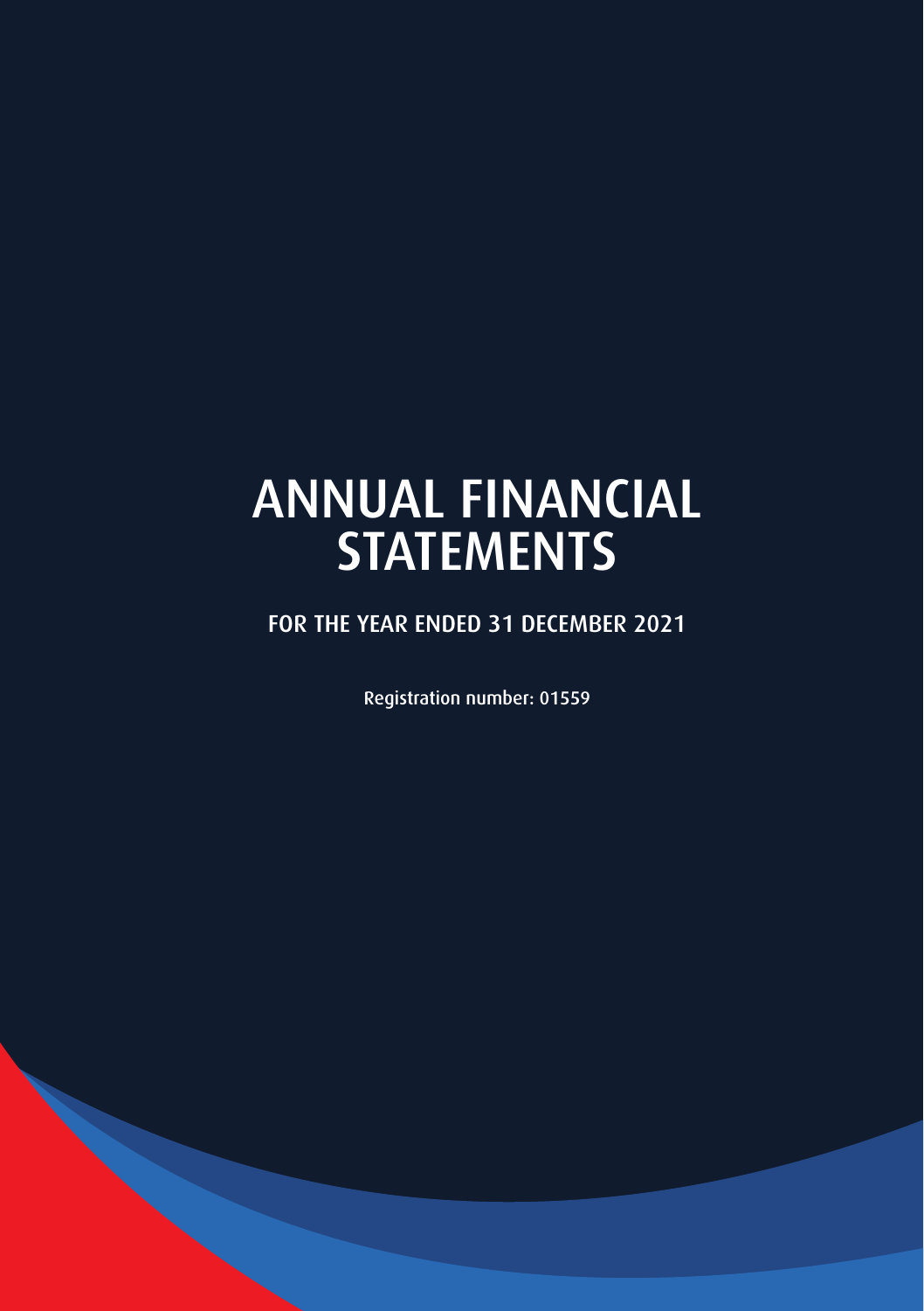# ANNUAL FINANCIAL STATEMENTS

## FOR THE YEAR ENDED 31 DECEMBER 2021

Registration number: 01559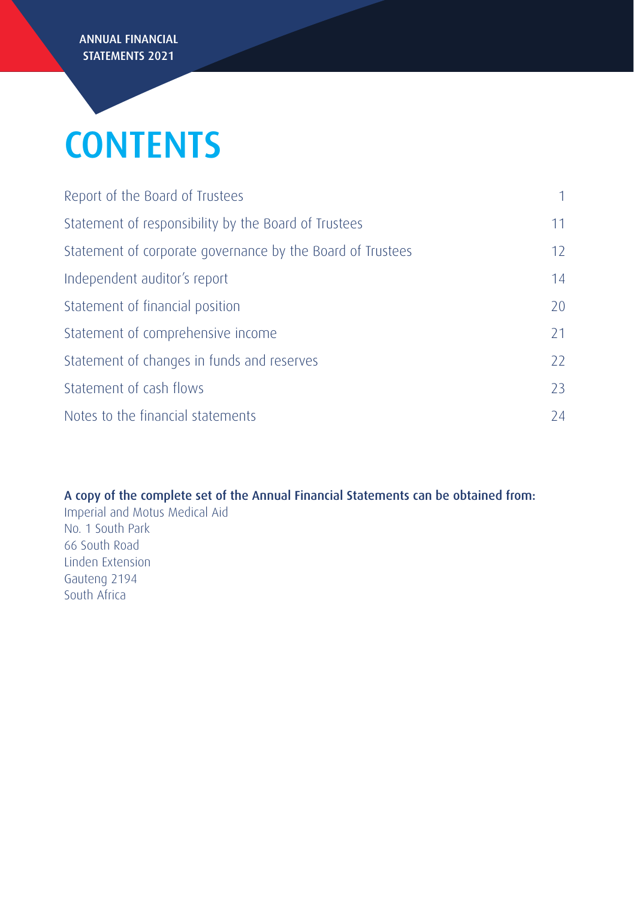# CONTENTS

| | |
|---|---|
| Report of the Board of Trustees | 1 |
| Statement of responsibility by the Board of Trustees | 11 |
| Statement of corporate governance by the Board of Trustees | 12 |
| Independent auditor's report | 14 |
| Statement of financial position | 20 |
| Statement of comprehensive income | 21 |
| Statement of changes in funds and reserves | 22 |
| Statement of cash flows | 23 |
| Notes to the financial statements | 24 |

**A copy of the complete set of the Annual Financial Statements can be obtained from:**

Imperial and Motus Medical Aid
No. 1 South Park
66 South Road
Linden Extension
Gauteng 2194
South Africa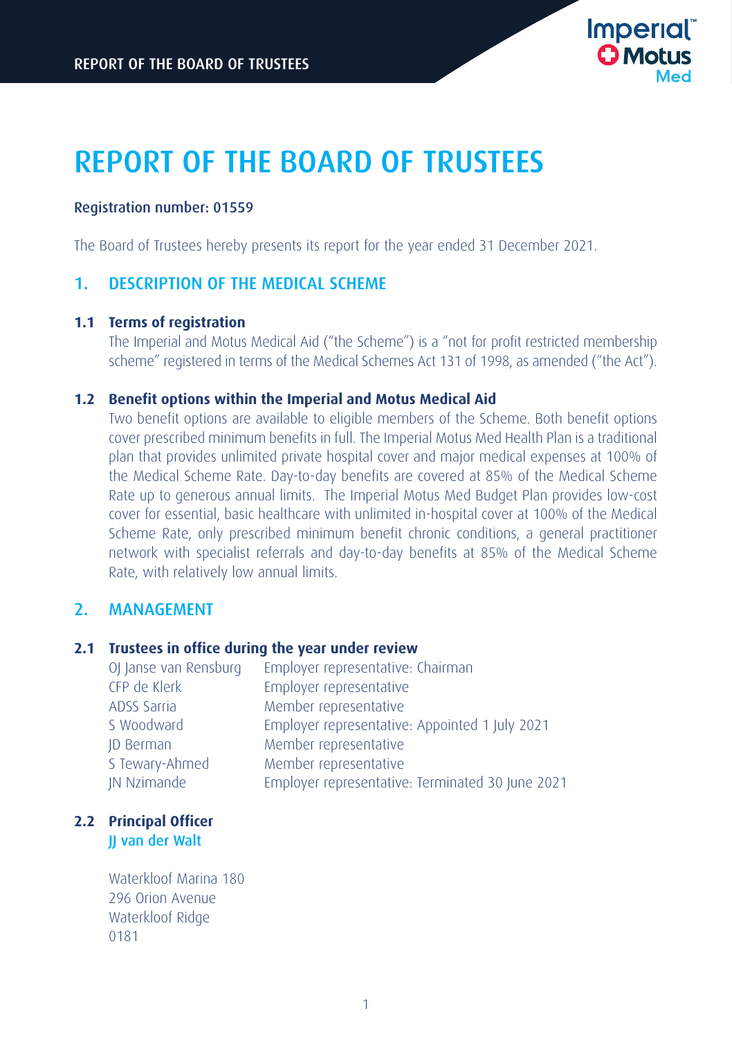# REPORT OF THE BOARD OF TRUSTEES

**Registration number: 01559**

The Board of Trustees hereby presents its report for the year ended 31 December 2021.

## 1. DESCRIPTION OF THE MEDICAL SCHEME

### 1.1 Terms of registration

The Imperial and Motus Medical Aid ("the Scheme") is a "not for profit restricted membership scheme" registered in terms of the Medical Schemes Act 131 of 1998, as amended ("the Act").

### 1.2 Benefit options within the Imperial and Motus Medical Aid

Two benefit options are available to eligible members of the Scheme. Both benefit options cover prescribed minimum benefits in full. The Imperial Motus Med Health Plan is a traditional plan that provides unlimited private hospital cover and major medical expenses at 100% of the Medical Scheme Rate. Day-to-day benefits are covered at 85% of the Medical Scheme Rate up to generous annual limits. The Imperial Motus Med Budget Plan provides low-cost cover for essential, basic healthcare with unlimited in-hospital cover at 100% of the Medical Scheme Rate, only prescribed minimum benefit chronic conditions, a general practitioner network with specialist referrals and day-to-day benefits at 85% of the Medical Scheme Rate, with relatively low annual limits.

## 2. MANAGEMENT

### 2.1 Trustees in office during the year under review

| | |
|---|---|
| OJ Janse van Rensburg | Employer representative: Chairman |
| CFP de Klerk | Employer representative |
| ADSS Sarria | Member representative |
| S Woodward | Employer representative: Appointed 1 July 2021 |
| JD Berman | Member representative |
| S Tewary-Ahmed | Member representative |
| JN Nzimande | Employer representative: Terminated 30 June 2021 |

### 2.2 Principal Officer

JJ van der Walt

Waterkloof Marina 180
296 Orion Avenue
Waterkloof Ridge
0181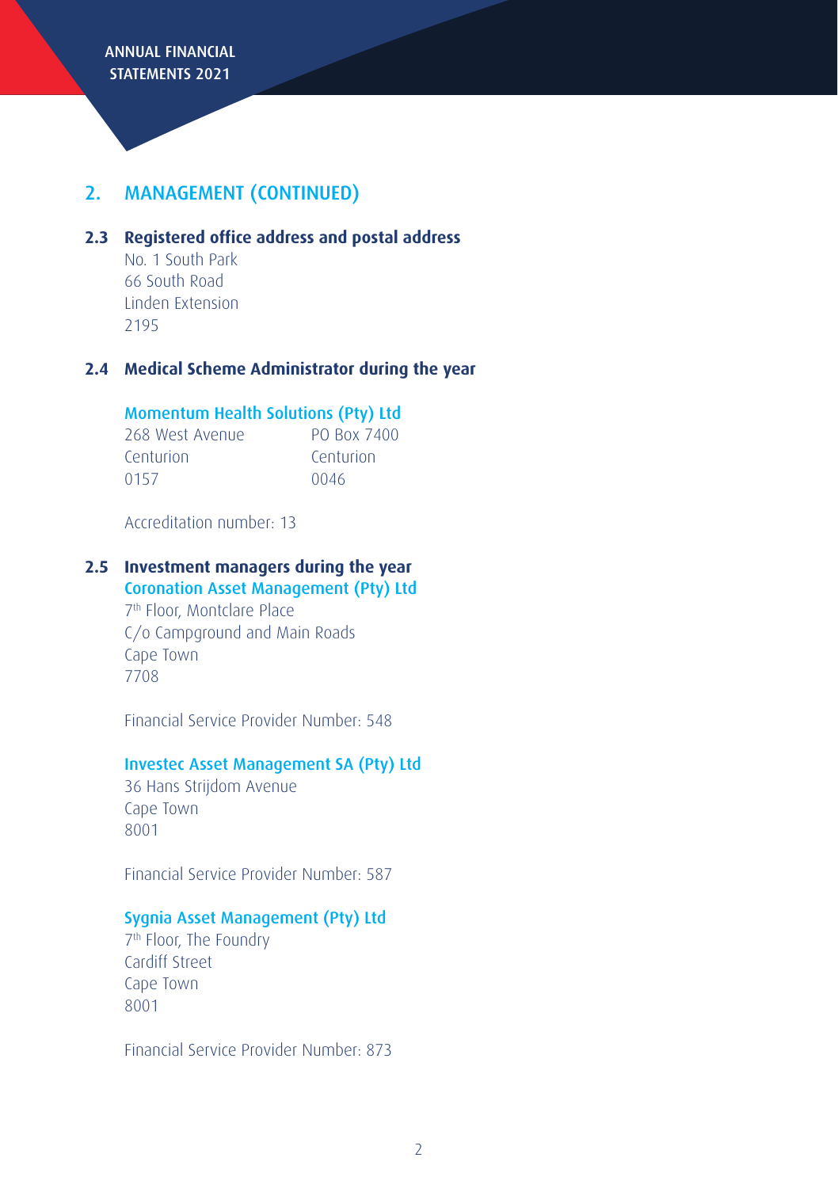## 2. MANAGEMENT (CONTINUED)

### 2.3 Registered office address and postal address

No. 1 South Park
66 South Road
Linden Extension
2195

### 2.4 Medical Scheme Administrator during the year

**Momentum Health Solutions (Pty) Ltd**

| | |
|---|---|
| 268 West Avenue | PO Box 7400 |
| Centurion | Centurion |
| 0157 | 0046 |

Accreditation number: 13

### 2.5 Investment managers during the year

**Coronation Asset Management (Pty) Ltd**
7th Floor, Montclare Place
C/o Campground and Main Roads
Cape Town
7708

Financial Service Provider Number: 548

**Investec Asset Management SA (Pty) Ltd**
36 Hans Strijdom Avenue
Cape Town
8001

Financial Service Provider Number: 587

**Sygnia Asset Management (Pty) Ltd**
7th Floor, The Foundry
Cardiff Street
Cape Town
8001

Financial Service Provider Number: 873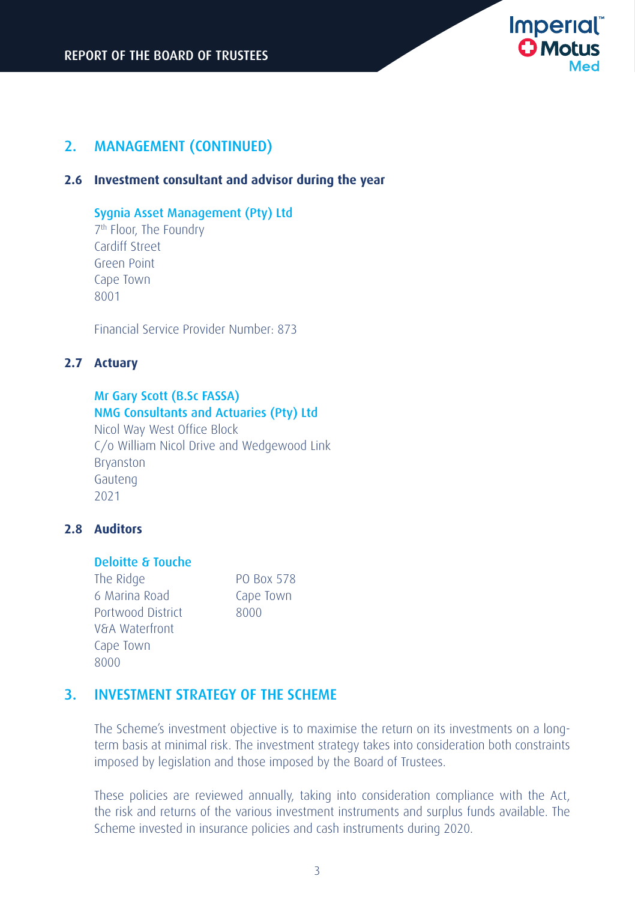## 2. MANAGEMENT (CONTINUED)

### 2.6 Investment consultant and advisor during the year

**Sygnia Asset Management (Pty) Ltd**
7th Floor, The Foundry
Cardiff Street
Green Point
Cape Town
8001

Financial Service Provider Number: 873

### 2.7 Actuary

**Mr Gary Scott (B.Sc FASSA)**
**NMG Consultants and Actuaries (Pty) Ltd**
Nicol Way West Office Block
C/o William Nicol Drive and Wedgewood Link
Bryanston
Gauteng
2021

### 2.8 Auditors

**Deloitte & Touche**
The Ridge
6 Marina Road
Portwood District
V&A Waterfront
Cape Town
8000

PO Box 578
Cape Town
8000

## 3. INVESTMENT STRATEGY OF THE SCHEME

The Scheme's investment objective is to maximise the return on its investments on a long-term basis at minimal risk. The investment strategy takes into consideration both constraints imposed by legislation and those imposed by the Board of Trustees.

These policies are reviewed annually, taking into consideration compliance with the Act, the risk and returns of the various investment instruments and surplus funds available. The Scheme invested in insurance policies and cash instruments during 2020.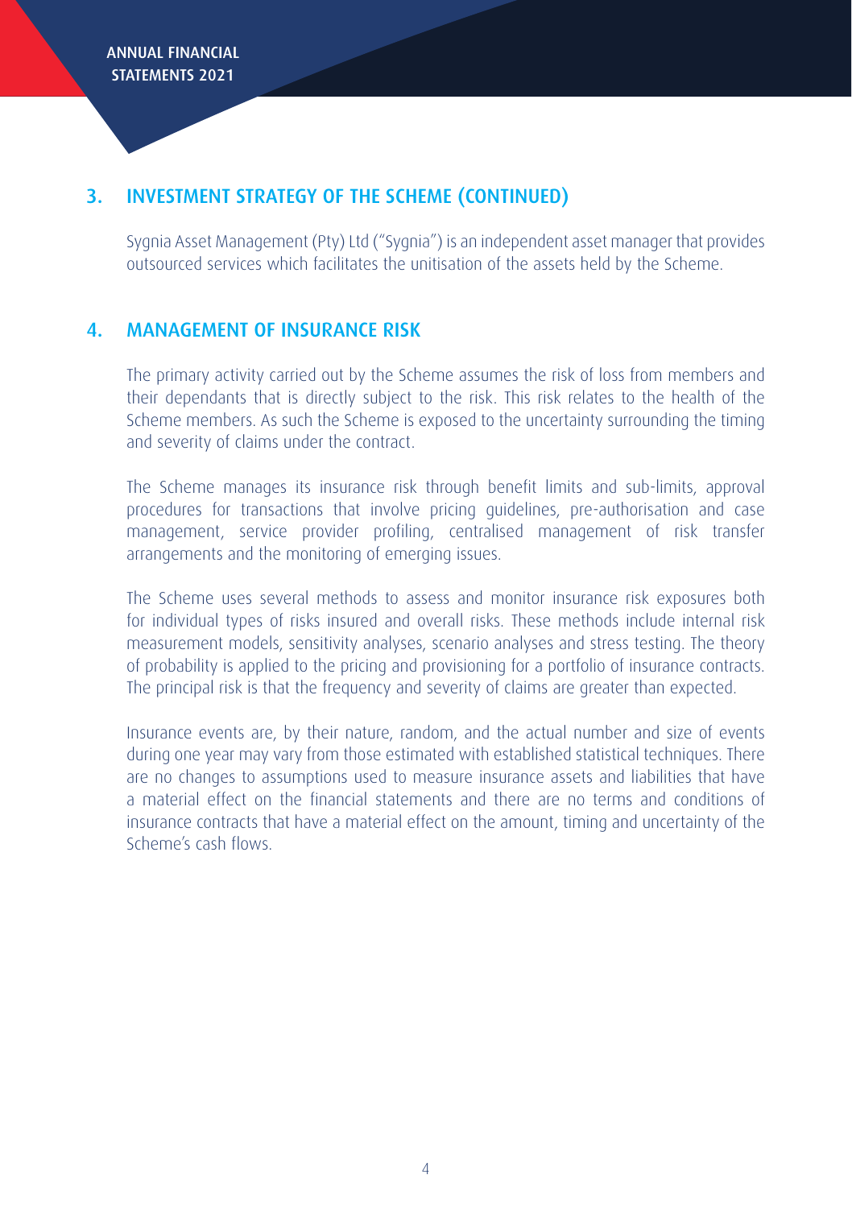## 3. INVESTMENT STRATEGY OF THE SCHEME (CONTINUED)

Sygnia Asset Management (Pty) Ltd ("Sygnia") is an independent asset manager that provides outsourced services which facilitates the unitisation of the assets held by the Scheme.

## 4. MANAGEMENT OF INSURANCE RISK

The primary activity carried out by the Scheme assumes the risk of loss from members and their dependants that is directly subject to the risk. This risk relates to the health of the Scheme members. As such the Scheme is exposed to the uncertainty surrounding the timing and severity of claims under the contract.

The Scheme manages its insurance risk through benefit limits and sub-limits, approval procedures for transactions that involve pricing guidelines, pre-authorisation and case management, service provider profiling, centralised management of risk transfer arrangements and the monitoring of emerging issues.

The Scheme uses several methods to assess and monitor insurance risk exposures both for individual types of risks insured and overall risks. These methods include internal risk measurement models, sensitivity analyses, scenario analyses and stress testing. The theory of probability is applied to the pricing and provisioning for a portfolio of insurance contracts. The principal risk is that the frequency and severity of claims are greater than expected.

Insurance events are, by their nature, random, and the actual number and size of events during one year may vary from those estimated with established statistical techniques. There are no changes to assumptions used to measure insurance assets and liabilities that have a material effect on the financial statements and there are no terms and conditions of insurance contracts that have a material effect on the amount, timing and uncertainty of the Scheme's cash flows.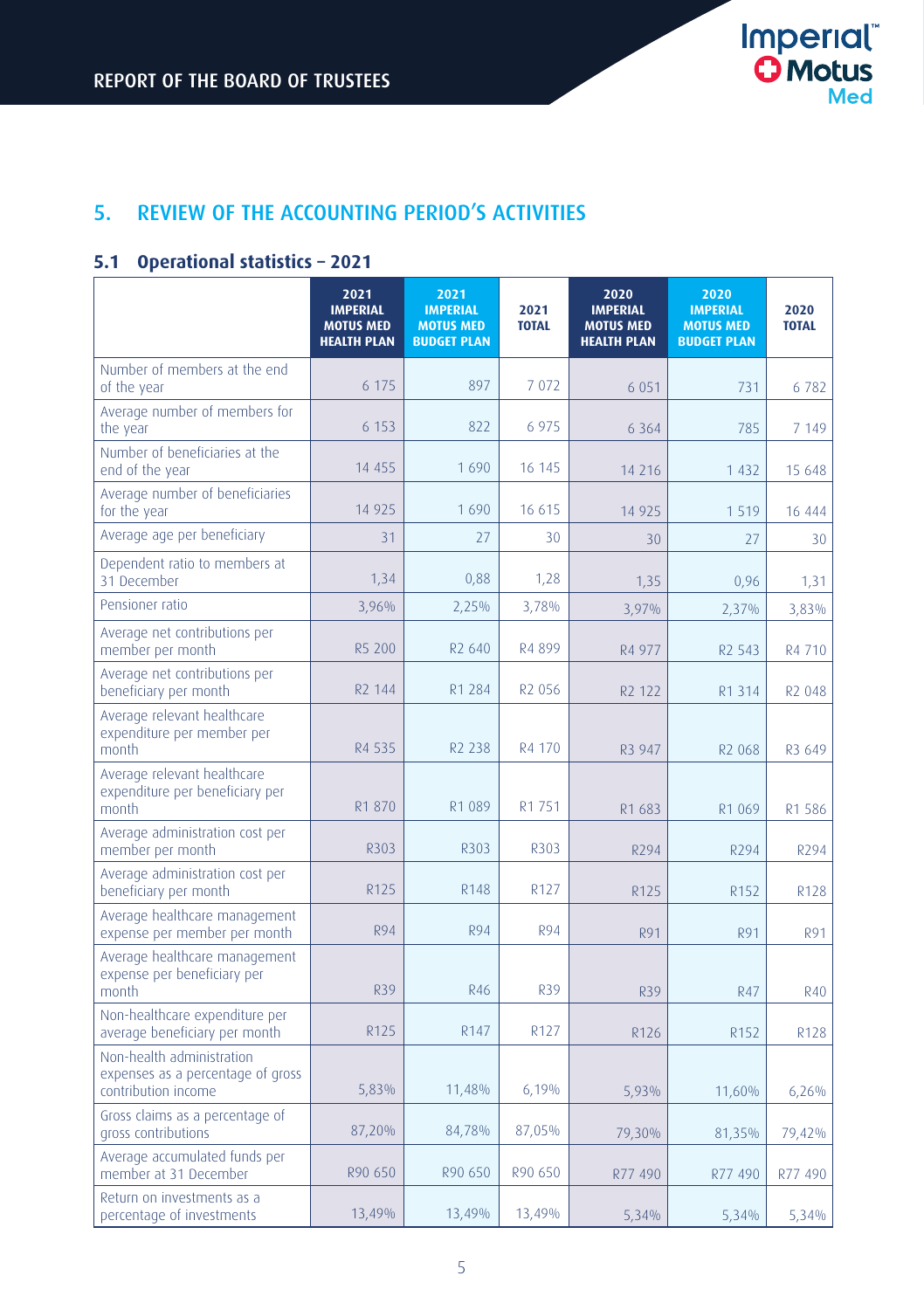## 5. REVIEW OF THE ACCOUNTING PERIOD'S ACTIVITIES

### 5.1 Operational statistics – 2021

| | 2021 IMPERIAL MOTUS MED HEALTH PLAN | 2021 IMPERIAL MOTUS MED BUDGET PLAN | 2021 TOTAL | 2020 IMPERIAL MOTUS MED HEALTH PLAN | 2020 IMPERIAL MOTUS MED BUDGET PLAN | 2020 TOTAL |
|---|---|---|---|---|---|---|
| Number of members at the end of the year | 6 175 | 897 | 7 072 | 6 051 | 731 | 6 782 |
| Average number of members for the year | 6 153 | 822 | 6 975 | 6 364 | 785 | 7 149 |
| Number of beneficiaries at the end of the year | 14 455 | 1 690 | 16 145 | 14 216 | 1 432 | 15 648 |
| Average number of beneficiaries for the year | 14 925 | 1 690 | 16 615 | 14 925 | 1 519 | 16 444 |
| Average age per beneficiary | 31 | 27 | 30 | 30 | 27 | 30 |
| Dependent ratio to members at 31 December | 1,34 | 0,88 | 1,28 | 1,35 | 0,96 | 1,31 |
| Pensioner ratio | 3,96% | 2,25% | 3,78% | 3,97% | 2,37% | 3,83% |
| Average net contributions per member per month | R5 200 | R2 640 | R4 899 | R4 977 | R2 543 | R4 710 |
| Average net contributions per beneficiary per month | R2 144 | R1 284 | R2 056 | R2 122 | R1 314 | R2 048 |
| Average relevant healthcare expenditure per member per month | R4 535 | R2 238 | R4 170 | R3 947 | R2 068 | R3 649 |
| Average relevant healthcare expenditure per beneficiary per month | R1 870 | R1 089 | R1 751 | R1 683 | R1 069 | R1 586 |
| Average administration cost per member per month | R303 | R303 | R303 | R294 | R294 | R294 |
| Average administration cost per beneficiary per month | R125 | R148 | R127 | R125 | R152 | R128 |
| Average healthcare management expense per member per month | R94 | R94 | R94 | R91 | R91 | R91 |
| Average healthcare management expense per beneficiary per month | R39 | R46 | R39 | R39 | R47 | R40 |
| Non-healthcare expenditure per average beneficiary per month | R125 | R147 | R127 | R126 | R152 | R128 |
| Non-health administration expenses as a percentage of gross contribution income | 5,83% | 11,48% | 6,19% | 5,93% | 11,60% | 6,26% |
| Gross claims as a percentage of gross contributions | 87,20% | 84,78% | 87,05% | 79,30% | 81,35% | 79,42% |
| Average accumulated funds per member at 31 December | R90 650 | R90 650 | R90 650 | R77 490 | R77 490 | R77 490 |
| Return on investments as a percentage of investments | 13,49% | 13,49% | 13,49% | 5,34% | 5,34% | 5,34% |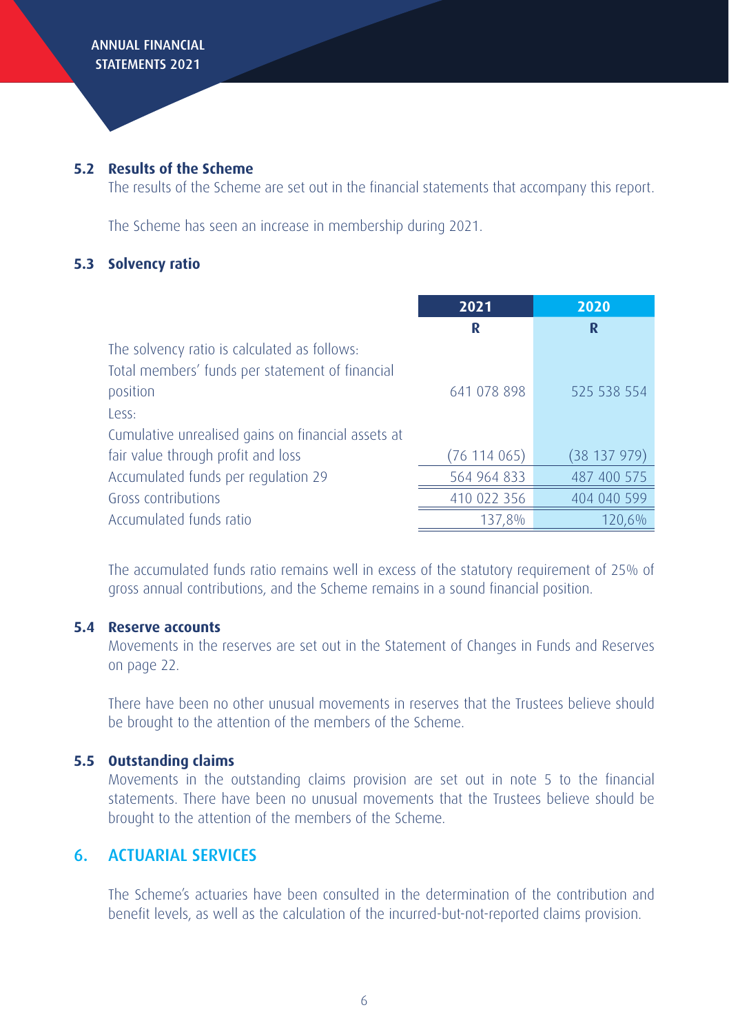### 5.2 Results of the Scheme

The results of the Scheme are set out in the financial statements that accompany this report.

The Scheme has seen an increase in membership during 2021.

### 5.3 Solvency ratio

| | 2021 | 2020 |
|---|---|---|
| | R | R |
| The solvency ratio is calculated as follows: | | |
| Total members' funds per statement of financial position | 641 078 898 | 525 538 554 |
| Less: | | |
| Cumulative unrealised gains on financial assets at fair value through profit and loss | (76 114 065) | (38 137 979) |
| Accumulated funds per regulation 29 | 564 964 833 | 487 400 575 |
| Gross contributions | 410 022 356 | 404 040 599 |
| Accumulated funds ratio | 137,8% | 120,6% |

The accumulated funds ratio remains well in excess of the statutory requirement of 25% of gross annual contributions, and the Scheme remains in a sound financial position.

### 5.4 Reserve accounts

Movements in the reserves are set out in the Statement of Changes in Funds and Reserves on page 22.

There have been no other unusual movements in reserves that the Trustees believe should be brought to the attention of the members of the Scheme.

### 5.5 Outstanding claims

Movements in the outstanding claims provision are set out in note 5 to the financial statements. There have been no unusual movements that the Trustees believe should be brought to the attention of the members of the Scheme.

## 6. ACTUARIAL SERVICES

The Scheme's actuaries have been consulted in the determination of the contribution and benefit levels, as well as the calculation of the incurred-but-not-reported claims provision.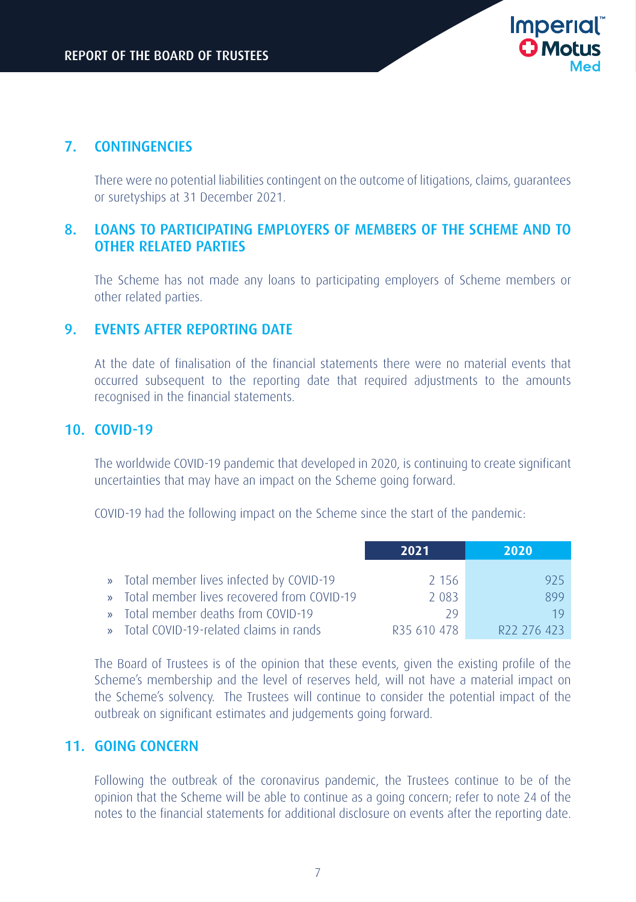## 7. CONTINGENCIES

There were no potential liabilities contingent on the outcome of litigations, claims, guarantees or suretyships at 31 December 2021.

## 8. LOANS TO PARTICIPATING EMPLOYERS OF MEMBERS OF THE SCHEME AND TO OTHER RELATED PARTIES

The Scheme has not made any loans to participating employers of Scheme members or other related parties.

## 9. EVENTS AFTER REPORTING DATE

At the date of finalisation of the financial statements there were no material events that occurred subsequent to the reporting date that required adjustments to the amounts recognised in the financial statements.

## 10. COVID-19

The worldwide COVID-19 pandemic that developed in 2020, is continuing to create significant uncertainties that may have an impact on the Scheme going forward.

COVID-19 had the following impact on the Scheme since the start of the pandemic:

| | 2021 | 2020 |
|---|---|---|
| » Total member lives infected by COVID-19 | 2 156 | 925 |
| » Total member lives recovered from COVID-19 | 2 083 | 899 |
| » Total member deaths from COVID-19 | 29 | 19 |
| » Total COVID-19-related claims in rands | R35 610 478 | R22 276 423 |

The Board of Trustees is of the opinion that these events, given the existing profile of the Scheme's membership and the level of reserves held, will not have a material impact on the Scheme's solvency. The Trustees will continue to consider the potential impact of the outbreak on significant estimates and judgements going forward.

## 11. GOING CONCERN

Following the outbreak of the coronavirus pandemic, the Trustees continue to be of the opinion that the Scheme will be able to continue as a going concern; refer to note 24 of the notes to the financial statements for additional disclosure on events after the reporting date.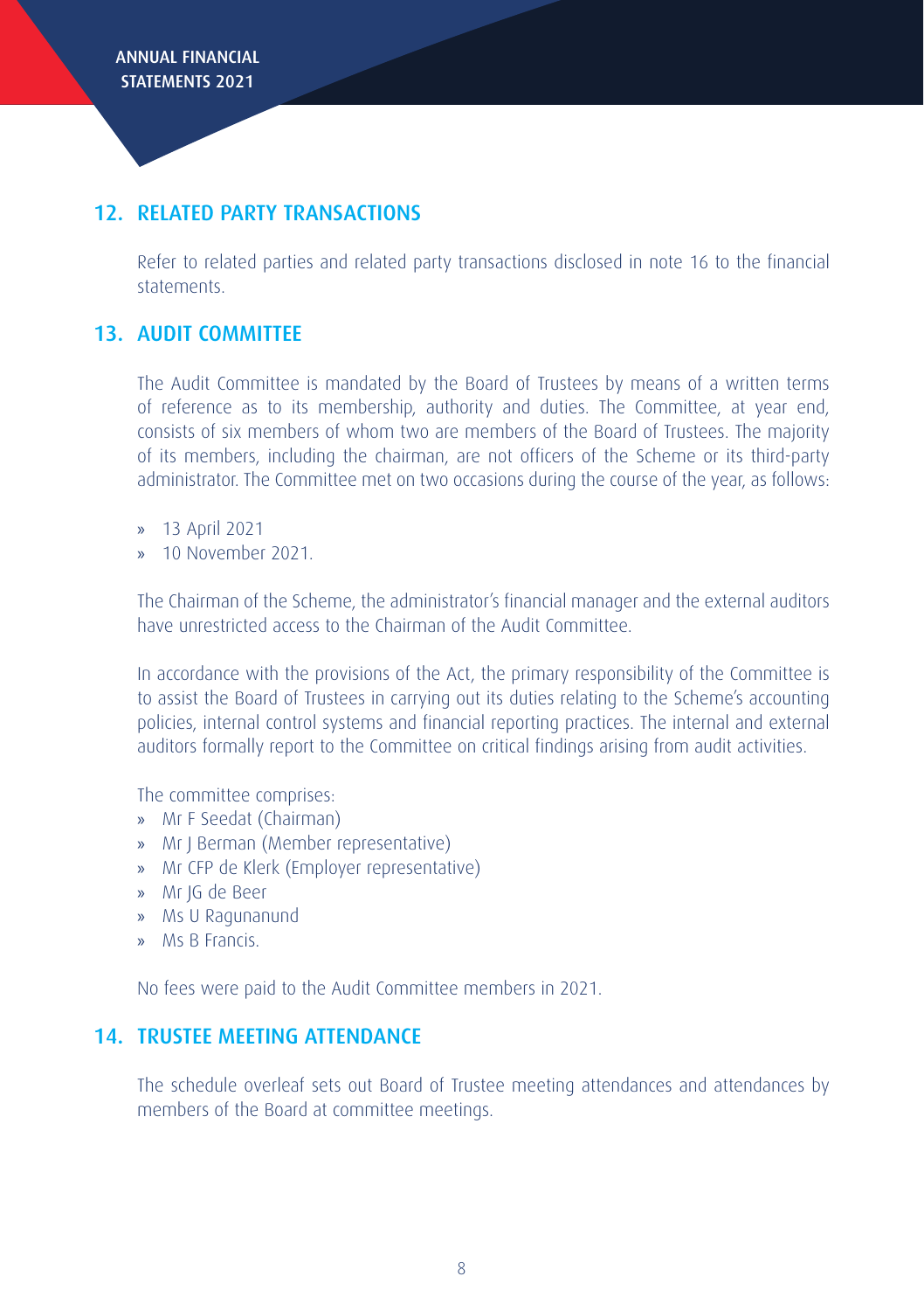## 12. RELATED PARTY TRANSACTIONS

Refer to related parties and related party transactions disclosed in note 16 to the financial statements.

## 13. AUDIT COMMITTEE

The Audit Committee is mandated by the Board of Trustees by means of a written terms of reference as to its membership, authority and duties. The Committee, at year end, consists of six members of whom two are members of the Board of Trustees. The majority of its members, including the chairman, are not officers of the Scheme or its third-party administrator. The Committee met on two occasions during the course of the year, as follows:

- 13 April 2021
- 10 November 2021.

The Chairman of the Scheme, the administrator's financial manager and the external auditors have unrestricted access to the Chairman of the Audit Committee.

In accordance with the provisions of the Act, the primary responsibility of the Committee is to assist the Board of Trustees in carrying out its duties relating to the Scheme's accounting policies, internal control systems and financial reporting practices. The internal and external auditors formally report to the Committee on critical findings arising from audit activities.

The committee comprises:

- Mr F Seedat (Chairman)
- Mr J Berman (Member representative)
- Mr CFP de Klerk (Employer representative)
- Mr JG de Beer
- Ms U Ragunanund
- Ms B Francis.

No fees were paid to the Audit Committee members in 2021.

## 14. TRUSTEE MEETING ATTENDANCE

The schedule overleaf sets out Board of Trustee meeting attendances and attendances by members of the Board at committee meetings.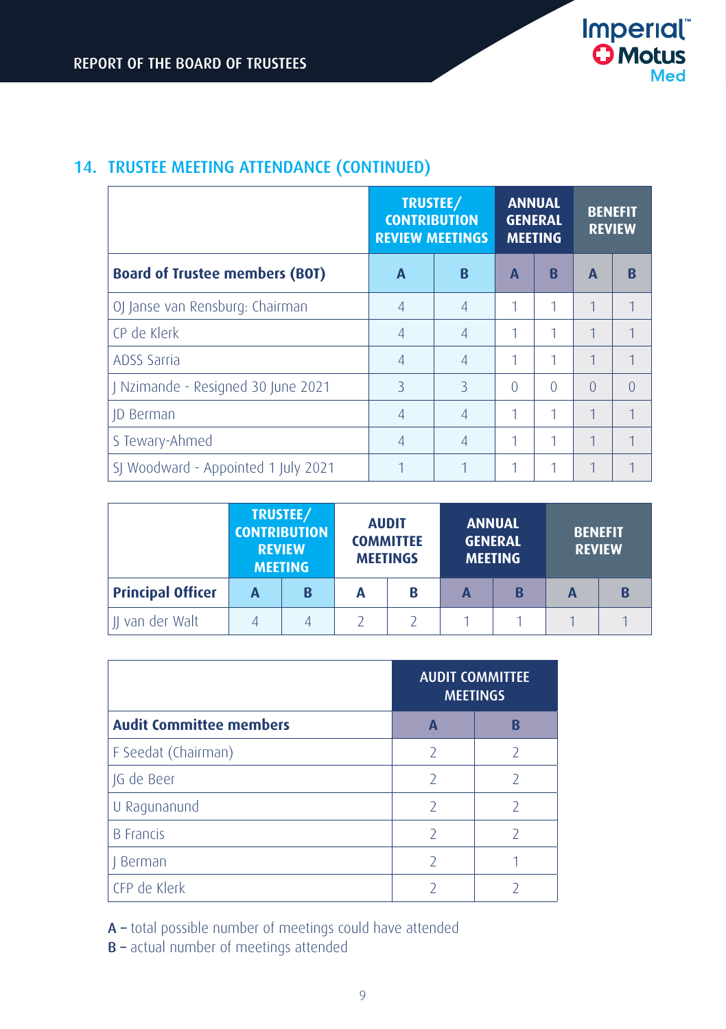## 14. TRUSTEE MEETING ATTENDANCE (CONTINUED)

| | TRUSTEE/ CONTRIBUTION REVIEW MEETINGS | | ANNUAL GENERAL MEETING | | BENEFIT REVIEW | |
|---|---|---|---|---|---|---|
| **Board of Trustee members (BOT)** | **A** | **B** | **A** | **B** | **A** | **B** |
| OJ Janse van Rensburg: Chairman | 4 | 4 | 1 | 1 | 1 | 1 |
| CP de Klerk | 4 | 4 | 1 | 1 | 1 | 1 |
| ADSS Sarria | 4 | 4 | 1 | 1 | 1 | 1 |
| J Nzimande - Resigned 30 June 2021 | 3 | 3 | 0 | 0 | 0 | 0 |
| JD Berman | 4 | 4 | 1 | 1 | 1 | 1 |
| S Tewary-Ahmed | 4 | 4 | 1 | 1 | 1 | 1 |
| SJ Woodward - Appointed 1 July 2021 | 1 | 1 | 1 | 1 | 1 | 1 |

| | TRUSTEE/ CONTRIBUTION REVIEW MEETING | | AUDIT COMMITTEE MEETINGS | | ANNUAL GENERAL MEETING | | BENEFIT REVIEW | |
|---|---|---|---|---|---|---|---|---|
| **Principal Officer** | **A** | **B** | **A** | **B** | **A** | **B** | **A** | **B** |
| JJ van der Walt | 4 | 4 | 2 | 2 | 1 | 1 | 1 | 1 |

| | AUDIT COMMITTEE MEETINGS | |
|---|---|---|
| **Audit Committee members** | **A** | **B** |
| F Seedat (Chairman) | 2 | 2 |
| JG de Beer | 2 | 2 |
| U Ragunanund | 2 | 2 |
| B Francis | 2 | 2 |
| J Berman | 2 | 1 |
| CFP de Klerk | 2 | 2 |

**A –** total possible number of meetings could have attended
**B –** actual number of meetings attended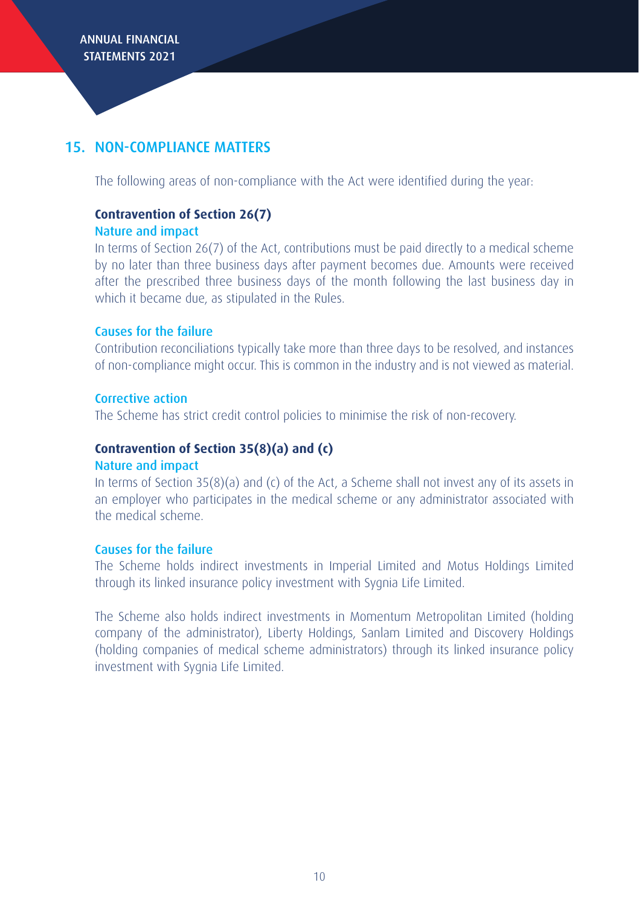## 15. NON-COMPLIANCE MATTERS

The following areas of non-compliance with the Act were identified during the year:

### Contravention of Section 26(7)

#### Nature and impact

In terms of Section 26(7) of the Act, contributions must be paid directly to a medical scheme by no later than three business days after payment becomes due. Amounts were received after the prescribed three business days of the month following the last business day in which it became due, as stipulated in the Rules.

#### Causes for the failure

Contribution reconciliations typically take more than three days to be resolved, and instances of non-compliance might occur. This is common in the industry and is not viewed as material.

#### Corrective action

The Scheme has strict credit control policies to minimise the risk of non-recovery.

### Contravention of Section 35(8)(a) and (c)

#### Nature and impact

In terms of Section 35(8)(a) and (c) of the Act, a Scheme shall not invest any of its assets in an employer who participates in the medical scheme or any administrator associated with the medical scheme.

#### Causes for the failure

The Scheme holds indirect investments in Imperial Limited and Motus Holdings Limited through its linked insurance policy investment with Sygnia Life Limited.

The Scheme also holds indirect investments in Momentum Metropolitan Limited (holding company of the administrator), Liberty Holdings, Sanlam Limited and Discovery Holdings (holding companies of medical scheme administrators) through its linked insurance policy investment with Sygnia Life Limited.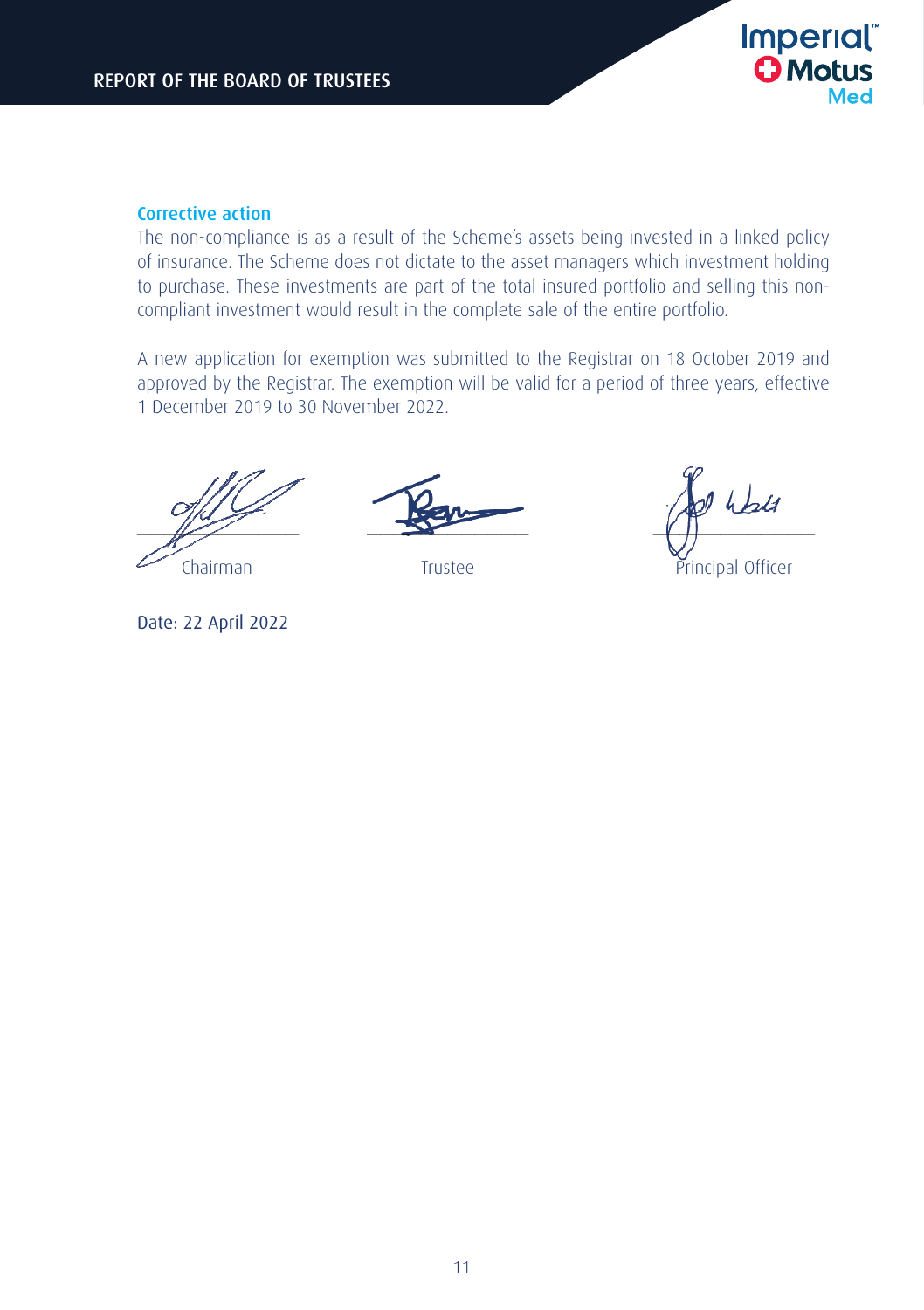### Corrective action

The non-compliance is as a result of the Scheme's assets being invested in a linked policy of insurance. The Scheme does not dictate to the asset managers which investment holding to purchase. These investments are part of the total insured portfolio and selling this non-compliant investment would result in the complete sale of the entire portfolio.

A new application for exemption was submitted to the Registrar on 18 October 2019 and approved by the Registrar. The exemption will be valid for a period of three years, effective 1 December 2019 to 30 November 2022.

| ______________ | ______________ | ______________ |
|---|---|---|
| Chairman | Trustee | Principal Officer |

Date: 22 April 2022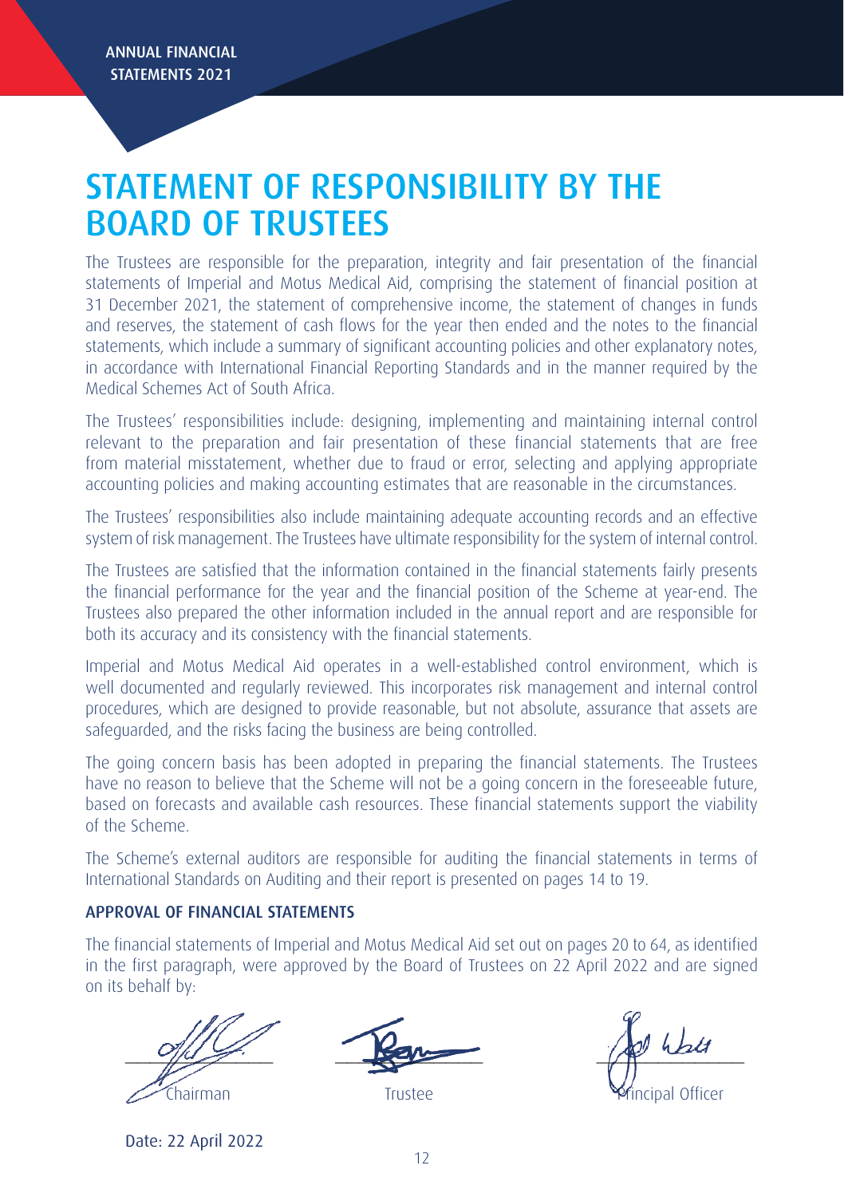# STATEMENT OF RESPONSIBILITY BY THE BOARD OF TRUSTEES

The Trustees are responsible for the preparation, integrity and fair presentation of the financial statements of Imperial and Motus Medical Aid, comprising the statement of financial position at 31 December 2021, the statement of comprehensive income, the statement of changes in funds and reserves, the statement of cash flows for the year then ended and the notes to the financial statements, which include a summary of significant accounting policies and other explanatory notes, in accordance with International Financial Reporting Standards and in the manner required by the Medical Schemes Act of South Africa.

The Trustees' responsibilities include: designing, implementing and maintaining internal control relevant to the preparation and fair presentation of these financial statements that are free from material misstatement, whether due to fraud or error, selecting and applying appropriate accounting policies and making accounting estimates that are reasonable in the circumstances.

The Trustees' responsibilities also include maintaining adequate accounting records and an effective system of risk management. The Trustees have ultimate responsibility for the system of internal control.

The Trustees are satisfied that the information contained in the financial statements fairly presents the financial performance for the year and the financial position of the Scheme at year-end. The Trustees also prepared the other information included in the annual report and are responsible for both its accuracy and its consistency with the financial statements.

Imperial and Motus Medical Aid operates in a well-established control environment, which is well documented and regularly reviewed. This incorporates risk management and internal control procedures, which are designed to provide reasonable, but not absolute, assurance that assets are safeguarded, and the risks facing the business are being controlled.

The going concern basis has been adopted in preparing the financial statements. The Trustees have no reason to believe that the Scheme will not be a going concern in the foreseeable future, based on forecasts and available cash resources. These financial statements support the viability of the Scheme.

The Scheme's external auditors are responsible for auditing the financial statements in terms of International Standards on Auditing and their report is presented on pages 14 to 19.

### APPROVAL OF FINANCIAL STATEMENTS

The financial statements of Imperial and Motus Medical Aid set out on pages 20 to 64, as identified in the first paragraph, were approved by the Board of Trustees on 22 April 2022 and are signed on its behalf by:

| Chairman | Trustee | Principal Officer |
|---|---|---|

Date: 22 April 2022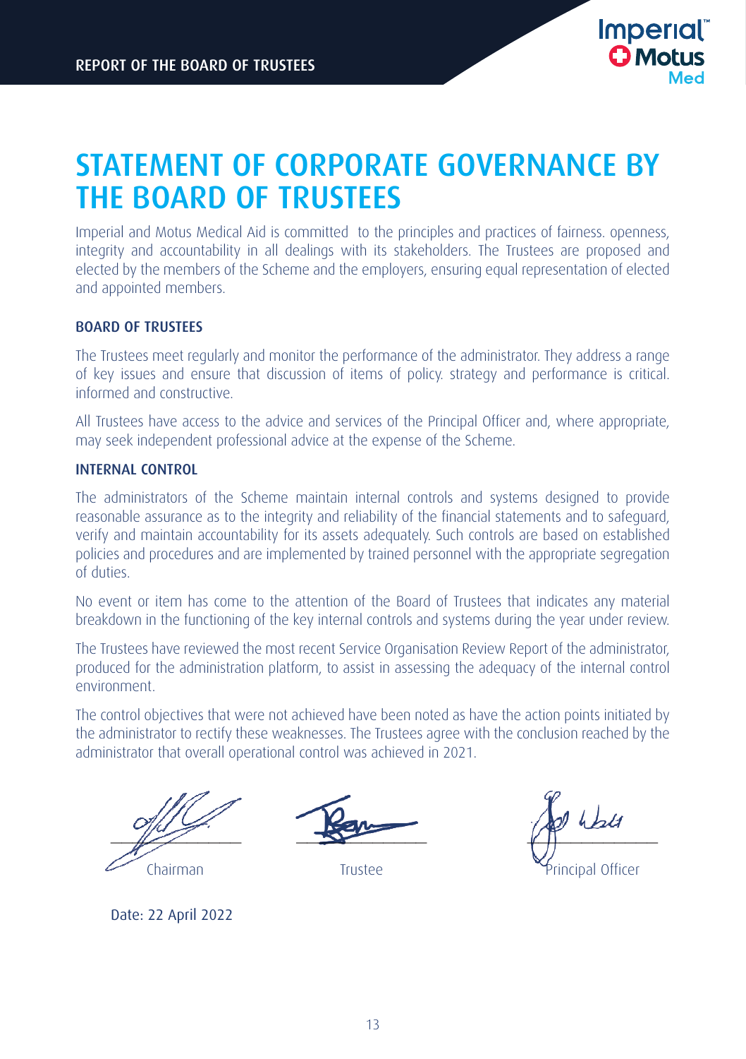# STATEMENT OF CORPORATE GOVERNANCE BY THE BOARD OF TRUSTEES

Imperial and Motus Medical Aid is committed to the principles and practices of fairness. openness, integrity and accountability in all dealings with its stakeholders. The Trustees are proposed and elected by the members of the Scheme and the employers, ensuring equal representation of elected and appointed members.

### BOARD OF TRUSTEES

The Trustees meet regularly and monitor the performance of the administrator. They address a range of key issues and ensure that discussion of items of policy. strategy and performance is critical. informed and constructive.

All Trustees have access to the advice and services of the Principal Officer and, where appropriate, may seek independent professional advice at the expense of the Scheme.

### INTERNAL CONTROL

The administrators of the Scheme maintain internal controls and systems designed to provide reasonable assurance as to the integrity and reliability of the financial statements and to safeguard, verify and maintain accountability for its assets adequately. Such controls are based on established policies and procedures and are implemented by trained personnel with the appropriate segregation of duties.

No event or item has come to the attention of the Board of Trustees that indicates any material breakdown in the functioning of the key internal controls and systems during the year under review.

The Trustees have reviewed the most recent Service Organisation Review Report of the administrator, produced for the administration platform, to assist in assessing the adequacy of the internal control environment.

The control objectives that were not achieved have been noted as have the action points initiated by the administrator to rectify these weaknesses. The Trustees agree with the conclusion reached by the administrator that overall operational control was achieved in 2021.

Chairman

Trustee

Principal Officer

Date: 22 April 2022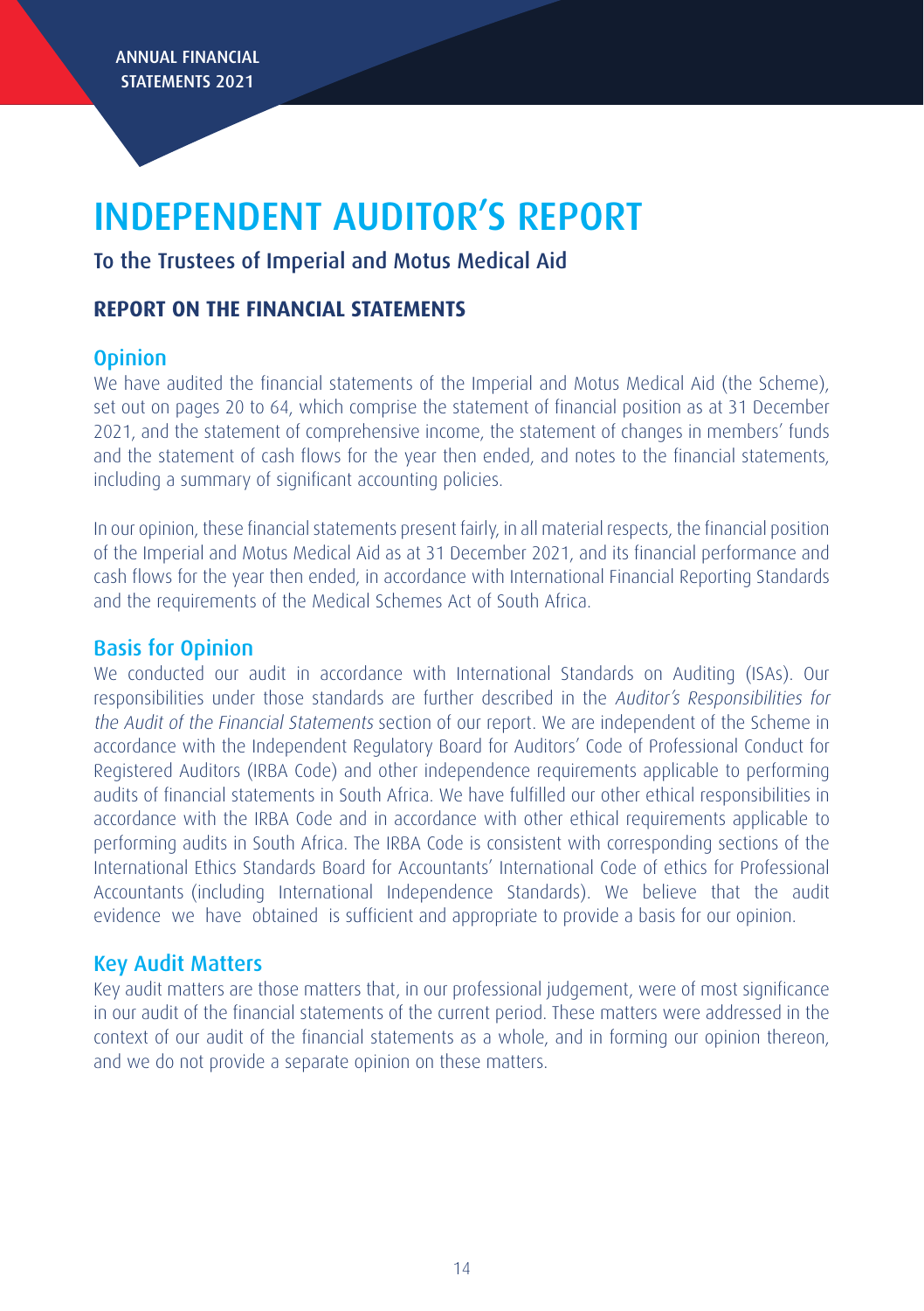# INDEPENDENT AUDITOR'S REPORT

To the Trustees of Imperial and Motus Medical Aid

## REPORT ON THE FINANCIAL STATEMENTS

### Opinion

We have audited the financial statements of the Imperial and Motus Medical Aid (the Scheme), set out on pages 20 to 64, which comprise the statement of financial position as at 31 December 2021, and the statement of comprehensive income, the statement of changes in members' funds and the statement of cash flows for the year then ended, and notes to the financial statements, including a summary of significant accounting policies.

In our opinion, these financial statements present fairly, in all material respects, the financial position of the Imperial and Motus Medical Aid as at 31 December 2021, and its financial performance and cash flows for the year then ended, in accordance with International Financial Reporting Standards and the requirements of the Medical Schemes Act of South Africa.

### Basis for Opinion

We conducted our audit in accordance with International Standards on Auditing (ISAs). Our responsibilities under those standards are further described in the *Auditor's Responsibilities for the Audit of the Financial Statements* section of our report. We are independent of the Scheme in accordance with the Independent Regulatory Board for Auditors' Code of Professional Conduct for Registered Auditors (IRBA Code) and other independence requirements applicable to performing audits of financial statements in South Africa. We have fulfilled our other ethical responsibilities in accordance with the IRBA Code and in accordance with other ethical requirements applicable to performing audits in South Africa. The IRBA Code is consistent with corresponding sections of the International Ethics Standards Board for Accountants' International Code of ethics for Professional Accountants (including International Independence Standards). We believe that the audit evidence we have obtained is sufficient and appropriate to provide a basis for our opinion.

### Key Audit Matters

Key audit matters are those matters that, in our professional judgement, were of most significance in our audit of the financial statements of the current period. These matters were addressed in the context of our audit of the financial statements as a whole, and in forming our opinion thereon, and we do not provide a separate opinion on these matters.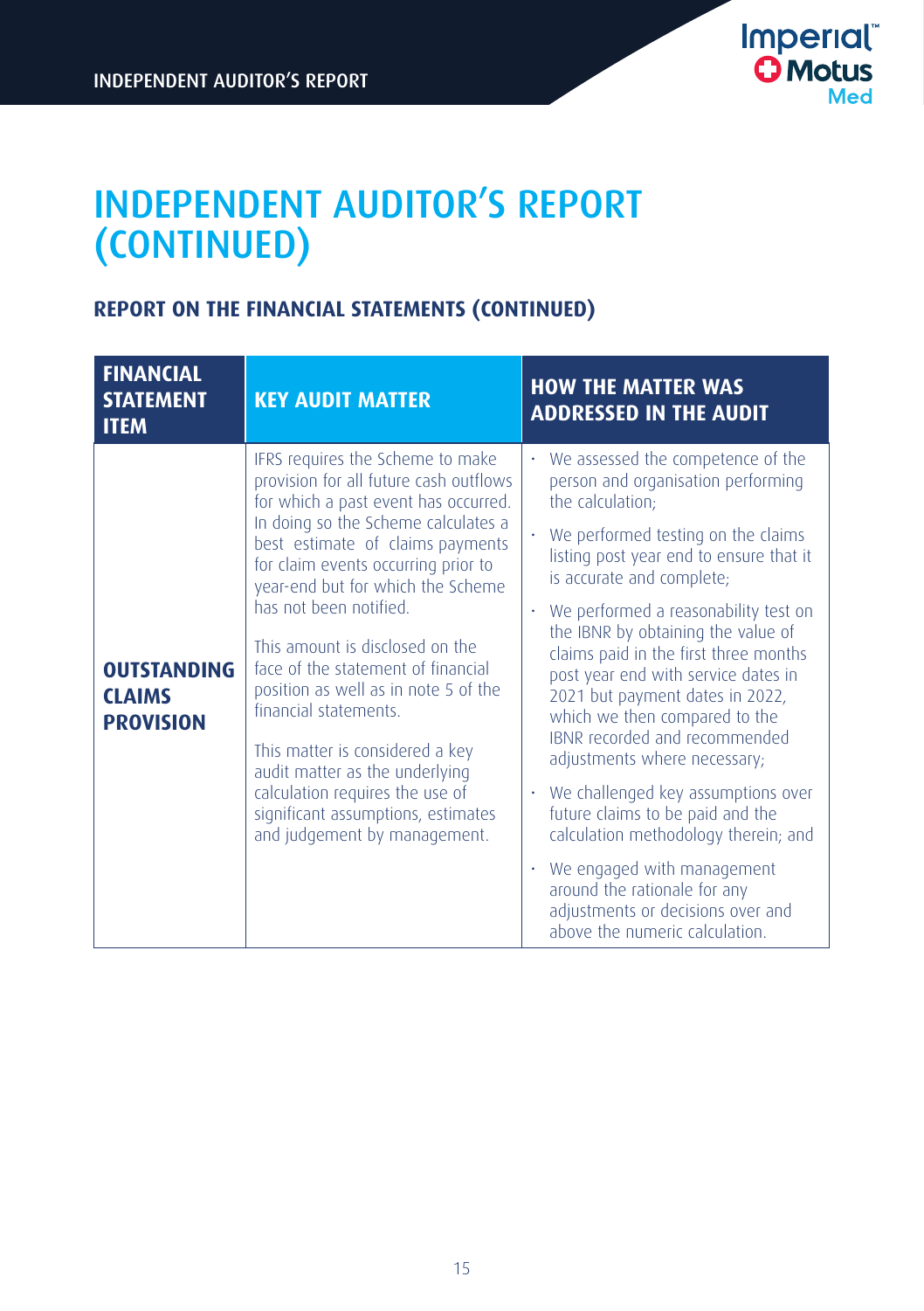# INDEPENDENT AUDITOR'S REPORT (CONTINUED)

## REPORT ON THE FINANCIAL STATEMENTS (CONTINUED)

| FINANCIAL STATEMENT ITEM | KEY AUDIT MATTER | HOW THE MATTER WAS ADDRESSED IN THE AUDIT |
|---|---|---|
| **OUTSTANDING CLAIMS PROVISION** | IFRS requires the Scheme to make provision for all future cash outflows for which a past event has occurred. In doing so the Scheme calculates a best estimate of claims payments for claim events occurring prior to year-end but for which the Scheme has not been notified.<br><br>This amount is disclosed on the face of the statement of financial position as well as in note 5 of the financial statements.<br><br>This matter is considered a key audit matter as the underlying calculation requires the use of significant assumptions, estimates and judgement by management. | · We assessed the competence of the person and organisation performing the calculation;<br>· We performed testing on the claims listing post year end to ensure that it is accurate and complete;<br>· We performed a reasonability test on the IBNR by obtaining the value of claims paid in the first three months post year end with service dates in 2021 but payment dates in 2022, which we then compared to the IBNR recorded and recommended adjustments where necessary;<br>· We challenged key assumptions over future claims to be paid and the calculation methodology therein; and<br>· We engaged with management around the rationale for any adjustments or decisions over and above the numeric calculation. |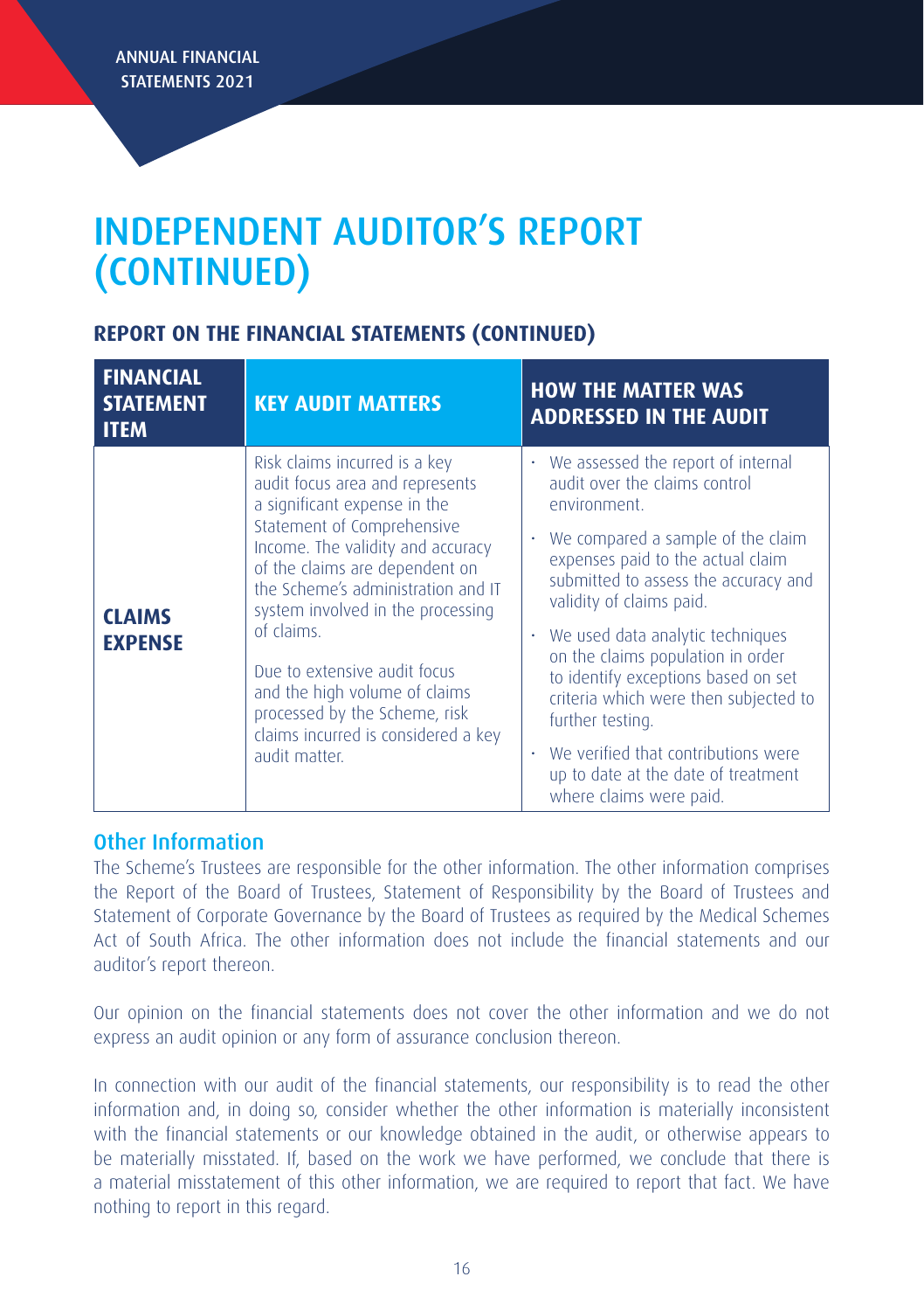# INDEPENDENT AUDITOR'S REPORT (CONTINUED)

## REPORT ON THE FINANCIAL STATEMENTS (CONTINUED)

| FINANCIAL STATEMENT ITEM | KEY AUDIT MATTERS | HOW THE MATTER WAS ADDRESSED IN THE AUDIT |
|---|---|---|
| **CLAIMS EXPENSE** | Risk claims incurred is a key audit focus area and represents a significant expense in the Statement of Comprehensive Income. The validity and accuracy of the claims are dependent on the Scheme's administration and IT system involved in the processing of claims.<br><br>Due to extensive audit focus and the high volume of claims processed by the Scheme, risk claims incurred is considered a key audit matter. | • We assessed the report of internal audit over the claims control environment.<br>• We compared a sample of the claim expenses paid to the actual claim submitted to assess the accuracy and validity of claims paid.<br>• We used data analytic techniques on the claims population in order to identify exceptions based on set criteria which were then subjected to further testing.<br>• We verified that contributions were up to date at the date of treatment where claims were paid. |

### Other Information

The Scheme's Trustees are responsible for the other information. The other information comprises the Report of the Board of Trustees, Statement of Responsibility by the Board of Trustees and Statement of Corporate Governance by the Board of Trustees as required by the Medical Schemes Act of South Africa. The other information does not include the financial statements and our auditor's report thereon.

Our opinion on the financial statements does not cover the other information and we do not express an audit opinion or any form of assurance conclusion thereon.

In connection with our audit of the financial statements, our responsibility is to read the other information and, in doing so, consider whether the other information is materially inconsistent with the financial statements or our knowledge obtained in the audit, or otherwise appears to be materially misstated. If, based on the work we have performed, we conclude that there is a material misstatement of this other information, we are required to report that fact. We have nothing to report in this regard.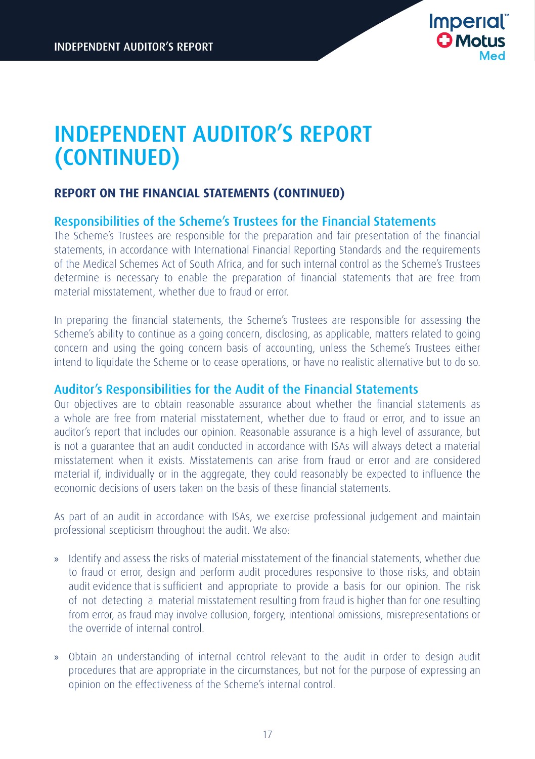# INDEPENDENT AUDITOR'S REPORT (CONTINUED)

## REPORT ON THE FINANCIAL STATEMENTS (CONTINUED)

### Responsibilities of the Scheme's Trustees for the Financial Statements

The Scheme's Trustees are responsible for the preparation and fair presentation of the financial statements, in accordance with International Financial Reporting Standards and the requirements of the Medical Schemes Act of South Africa, and for such internal control as the Scheme's Trustees determine is necessary to enable the preparation of financial statements that are free from material misstatement, whether due to fraud or error.

In preparing the financial statements, the Scheme's Trustees are responsible for assessing the Scheme's ability to continue as a going concern, disclosing, as applicable, matters related to going concern and using the going concern basis of accounting, unless the Scheme's Trustees either intend to liquidate the Scheme or to cease operations, or have no realistic alternative but to do so.

### Auditor's Responsibilities for the Audit of the Financial Statements

Our objectives are to obtain reasonable assurance about whether the financial statements as a whole are free from material misstatement, whether due to fraud or error, and to issue an auditor's report that includes our opinion. Reasonable assurance is a high level of assurance, but is not a guarantee that an audit conducted in accordance with ISAs will always detect a material misstatement when it exists. Misstatements can arise from fraud or error and are considered material if, individually or in the aggregate, they could reasonably be expected to influence the economic decisions of users taken on the basis of these financial statements.

As part of an audit in accordance with ISAs, we exercise professional judgement and maintain professional scepticism throughout the audit. We also:

» Identify and assess the risks of material misstatement of the financial statements, whether due to fraud or error, design and perform audit procedures responsive to those risks, and obtain audit evidence that is sufficient and appropriate to provide a basis for our opinion. The risk of not detecting a material misstatement resulting from fraud is higher than for one resulting from error, as fraud may involve collusion, forgery, intentional omissions, misrepresentations or the override of internal control.

» Obtain an understanding of internal control relevant to the audit in order to design audit procedures that are appropriate in the circumstances, but not for the purpose of expressing an opinion on the effectiveness of the Scheme's internal control.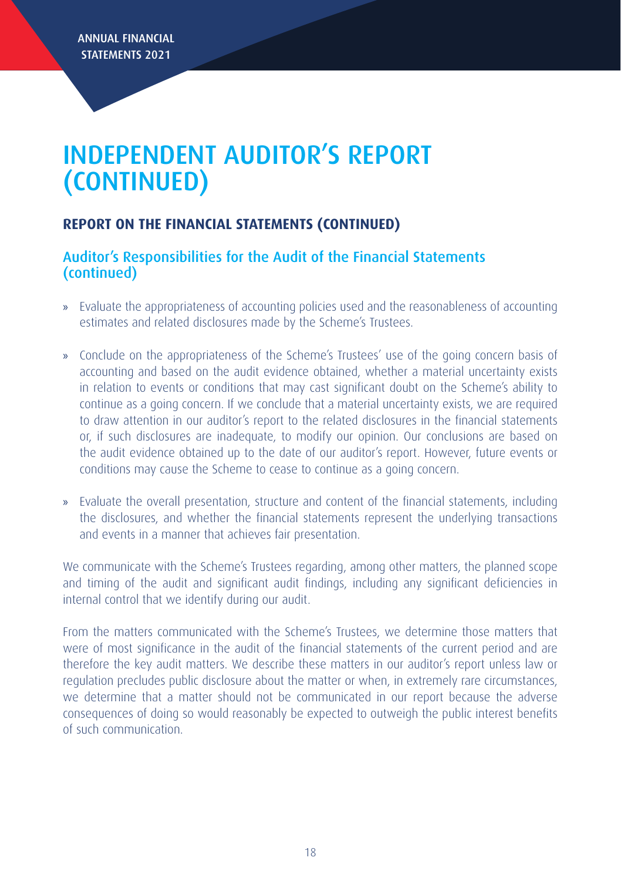# INDEPENDENT AUDITOR'S REPORT (CONTINUED)

## REPORT ON THE FINANCIAL STATEMENTS (CONTINUED)

### Auditor's Responsibilities for the Audit of the Financial Statements (continued)

- Evaluate the appropriateness of accounting policies used and the reasonableness of accounting estimates and related disclosures made by the Scheme's Trustees.
- Conclude on the appropriateness of the Scheme's Trustees' use of the going concern basis of accounting and based on the audit evidence obtained, whether a material uncertainty exists in relation to events or conditions that may cast significant doubt on the Scheme's ability to continue as a going concern. If we conclude that a material uncertainty exists, we are required to draw attention in our auditor's report to the related disclosures in the financial statements or, if such disclosures are inadequate, to modify our opinion. Our conclusions are based on the audit evidence obtained up to the date of our auditor's report. However, future events or conditions may cause the Scheme to cease to continue as a going concern.
- Evaluate the overall presentation, structure and content of the financial statements, including the disclosures, and whether the financial statements represent the underlying transactions and events in a manner that achieves fair presentation.

We communicate with the Scheme's Trustees regarding, among other matters, the planned scope and timing of the audit and significant audit findings, including any significant deficiencies in internal control that we identify during our audit.

From the matters communicated with the Scheme's Trustees, we determine those matters that were of most significance in the audit of the financial statements of the current period and are therefore the key audit matters. We describe these matters in our auditor's report unless law or regulation precludes public disclosure about the matter or when, in extremely rare circumstances, we determine that a matter should not be communicated in our report because the adverse consequences of doing so would reasonably be expected to outweigh the public interest benefits of such communication.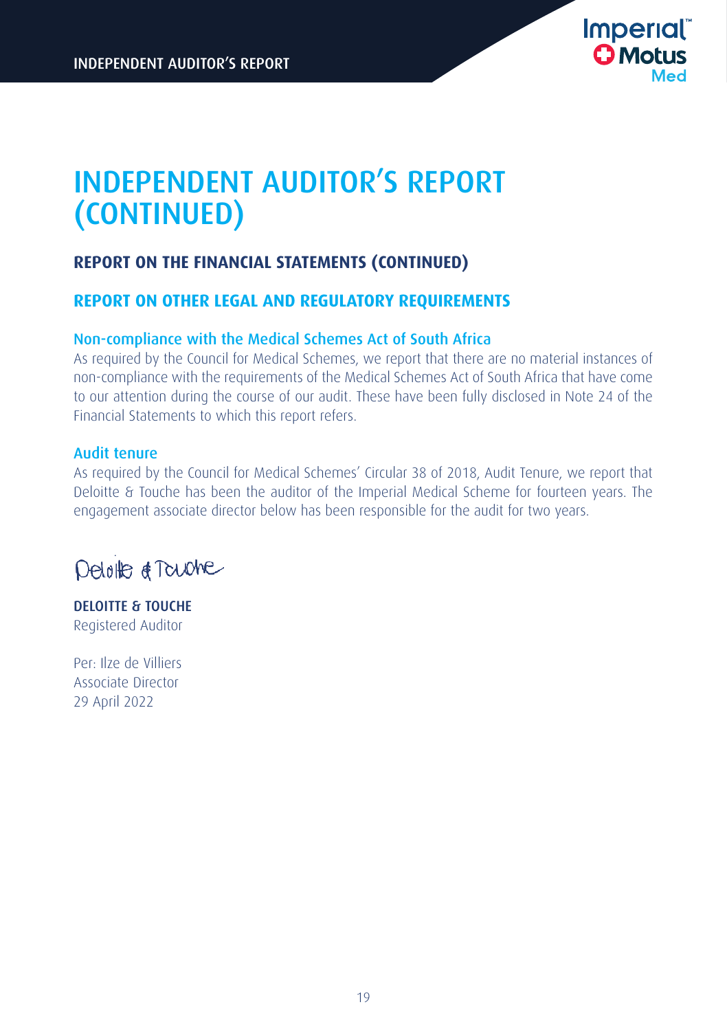# INDEPENDENT AUDITOR'S REPORT (CONTINUED)

## REPORT ON THE FINANCIAL STATEMENTS (CONTINUED)

## REPORT ON OTHER LEGAL AND REGULATORY REQUIREMENTS

### Non-compliance with the Medical Schemes Act of South Africa

As required by the Council for Medical Schemes, we report that there are no material instances of non-compliance with the requirements of the Medical Schemes Act of South Africa that have come to our attention during the course of our audit. These have been fully disclosed in Note 24 of the Financial Statements to which this report refers.

### Audit tenure

As required by the Council for Medical Schemes' Circular 38 of 2018, Audit Tenure, we report that Deloitte & Touche has been the auditor of the Imperial Medical Scheme for fourteen years. The engagement associate director below has been responsible for the audit for two years.

Deloitte & Touche

**DELOITTE & TOUCHE**
Registered Auditor

Per: Ilze de Villiers
Associate Director
29 April 2022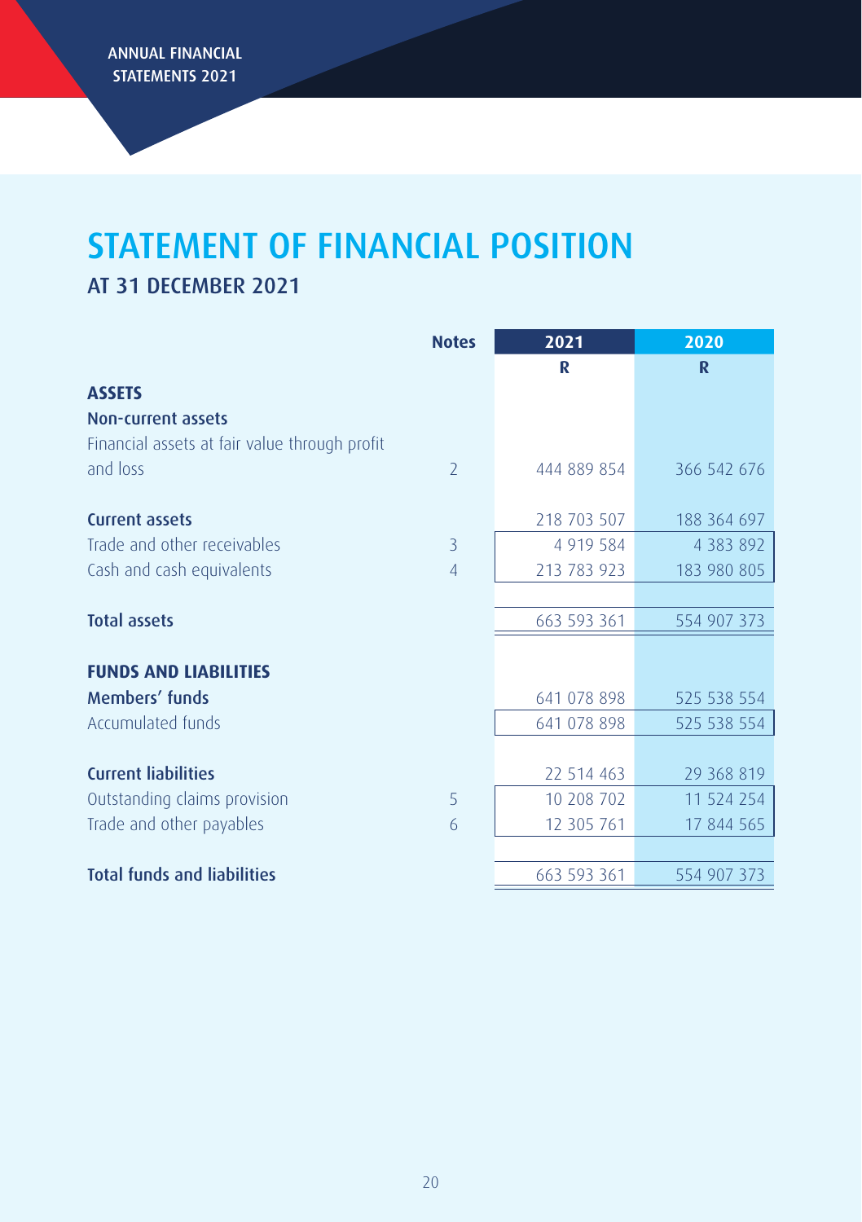# STATEMENT OF FINANCIAL POSITION

## AT 31 DECEMBER 2021

| | Notes | 2021 | 2020 |
|---|---|---|---|
| | | R | R |
| **ASSETS** | | | |
| **Non-current assets** | | | |
| Financial assets at fair value through profit and loss | 2 | 444 889 854 | 366 542 676 |
| | | | |
| **Current assets** | | 218 703 507 | 188 364 697 |
| Trade and other receivables | 3 | 4 919 584 | 4 383 892 |
| Cash and cash equivalents | 4 | 213 783 923 | 183 980 805 |
| | | | |
| **Total assets** | | 663 593 361 | 554 907 373 |
| | | | |
| **FUNDS AND LIABILITIES** | | | |
| **Members' funds** | | 641 078 898 | 525 538 554 |
| Accumulated funds | | 641 078 898 | 525 538 554 |
| | | | |
| **Current liabilities** | | 22 514 463 | 29 368 819 |
| Outstanding claims provision | 5 | 10 208 702 | 11 524 254 |
| Trade and other payables | 6 | 12 305 761 | 17 844 565 |
| | | | |
| **Total funds and liabilities** | | 663 593 361 | 554 907 373 |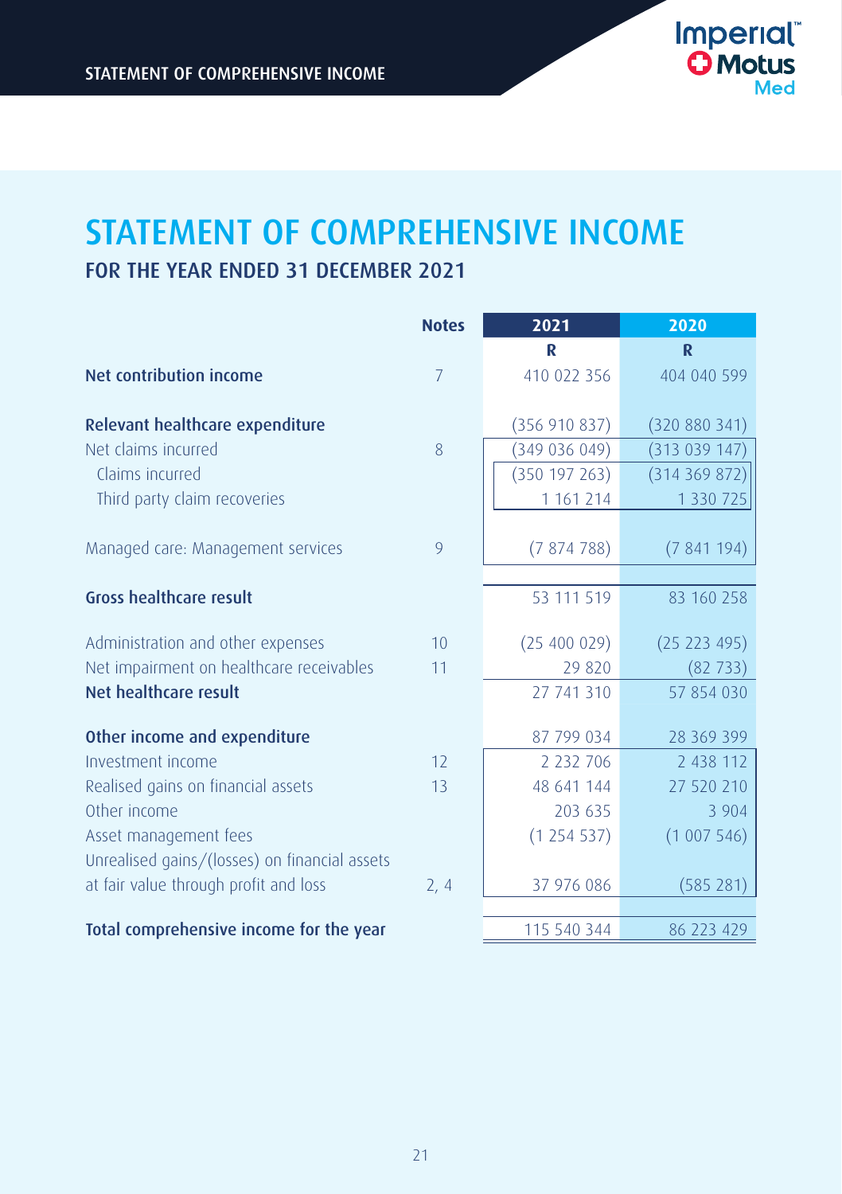# STATEMENT OF COMPREHENSIVE INCOME

## FOR THE YEAR ENDED 31 DECEMBER 2021

| | Notes | 2021 | 2020 |
|---|---|---|---|
| | | R | R |
| **Net contribution income** | 7 | 410 022 356 | 404 040 599 |
| | | | |
| **Relevant healthcare expenditure** | | (356 910 837) | (320 880 341) |
| Net claims incurred | 8 | (349 036 049) | (313 039 147) |
| Claims incurred | | (350 197 263) | (314 369 872) |
| Third party claim recoveries | | 1 161 214 | 1 330 725 |
| | | | |
| Managed care: Management services | 9 | (7 874 788) | (7 841 194) |
| | | | |
| **Gross healthcare result** | | 53 111 519 | 83 160 258 |
| | | | |
| Administration and other expenses | 10 | (25 400 029) | (25 223 495) |
| Net impairment on healthcare receivables | 11 | 29 820 | (82 733) |
| **Net healthcare result** | | 27 741 310 | 57 854 030 |
| | | | |
| **Other income and expenditure** | | 87 799 034 | 28 369 399 |
| Investment income | 12 | 2 232 706 | 2 438 112 |
| Realised gains on financial assets | 13 | 48 641 144 | 27 520 210 |
| Other income | | 203 635 | 3 904 |
| Asset management fees | | (1 254 537) | (1 007 546) |
| Unrealised gains/(losses) on financial assets at fair value through profit and loss | 2, 4 | 37 976 086 | (585 281) |
| | | | |
| **Total comprehensive income for the year** | | 115 540 344 | 86 223 429 |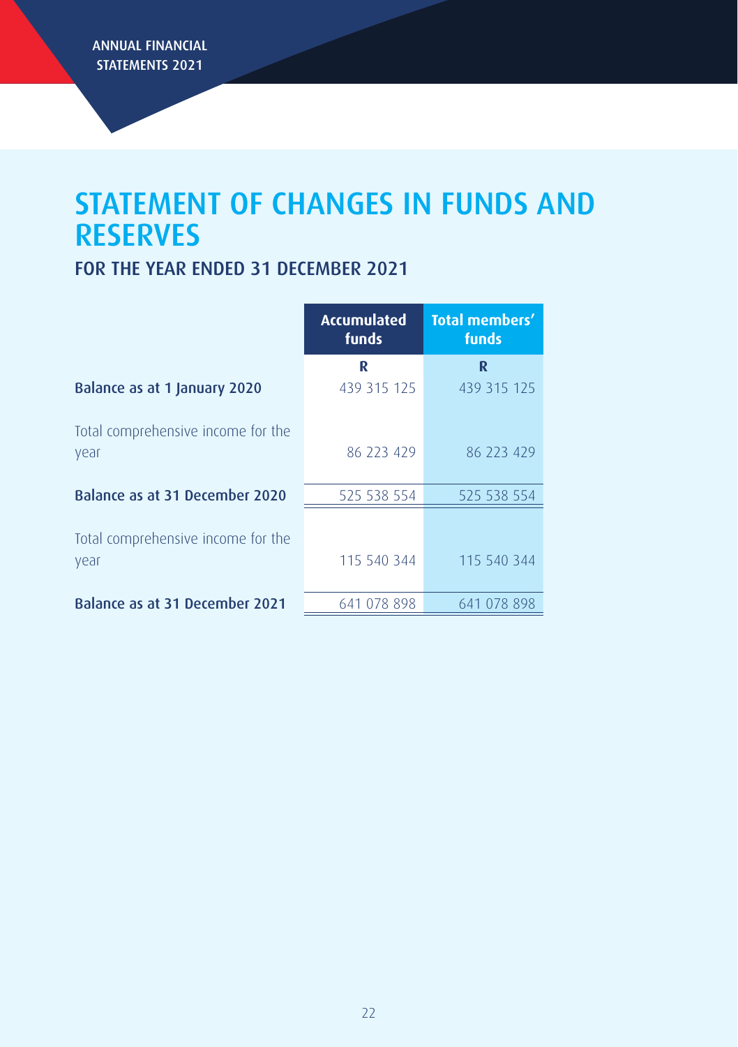# STATEMENT OF CHANGES IN FUNDS AND RESERVES

## FOR THE YEAR ENDED 31 DECEMBER 2021

| | Accumulated funds | Total members' funds |
|---|---|---|
| | R | R |
| **Balance as at 1 January 2020** | 439 315 125 | 439 315 125 |
| Total comprehensive income for the year | 86 223 429 | 86 223 429 |
| **Balance as at 31 December 2020** | 525 538 554 | 525 538 554 |
| Total comprehensive income for the year | 115 540 344 | 115 540 344 |
| **Balance as at 31 December 2021** | 641 078 898 | 641 078 898 |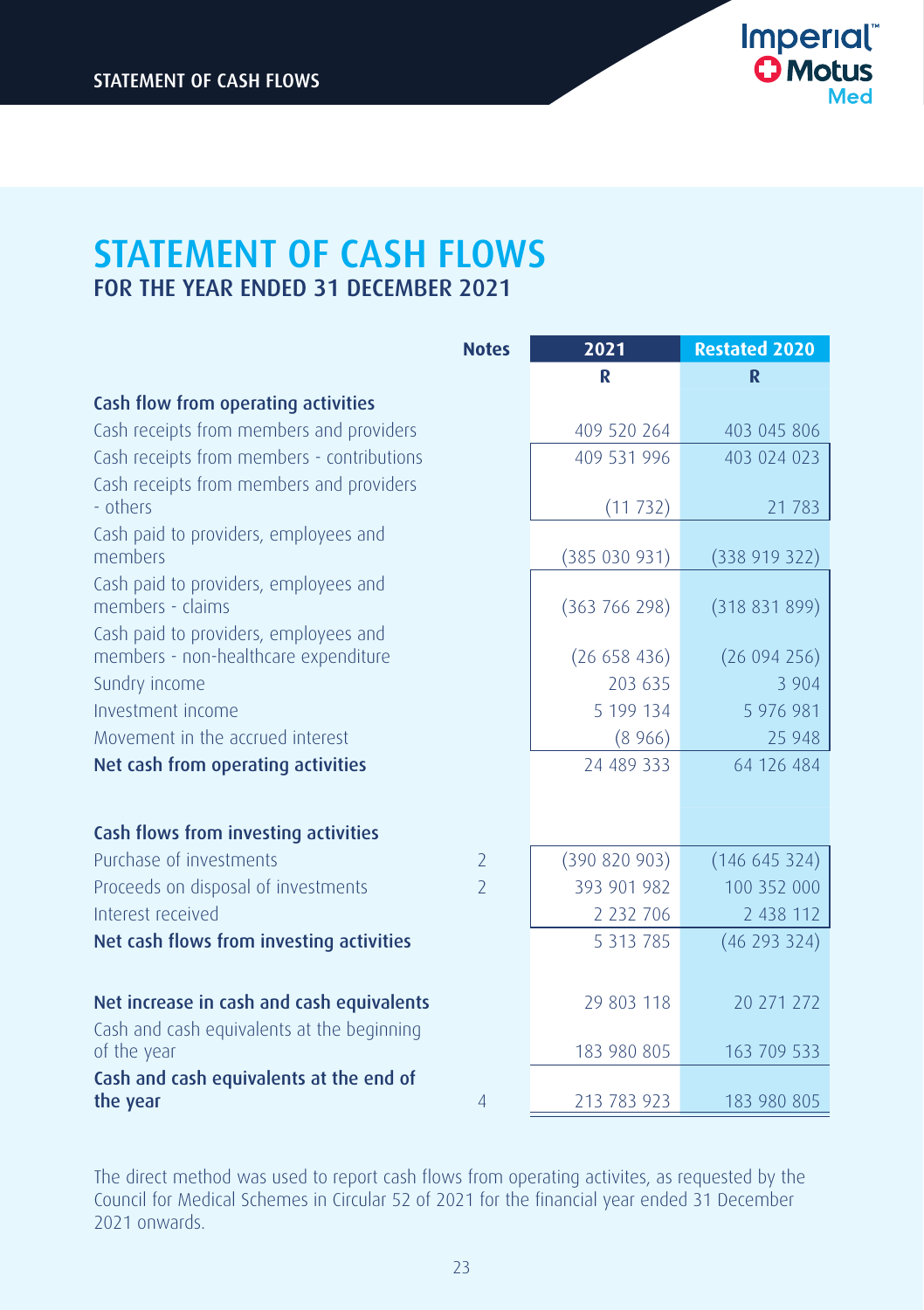# STATEMENT OF CASH FLOWS

## FOR THE YEAR ENDED 31 DECEMBER 2021

| | Notes | 2021 | Restated 2020 |
|---|---|---|---|
| | | R | R |
| **Cash flow from operating activities** | | | |
| Cash receipts from members and providers | | 409 520 264 | 403 045 806 |
| Cash receipts from members - contributions | | 409 531 996 | 403 024 023 |
| Cash receipts from members and providers - others | | (11 732) | 21 783 |
| Cash paid to providers, employees and members | | (385 030 931) | (338 919 322) |
| Cash paid to providers, employees and members - claims | | (363 766 298) | (318 831 899) |
| Cash paid to providers, employees and members - non-healthcare expenditure | | (26 658 436) | (26 094 256) |
| Sundry income | | 203 635 | 3 904 |
| Investment income | | 5 199 134 | 5 976 981 |
| Movement in the accrued interest | | (8 966) | 25 948 |
| **Net cash from operating activities** | | 24 489 333 | 64 126 484 |
| | | | |
| **Cash flows from investing activities** | | | |
| Purchase of investments | 2 | (390 820 903) | (146 645 324) |
| Proceeds on disposal of investments | 2 | 393 901 982 | 100 352 000 |
| Interest received | | 2 232 706 | 2 438 112 |
| **Net cash flows from investing activities** | | 5 313 785 | (46 293 324) |
| | | | |
| **Net increase in cash and cash equivalents** | | 29 803 118 | 20 271 272 |
| Cash and cash equivalents at the beginning of the year | | 183 980 805 | 163 709 533 |
| **Cash and cash equivalents at the end of the year** | 4 | 213 783 923 | 183 980 805 |

The direct method was used to report cash flows from operating activites, as requested by the Council for Medical Schemes in Circular 52 of 2021 for the financial year ended 31 December 2021 onwards.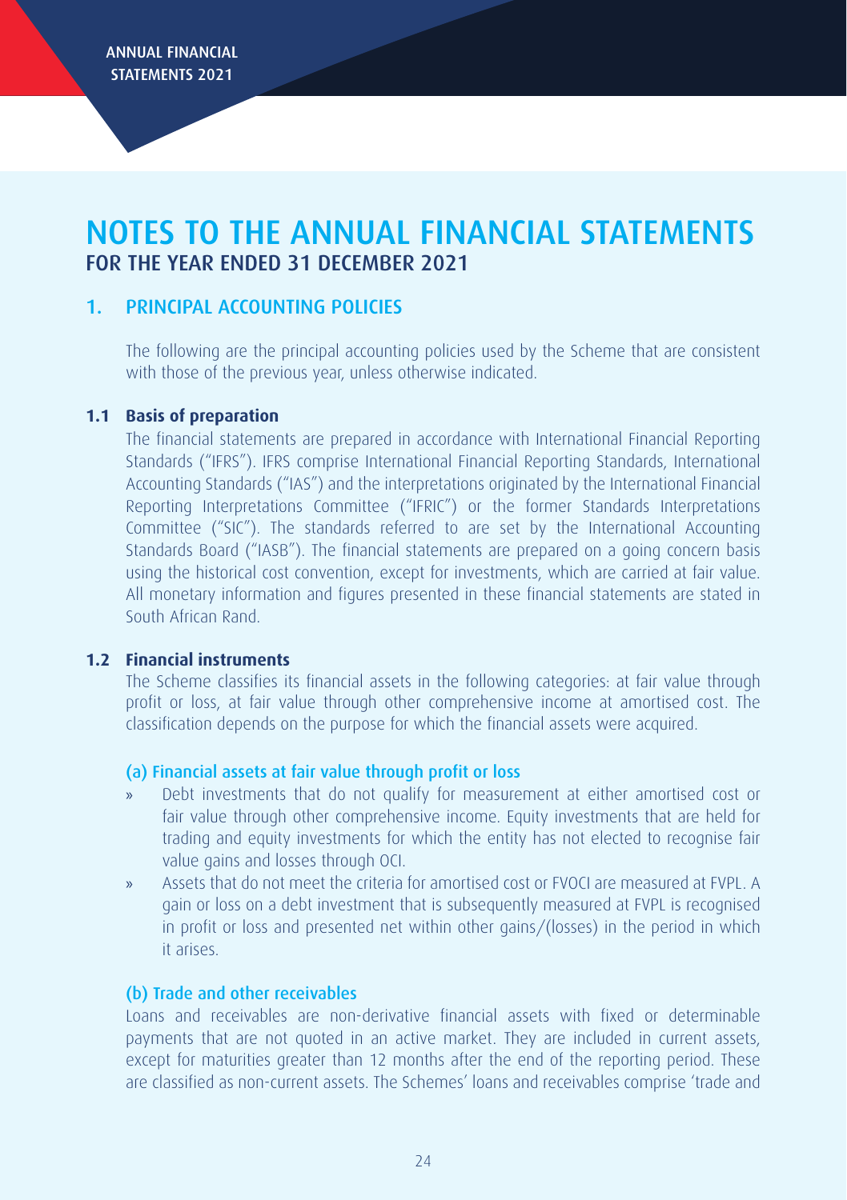# NOTES TO THE ANNUAL FINANCIAL STATEMENTS

## FOR THE YEAR ENDED 31 DECEMBER 2021

## 1. PRINCIPAL ACCOUNTING POLICIES

The following are the principal accounting policies used by the Scheme that are consistent with those of the previous year, unless otherwise indicated.

### 1.1 Basis of preparation

The financial statements are prepared in accordance with International Financial Reporting Standards ("IFRS"). IFRS comprise International Financial Reporting Standards, International Accounting Standards ("IAS") and the interpretations originated by the International Financial Reporting Interpretations Committee ("IFRIC") or the former Standards Interpretations Committee ("SIC"). The standards referred to are set by the International Accounting Standards Board ("IASB"). The financial statements are prepared on a going concern basis using the historical cost convention, except for investments, which are carried at fair value. All monetary information and figures presented in these financial statements are stated in South African Rand.

### 1.2 Financial instruments

The Scheme classifies its financial assets in the following categories: at fair value through profit or loss, at fair value through other comprehensive income at amortised cost. The classification depends on the purpose for which the financial assets were acquired.

#### (a) Financial assets at fair value through profit or loss

» Debt investments that do not qualify for measurement at either amortised cost or fair value through other comprehensive income. Equity investments that are held for trading and equity investments for which the entity has not elected to recognise fair value gains and losses through OCI.

» Assets that do not meet the criteria for amortised cost or FVOCI are measured at FVPL. A gain or loss on a debt investment that is subsequently measured at FVPL is recognised in profit or loss and presented net within other gains/(losses) in the period in which it arises.

#### (b) Trade and other receivables

Loans and receivables are non-derivative financial assets with fixed or determinable payments that are not quoted in an active market. They are included in current assets, except for maturities greater than 12 months after the end of the reporting period. These are classified as non-current assets. The Schemes' loans and receivables comprise 'trade and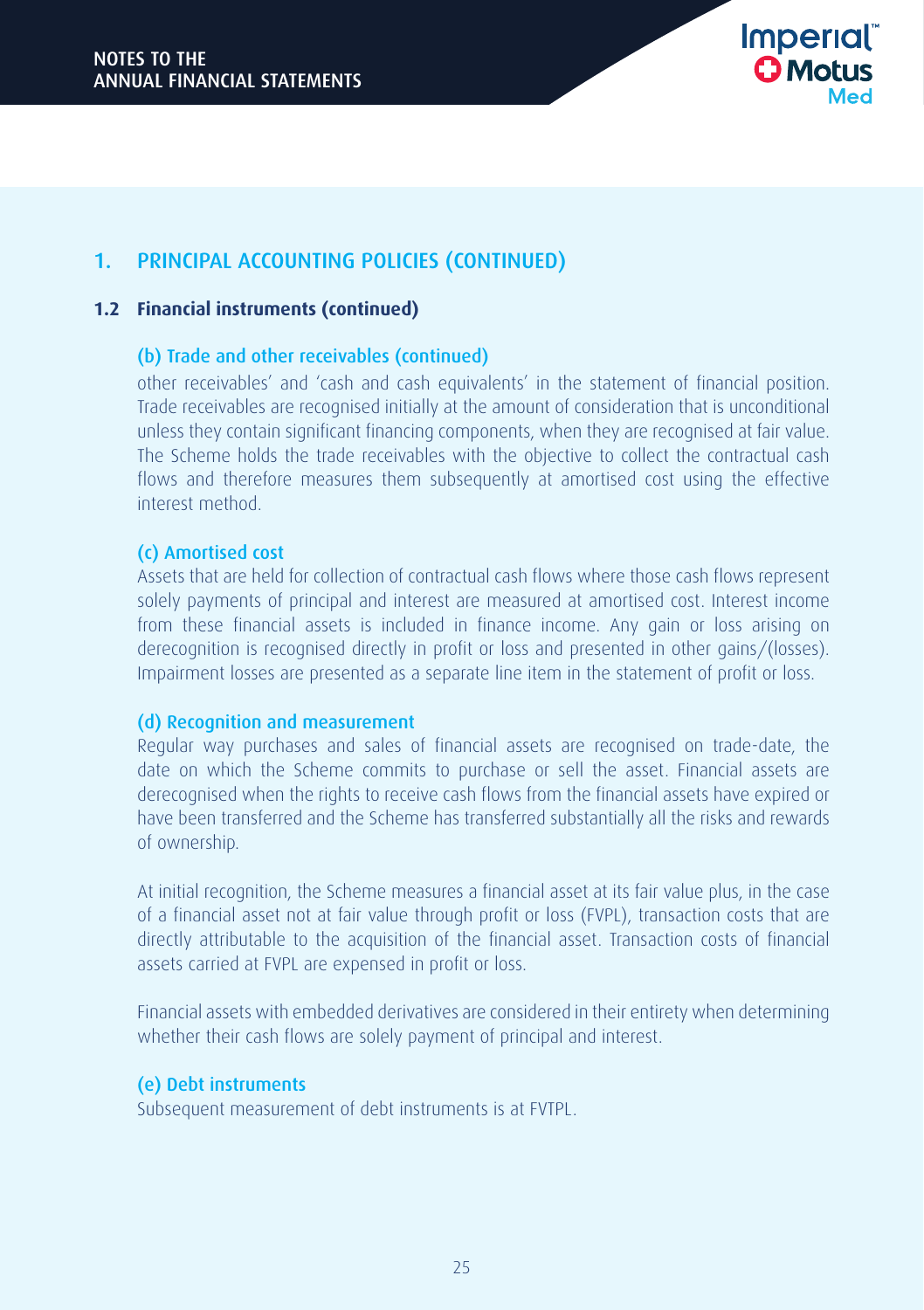## 1. PRINCIPAL ACCOUNTING POLICIES (CONTINUED)

### 1.2 Financial instruments (continued)

#### (b) Trade and other receivables (continued)

other receivables' and 'cash and cash equivalents' in the statement of financial position. Trade receivables are recognised initially at the amount of consideration that is unconditional unless they contain significant financing components, when they are recognised at fair value. The Scheme holds the trade receivables with the objective to collect the contractual cash flows and therefore measures them subsequently at amortised cost using the effective interest method.

#### (c) Amortised cost

Assets that are held for collection of contractual cash flows where those cash flows represent solely payments of principal and interest are measured at amortised cost. Interest income from these financial assets is included in finance income. Any gain or loss arising on derecognition is recognised directly in profit or loss and presented in other gains/(losses). Impairment losses are presented as a separate line item in the statement of profit or loss.

#### (d) Recognition and measurement

Regular way purchases and sales of financial assets are recognised on trade-date, the date on which the Scheme commits to purchase or sell the asset. Financial assets are derecognised when the rights to receive cash flows from the financial assets have expired or have been transferred and the Scheme has transferred substantially all the risks and rewards of ownership.

At initial recognition, the Scheme measures a financial asset at its fair value plus, in the case of a financial asset not at fair value through profit or loss (FVPL), transaction costs that are directly attributable to the acquisition of the financial asset. Transaction costs of financial assets carried at FVPL are expensed in profit or loss.

Financial assets with embedded derivatives are considered in their entirety when determining whether their cash flows are solely payment of principal and interest.

#### (e) Debt instruments

Subsequent measurement of debt instruments is at FVTPL.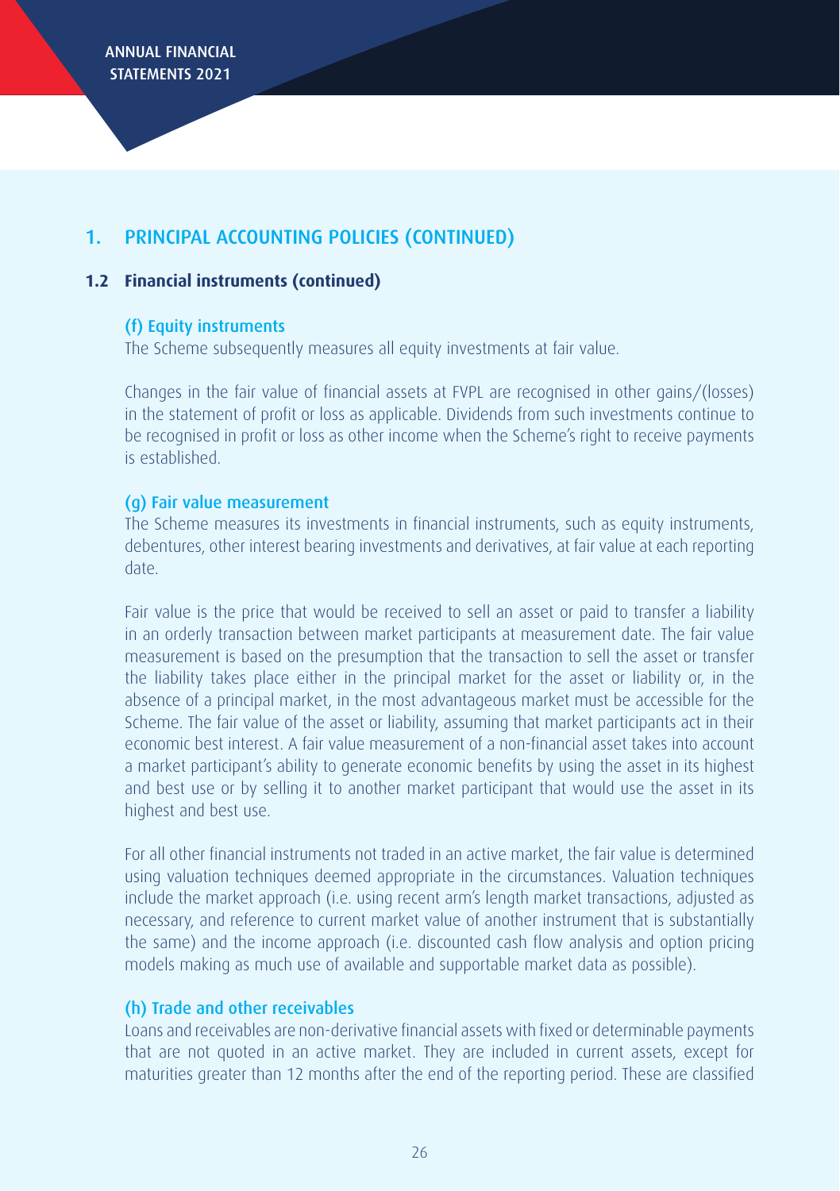## 1. PRINCIPAL ACCOUNTING POLICIES (CONTINUED)

### 1.2 Financial instruments (continued)

#### (f) Equity instruments

The Scheme subsequently measures all equity investments at fair value.

Changes in the fair value of financial assets at FVPL are recognised in other gains/(losses) in the statement of profit or loss as applicable. Dividends from such investments continue to be recognised in profit or loss as other income when the Scheme's right to receive payments is established.

#### (g) Fair value measurement

The Scheme measures its investments in financial instruments, such as equity instruments, debentures, other interest bearing investments and derivatives, at fair value at each reporting date.

Fair value is the price that would be received to sell an asset or paid to transfer a liability in an orderly transaction between market participants at measurement date. The fair value measurement is based on the presumption that the transaction to sell the asset or transfer the liability takes place either in the principal market for the asset or liability or, in the absence of a principal market, in the most advantageous market must be accessible for the Scheme. The fair value of the asset or liability, assuming that market participants act in their economic best interest. A fair value measurement of a non-financial asset takes into account a market participant's ability to generate economic benefits by using the asset in its highest and best use or by selling it to another market participant that would use the asset in its highest and best use.

For all other financial instruments not traded in an active market, the fair value is determined using valuation techniques deemed appropriate in the circumstances. Valuation techniques include the market approach (i.e. using recent arm's length market transactions, adjusted as necessary, and reference to current market value of another instrument that is substantially the same) and the income approach (i.e. discounted cash flow analysis and option pricing models making as much use of available and supportable market data as possible).

#### (h) Trade and other receivables

Loans and receivables are non-derivative financial assets with fixed or determinable payments that are not quoted in an active market. They are included in current assets, except for maturities greater than 12 months after the end of the reporting period. These are classified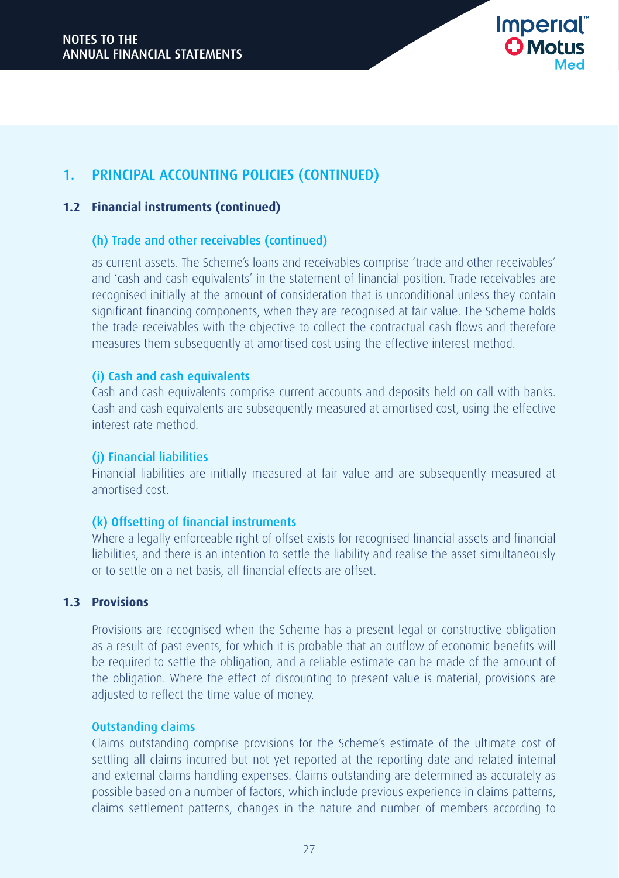## 1. PRINCIPAL ACCOUNTING POLICIES (CONTINUED)

### 1.2 Financial instruments (continued)

#### (h) Trade and other receivables (continued)

as current assets. The Scheme's loans and receivables comprise 'trade and other receivables' and 'cash and cash equivalents' in the statement of financial position. Trade receivables are recognised initially at the amount of consideration that is unconditional unless they contain significant financing components, when they are recognised at fair value. The Scheme holds the trade receivables with the objective to collect the contractual cash flows and therefore measures them subsequently at amortised cost using the effective interest method.

#### (i) Cash and cash equivalents

Cash and cash equivalents comprise current accounts and deposits held on call with banks. Cash and cash equivalents are subsequently measured at amortised cost, using the effective interest rate method.

#### (j) Financial liabilities

Financial liabilities are initially measured at fair value and are subsequently measured at amortised cost.

#### (k) Offsetting of financial instruments

Where a legally enforceable right of offset exists for recognised financial assets and financial liabilities, and there is an intention to settle the liability and realise the asset simultaneously or to settle on a net basis, all financial effects are offset.

### 1.3 Provisions

Provisions are recognised when the Scheme has a present legal or constructive obligation as a result of past events, for which it is probable that an outflow of economic benefits will be required to settle the obligation, and a reliable estimate can be made of the amount of the obligation. Where the effect of discounting to present value is material, provisions are adjusted to reflect the time value of money.

#### Outstanding claims

Claims outstanding comprise provisions for the Scheme's estimate of the ultimate cost of settling all claims incurred but not yet reported at the reporting date and related internal and external claims handling expenses. Claims outstanding are determined as accurately as possible based on a number of factors, which include previous experience in claims patterns, claims settlement patterns, changes in the nature and number of members according to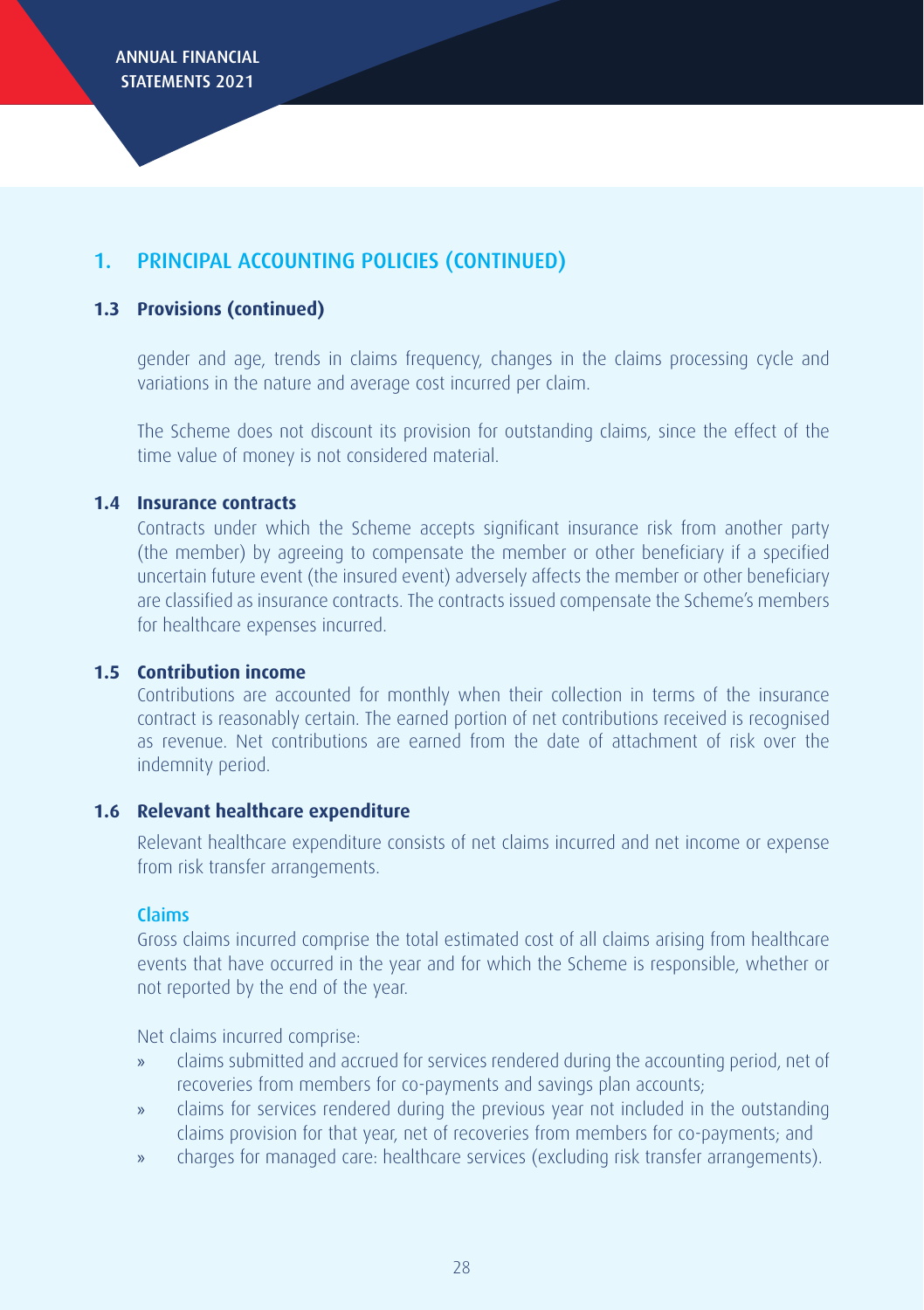# 1. PRINCIPAL ACCOUNTING POLICIES (CONTINUED)

## 1.3 Provisions (continued)

gender and age, trends in claims frequency, changes in the claims processing cycle and variations in the nature and average cost incurred per claim.

The Scheme does not discount its provision for outstanding claims, since the effect of the time value of money is not considered material.

## 1.4 Insurance contracts

Contracts under which the Scheme accepts significant insurance risk from another party (the member) by agreeing to compensate the member or other beneficiary if a specified uncertain future event (the insured event) adversely affects the member or other beneficiary are classified as insurance contracts. The contracts issued compensate the Scheme's members for healthcare expenses incurred.

## 1.5 Contribution income

Contributions are accounted for monthly when their collection in terms of the insurance contract is reasonably certain. The earned portion of net contributions received is recognised as revenue. Net contributions are earned from the date of attachment of risk over the indemnity period.

## 1.6 Relevant healthcare expenditure

Relevant healthcare expenditure consists of net claims incurred and net income or expense from risk transfer arrangements.

### Claims

Gross claims incurred comprise the total estimated cost of all claims arising from healthcare events that have occurred in the year and for which the Scheme is responsible, whether or not reported by the end of the year.

Net claims incurred comprise:

- claims submitted and accrued for services rendered during the accounting period, net of recoveries from members for co-payments and savings plan accounts;
- claims for services rendered during the previous year not included in the outstanding claims provision for that year, net of recoveries from members for co-payments; and
- charges for managed care: healthcare services (excluding risk transfer arrangements).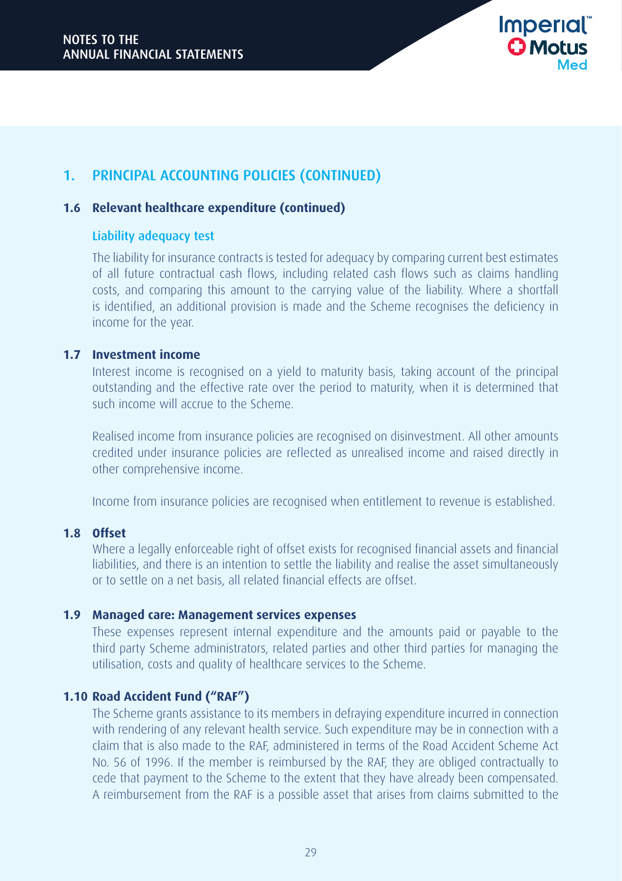## 1. PRINCIPAL ACCOUNTING POLICIES (CONTINUED)

### 1.6 Relevant healthcare expenditure (continued)

#### Liability adequacy test

The liability for insurance contracts is tested for adequacy by comparing current best estimates of all future contractual cash flows, including related cash flows such as claims handling costs, and comparing this amount to the carrying value of the liability. Where a shortfall is identified, an additional provision is made and the Scheme recognises the deficiency in income for the year.

### 1.7 Investment income

Interest income is recognised on a yield to maturity basis, taking account of the principal outstanding and the effective rate over the period to maturity, when it is determined that such income will accrue to the Scheme.

Realised income from insurance policies are recognised on disinvestment. All other amounts credited under insurance policies are reflected as unrealised income and raised directly in other comprehensive income.

Income from insurance policies are recognised when entitlement to revenue is established.

### 1.8 Offset

Where a legally enforceable right of offset exists for recognised financial assets and financial liabilities, and there is an intention to settle the liability and realise the asset simultaneously or to settle on a net basis, all related financial effects are offset.

### 1.9 Managed care: Management services expenses

These expenses represent internal expenditure and the amounts paid or payable to the third party Scheme administrators, related parties and other third parties for managing the utilisation, costs and quality of healthcare services to the Scheme.

### 1.10 Road Accident Fund ("RAF")

The Scheme grants assistance to its members in defraying expenditure incurred in connection with rendering of any relevant health service. Such expenditure may be in connection with a claim that is also made to the RAF, administered in terms of the Road Accident Scheme Act No. 56 of 1996. If the member is reimbursed by the RAF, they are obliged contractually to cede that payment to the Scheme to the extent that they have already been compensated. A reimbursement from the RAF is a possible asset that arises from claims submitted to the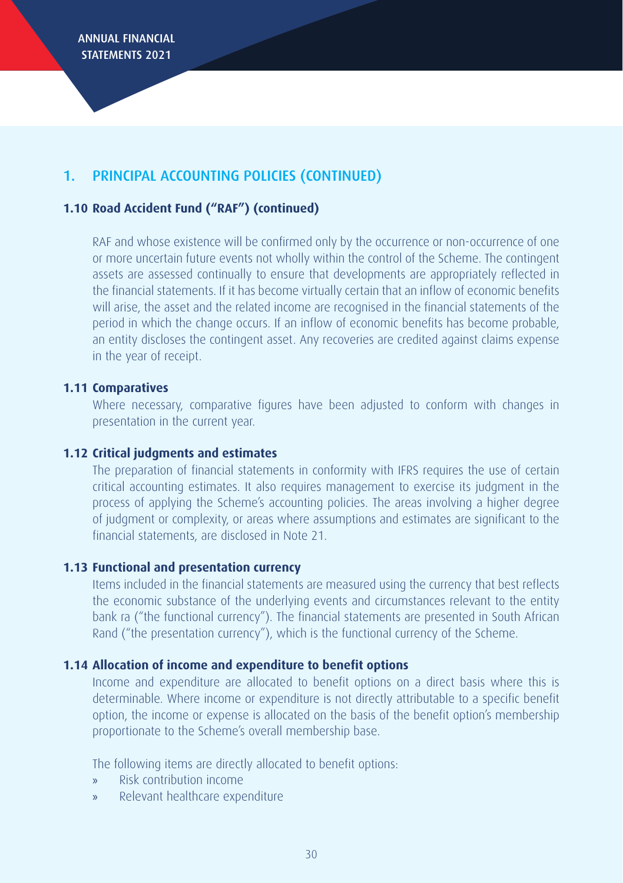## 1. PRINCIPAL ACCOUNTING POLICIES (CONTINUED)

### 1.10 Road Accident Fund ("RAF") (continued)

RAF and whose existence will be confirmed only by the occurrence or non-occurrence of one or more uncertain future events not wholly within the control of the Scheme. The contingent assets are assessed continually to ensure that developments are appropriately reflected in the financial statements. If it has become virtually certain that an inflow of economic benefits will arise, the asset and the related income are recognised in the financial statements of the period in which the change occurs. If an inflow of economic benefits has become probable, an entity discloses the contingent asset. Any recoveries are credited against claims expense in the year of receipt.

### 1.11 Comparatives

Where necessary, comparative figures have been adjusted to conform with changes in presentation in the current year.

### 1.12 Critical judgments and estimates

The preparation of financial statements in conformity with IFRS requires the use of certain critical accounting estimates. It also requires management to exercise its judgment in the process of applying the Scheme's accounting policies. The areas involving a higher degree of judgment or complexity, or areas where assumptions and estimates are significant to the financial statements, are disclosed in Note 21.

### 1.13 Functional and presentation currency

Items included in the financial statements are measured using the currency that best reflects the economic substance of the underlying events and circumstances relevant to the entity bank ra ("the functional currency"). The financial statements are presented in South African Rand ("the presentation currency"), which is the functional currency of the Scheme.

### 1.14 Allocation of income and expenditure to benefit options

Income and expenditure are allocated to benefit options on a direct basis where this is determinable. Where income or expenditure is not directly attributable to a specific benefit option, the income or expense is allocated on the basis of the benefit option's membership proportionate to the Scheme's overall membership base.

The following items are directly allocated to benefit options:

- Risk contribution income
- Relevant healthcare expenditure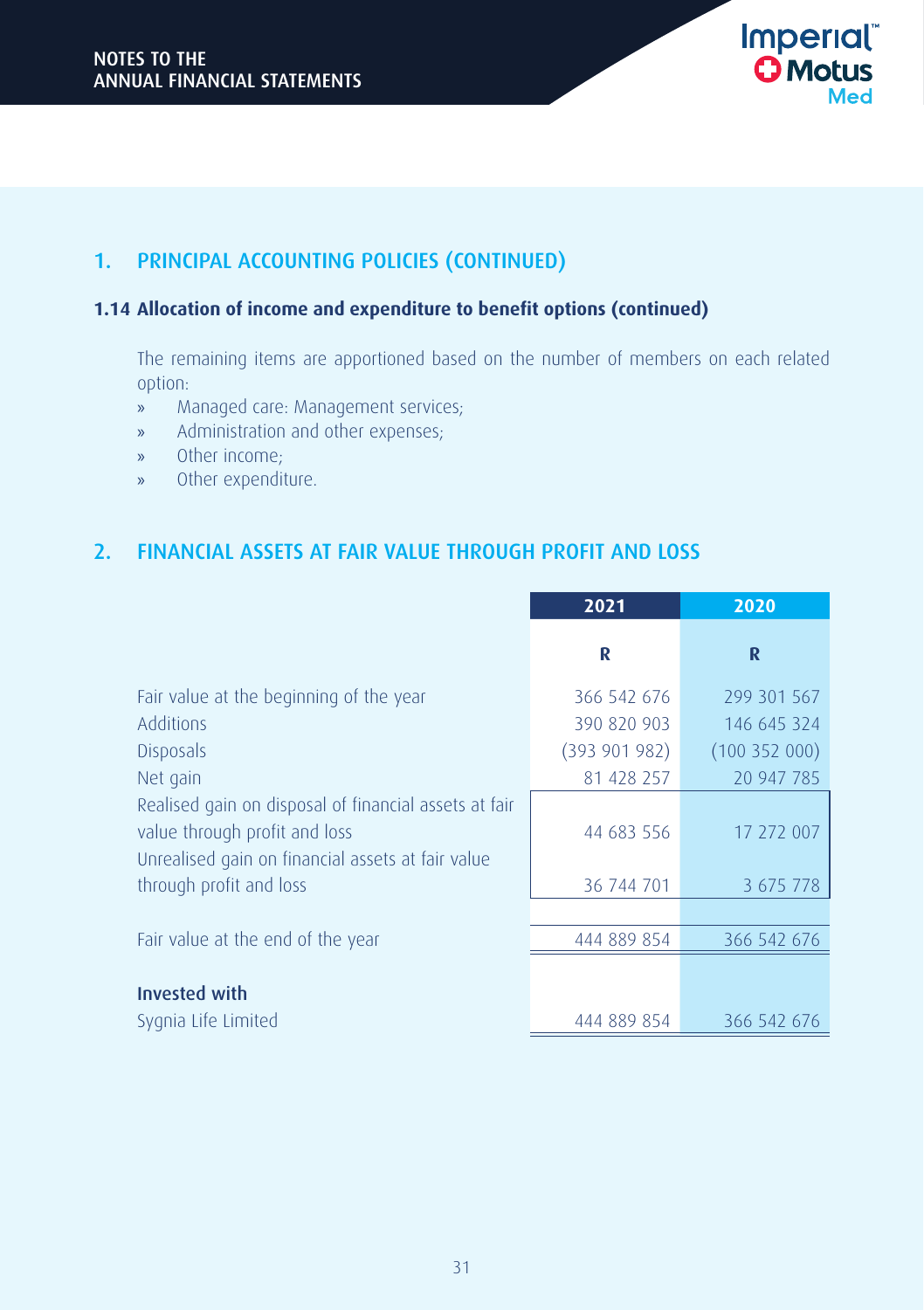## 1. PRINCIPAL ACCOUNTING POLICIES (CONTINUED)

### 1.14 Allocation of income and expenditure to benefit options (continued)

The remaining items are apportioned based on the number of members on each related option:

- Managed care: Management services;
- Administration and other expenses;
- Other income;
- Other expenditure.

## 2. FINANCIAL ASSETS AT FAIR VALUE THROUGH PROFIT AND LOSS

| | 2021 | 2020 |
|---|---|---|
| | R | R |
| Fair value at the beginning of the year | 366 542 676 | 299 301 567 |
| Additions | 390 820 903 | 146 645 324 |
| Disposals | (393 901 982) | (100 352 000) |
| Net gain | 81 428 257 | 20 947 785 |
| Realised gain on disposal of financial assets at fair value through profit and loss | 44 683 556 | 17 272 007 |
| Unrealised gain on financial assets at fair value through profit and loss | 36 744 701 | 3 675 778 |
| Fair value at the end of the year | 444 889 854 | 366 542 676 |
| **Invested with** | | |
| Sygnia Life Limited | 444 889 854 | 366 542 676 |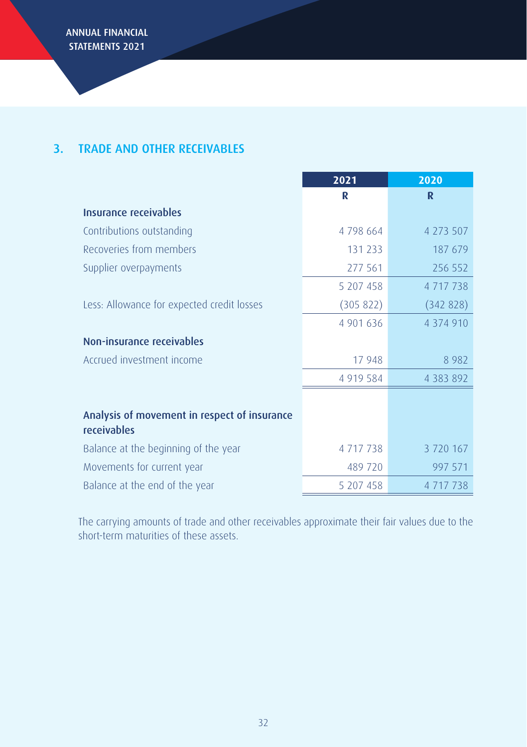## 3. TRADE AND OTHER RECEIVABLES

| | 2021 | 2020 |
|---|---|---|
| | R | R |
| **Insurance receivables** | | |
| Contributions outstanding | 4 798 664 | 4 273 507 |
| Recoveries from members | 131 233 | 187 679 |
| Supplier overpayments | 277 561 | 256 552 |
| | 5 207 458 | 4 717 738 |
| Less: Allowance for expected credit losses | (305 822) | (342 828) |
| | 4 901 636 | 4 374 910 |
| **Non-insurance receivables** | | |
| Accrued investment income | 17 948 | 8 982 |
| | 4 919 584 | 4 383 892 |
| | | |
| **Analysis of movement in respect of insurance receivables** | | |
| Balance at the beginning of the year | 4 717 738 | 3 720 167 |
| Movements for current year | 489 720 | 997 571 |
| Balance at the end of the year | 5 207 458 | 4 717 738 |

The carrying amounts of trade and other receivables approximate their fair values due to the short-term maturities of these assets.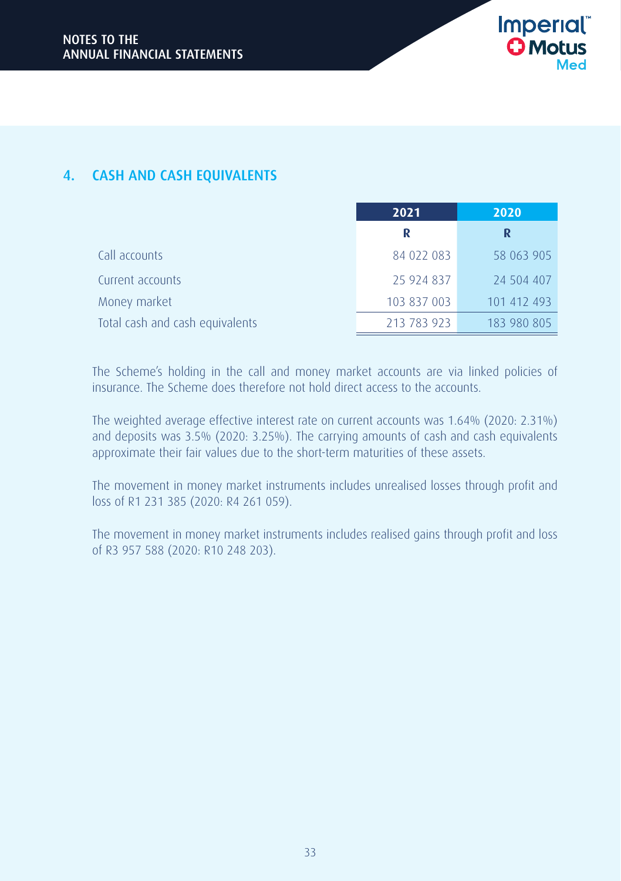## 4. CASH AND CASH EQUIVALENTS

| | 2021 | 2020 |
|---|---|---|
| | R | R |
| Call accounts | 84 022 083 | 58 063 905 |
| Current accounts | 25 924 837 | 24 504 407 |
| Money market | 103 837 003 | 101 412 493 |
| Total cash and cash equivalents | 213 783 923 | 183 980 805 |

The Scheme's holding in the call and money market accounts are via linked policies of insurance. The Scheme does therefore not hold direct access to the accounts.

The weighted average effective interest rate on current accounts was 1.64% (2020: 2.31%) and deposits was 3.5% (2020: 3.25%). The carrying amounts of cash and cash equivalents approximate their fair values due to the short-term maturities of these assets.

The movement in money market instruments includes unrealised losses through profit and loss of R1 231 385 (2020: R4 261 059).

The movement in money market instruments includes realised gains through profit and loss of R3 957 588 (2020: R10 248 203).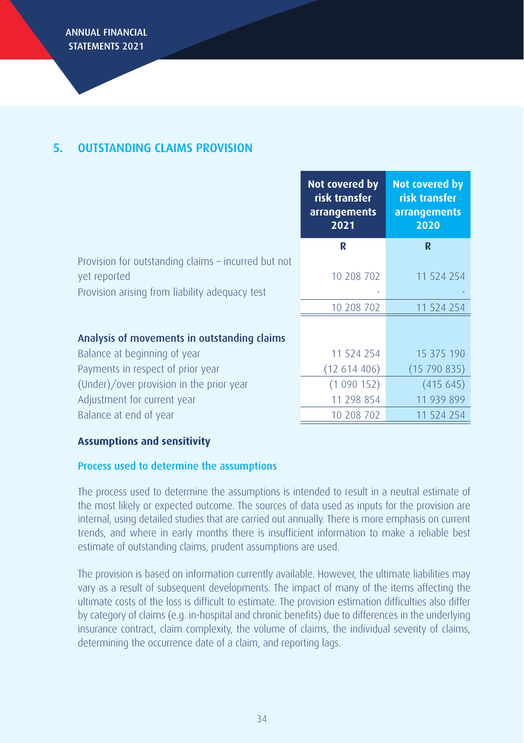## 5. OUTSTANDING CLAIMS PROVISION

| | Not covered by risk transfer arrangements 2021 | Not covered by risk transfer arrangements 2020 |
|---|---|---|
| | R | R |
| Provision for outstanding claims – incurred but not yet reported | 10 208 702 | 11 524 254 |
| Provision arising from liability adequacy test | - | - |
| | 10 208 702 | 11 524 254 |
| | | |
| **Analysis of movements in outstanding claims** | | |
| Balance at beginning of year | 11 524 254 | 15 375 190 |
| Payments in respect of prior year | (12 614 406) | (15 790 835) |
| (Under)/over provision in the prior year | (1 090 152) | (415 645) |
| Adjustment for current year | 11 298 854 | 11 939 899 |
| Balance at end of year | 10 208 702 | 11 524 254 |

**Assumptions and sensitivity**

### Process used to determine the assumptions

The process used to determine the assumptions is intended to result in a neutral estimate of the most likely or expected outcome. The sources of data used as inputs for the provision are internal, using detailed studies that are carried out annually. There is more emphasis on current trends, and where in early months there is insufficient information to make a reliable best estimate of outstanding claims, prudent assumptions are used.

The provision is based on information currently available. However, the ultimate liabilities may vary as a result of subsequent developments. The impact of many of the items affecting the ultimate costs of the loss is difficult to estimate. The provision estimation difficulties also differ by category of claims (e.g. in-hospital and chronic benefits) due to differences in the underlying insurance contract, claim complexity, the volume of claims, the individual severity of claims, determining the occurrence date of a claim, and reporting lags.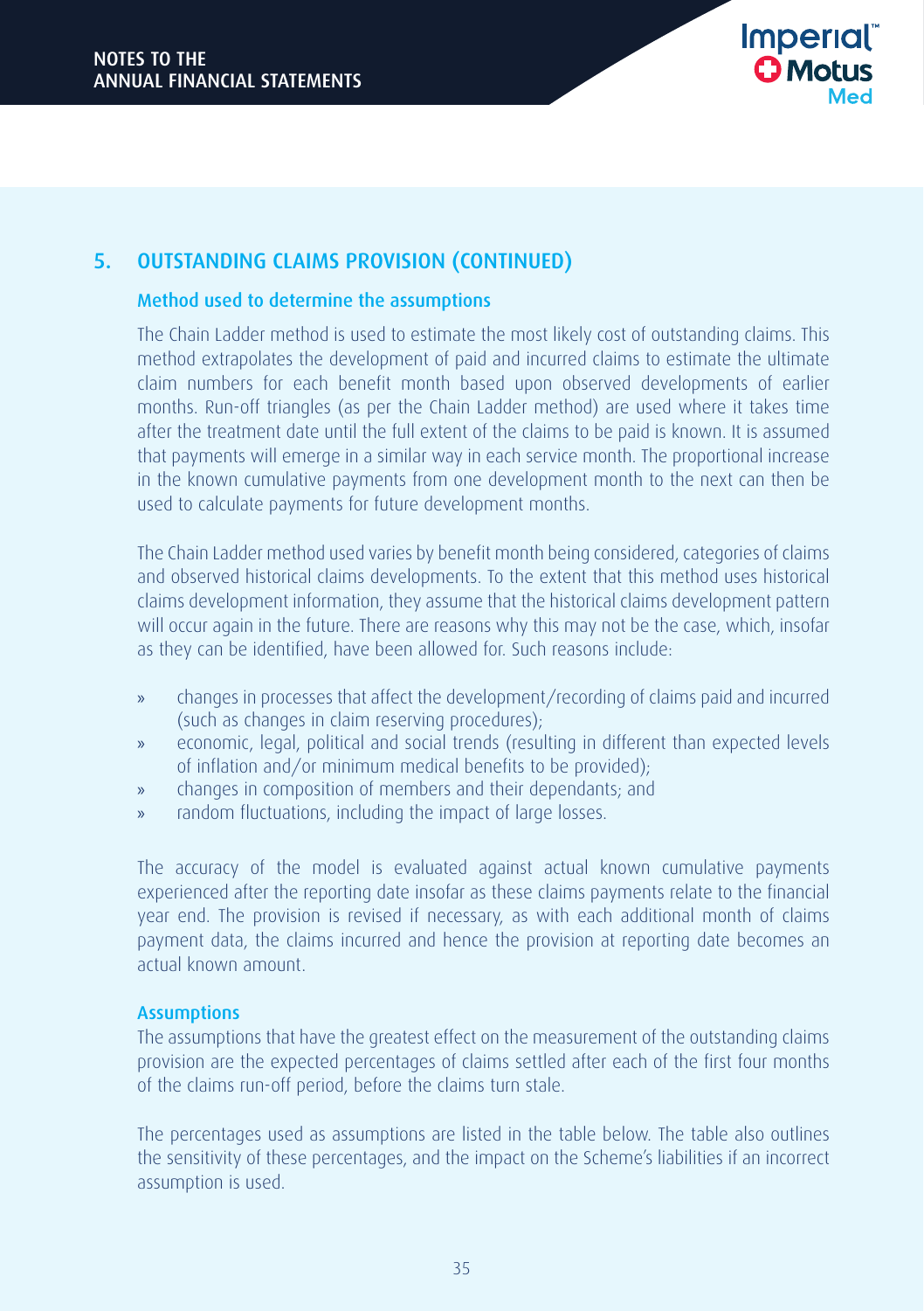## 5. OUTSTANDING CLAIMS PROVISION (CONTINUED)

### Method used to determine the assumptions

The Chain Ladder method is used to estimate the most likely cost of outstanding claims. This method extrapolates the development of paid and incurred claims to estimate the ultimate claim numbers for each benefit month based upon observed developments of earlier months. Run-off triangles (as per the Chain Ladder method) are used where it takes time after the treatment date until the full extent of the claims to be paid is known. It is assumed that payments will emerge in a similar way in each service month. The proportional increase in the known cumulative payments from one development month to the next can then be used to calculate payments for future development months.

The Chain Ladder method used varies by benefit month being considered, categories of claims and observed historical claims developments. To the extent that this method uses historical claims development information, they assume that the historical claims development pattern will occur again in the future. There are reasons why this may not be the case, which, insofar as they can be identified, have been allowed for. Such reasons include:

- changes in processes that affect the development/recording of claims paid and incurred (such as changes in claim reserving procedures);
- economic, legal, political and social trends (resulting in different than expected levels of inflation and/or minimum medical benefits to be provided);
- changes in composition of members and their dependants; and
- random fluctuations, including the impact of large losses.

The accuracy of the model is evaluated against actual known cumulative payments experienced after the reporting date insofar as these claims payments relate to the financial year end. The provision is revised if necessary, as with each additional month of claims payment data, the claims incurred and hence the provision at reporting date becomes an actual known amount.

### Assumptions

The assumptions that have the greatest effect on the measurement of the outstanding claims provision are the expected percentages of claims settled after each of the first four months of the claims run-off period, before the claims turn stale.

The percentages used as assumptions are listed in the table below. The table also outlines the sensitivity of these percentages, and the impact on the Scheme's liabilities if an incorrect assumption is used.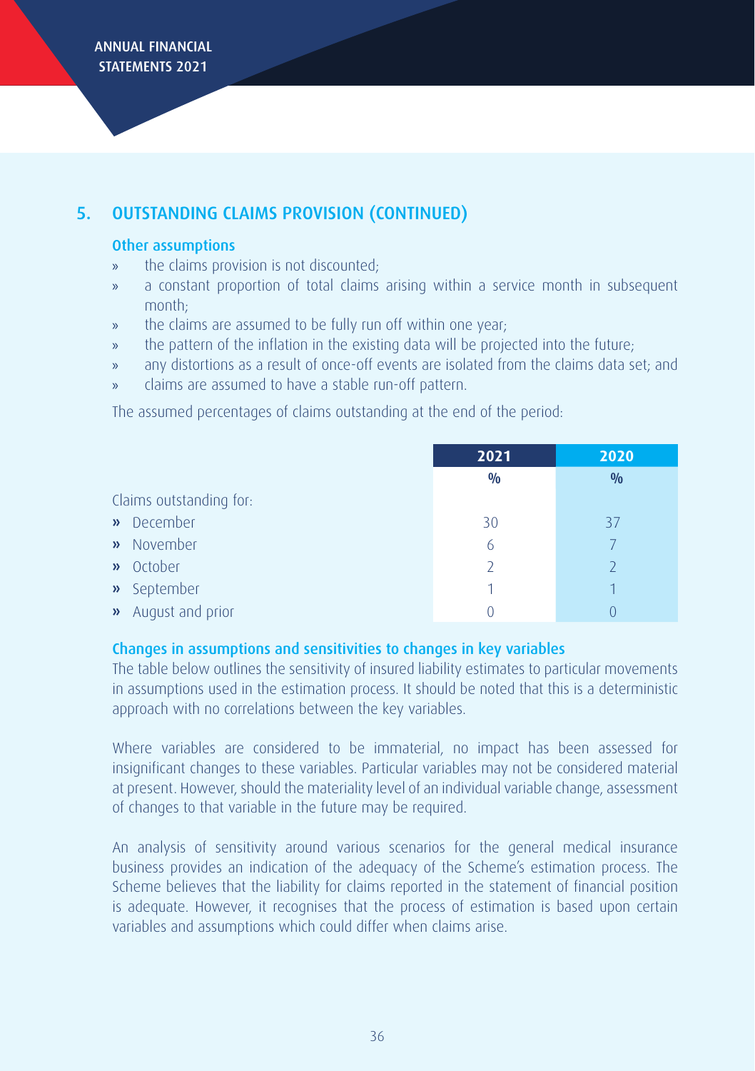## 5. OUTSTANDING CLAIMS PROVISION (CONTINUED)

### Other assumptions

- the claims provision is not discounted;
- a constant proportion of total claims arising within a service month in subsequent month;
- the claims are assumed to be fully run off within one year;
- the pattern of the inflation in the existing data will be projected into the future;
- any distortions as a result of once-off events are isolated from the claims data set; and
- claims are assumed to have a stable run-off pattern.

The assumed percentages of claims outstanding at the end of the period:

| | 2021 | 2020 |
|---|---|---|
| | % | % |
| Claims outstanding for: | | |
| » December | 30 | 37 |
| » November | 6 | 7 |
| » October | 2 | 2 |
| » September | 1 | 1 |
| » August and prior | 0 | 0 |

### Changes in assumptions and sensitivities to changes in key variables

The table below outlines the sensitivity of insured liability estimates to particular movements in assumptions used in the estimation process. It should be noted that this is a deterministic approach with no correlations between the key variables.

Where variables are considered to be immaterial, no impact has been assessed for insignificant changes to these variables. Particular variables may not be considered material at present. However, should the materiality level of an individual variable change, assessment of changes to that variable in the future may be required.

An analysis of sensitivity around various scenarios for the general medical insurance business provides an indication of the adequacy of the Scheme's estimation process. The Scheme believes that the liability for claims reported in the statement of financial position is adequate. However, it recognises that the process of estimation is based upon certain variables and assumptions which could differ when claims arise.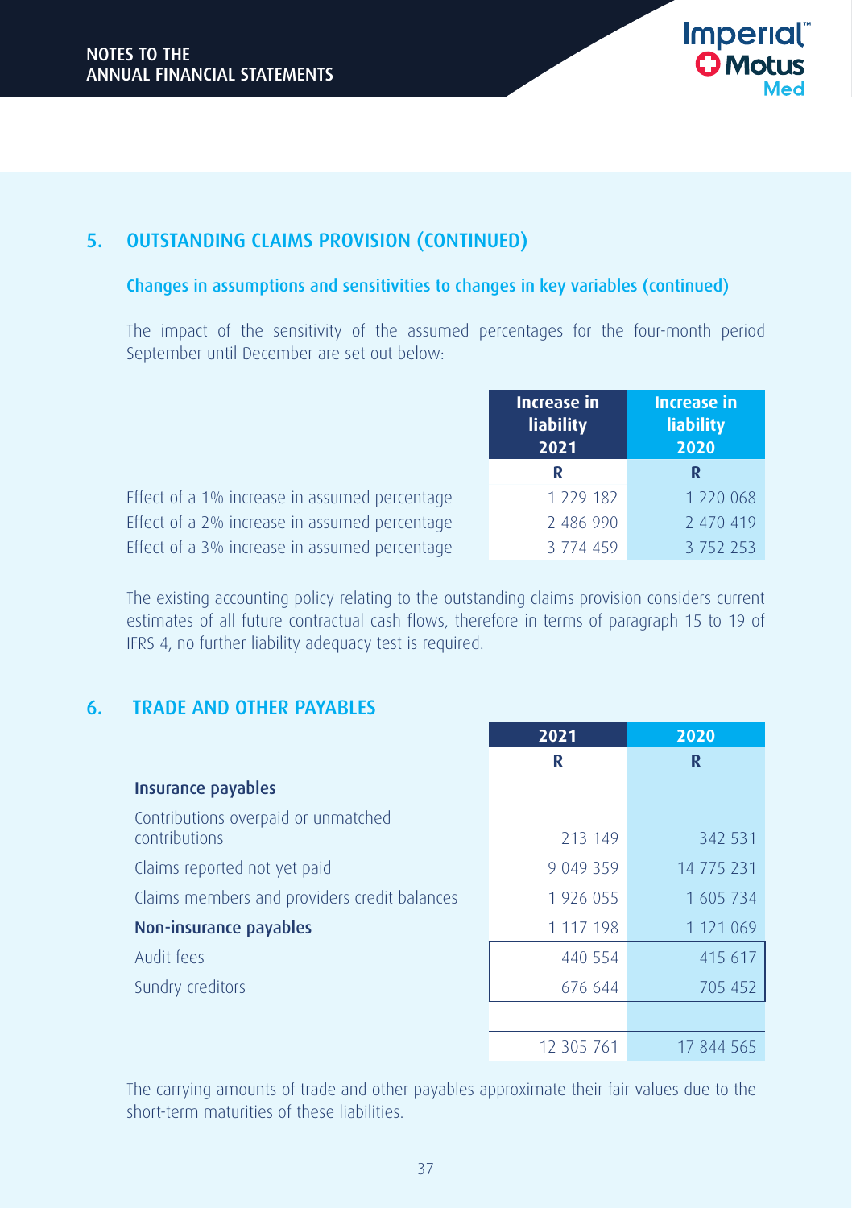## 5. OUTSTANDING CLAIMS PROVISION (CONTINUED)

### Changes in assumptions and sensitivities to changes in key variables (continued)

The impact of the sensitivity of the assumed percentages for the four-month period September until December are set out below:

| | Increase in liability 2021 | Increase in liability 2020 |
|---|---|---|
| | R | R |
| Effect of a 1% increase in assumed percentage | 1 229 182 | 1 220 068 |
| Effect of a 2% increase in assumed percentage | 2 486 990 | 2 470 419 |
| Effect of a 3% increase in assumed percentage | 3 774 459 | 3 752 253 |

The existing accounting policy relating to the outstanding claims provision considers current estimates of all future contractual cash flows, therefore in terms of paragraph 15 to 19 of IFRS 4, no further liability adequacy test is required.

## 6. TRADE AND OTHER PAYABLES

| | 2021 | 2020 |
|---|---|---|
| | R | R |
| **Insurance payables** | | |
| Contributions overpaid or unmatched contributions | 213 149 | 342 531 |
| Claims reported not yet paid | 9 049 359 | 14 775 231 |
| Claims members and providers credit balances | 1 926 055 | 1 605 734 |
| **Non-insurance payables** | 1 117 198 | 1 121 069 |
| Audit fees | 440 554 | 415 617 |
| Sundry creditors | 676 644 | 705 452 |
| | 12 305 761 | 17 844 565 |

The carrying amounts of trade and other payables approximate their fair values due to the short-term maturities of these liabilities.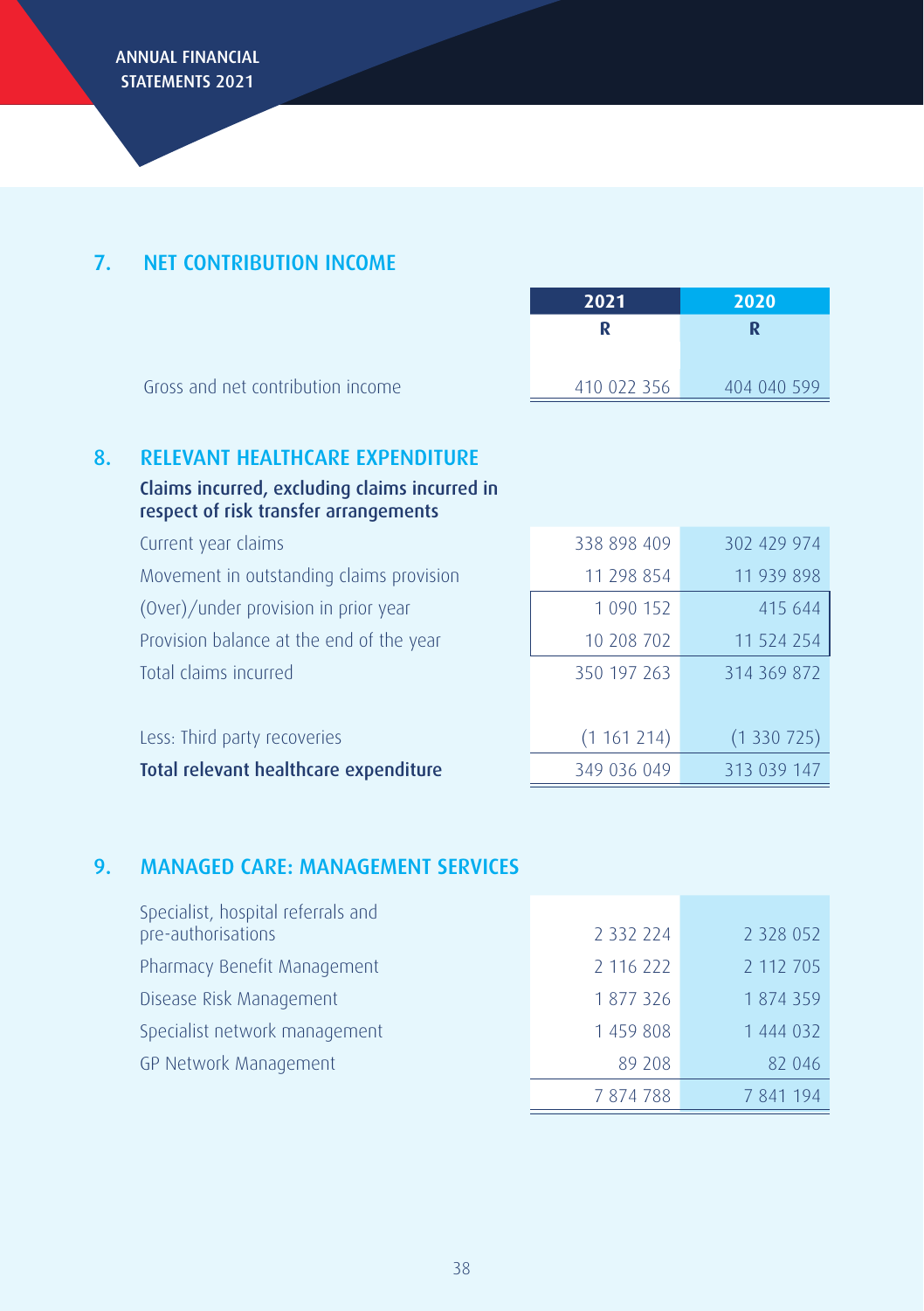## 7. NET CONTRIBUTION INCOME

| | 2021 | 2020 |
|---|---|---|
| | R | R |
| Gross and net contribution income | 410 022 356 | 404 040 599 |

## 8. RELEVANT HEALTHCARE EXPENDITURE

**Claims incurred, excluding claims incurred in respect of risk transfer arrangements**

| | 2021 | 2020 |
|---|---|---|
| Current year claims | 338 898 409 | 302 429 974 |
| Movement in outstanding claims provision | 11 298 854 | 11 939 898 |
| (Over)/under provision in prior year | 1 090 152 | 415 644 |
| Provision balance at the end of the year | 10 208 702 | 11 524 254 |
| Total claims incurred | 350 197 263 | 314 369 872 |
| | | |
| Less: Third party recoveries | (1 161 214) | (1 330 725) |
| **Total relevant healthcare expenditure** | 349 036 049 | 313 039 147 |

## 9. MANAGED CARE: MANAGEMENT SERVICES

| | 2021 | 2020 |
|---|---|---|
| Specialist, hospital referrals and pre-authorisations | 2 332 224 | 2 328 052 |
| Pharmacy Benefit Management | 2 116 222 | 2 112 705 |
| Disease Risk Management | 1 877 326 | 1 874 359 |
| Specialist network management | 1 459 808 | 1 444 032 |
| GP Network Management | 89 208 | 82 046 |
| | 7 874 788 | 7 841 194 |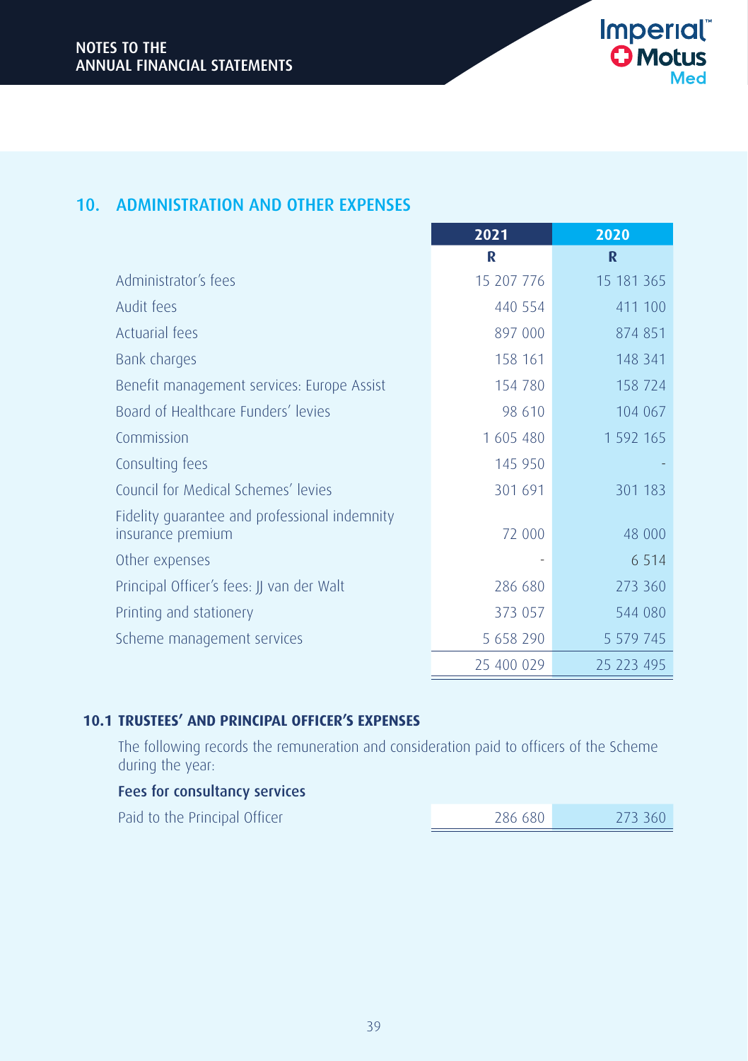## 10. ADMINISTRATION AND OTHER EXPENSES

| | 2021 | 2020 |
|---|---|---|
| | R | R |
| Administrator's fees | 15 207 776 | 15 181 365 |
| Audit fees | 440 554 | 411 100 |
| Actuarial fees | 897 000 | 874 851 |
| Bank charges | 158 161 | 148 341 |
| Benefit management services: Europe Assist | 154 780 | 158 724 |
| Board of Healthcare Funders' levies | 98 610 | 104 067 |
| Commission | 1 605 480 | 1 592 165 |
| Consulting fees | 145 950 | - |
| Council for Medical Schemes' levies | 301 691 | 301 183 |
| Fidelity guarantee and professional indemnity insurance premium | 72 000 | 48 000 |
| Other expenses | - | 6 514 |
| Principal Officer's fees: JJ van der Walt | 286 680 | 273 360 |
| Printing and stationery | 373 057 | 544 080 |
| Scheme management services | 5 658 290 | 5 579 745 |
| | 25 400 029 | 25 223 495 |

### 10.1 TRUSTEES' AND PRINCIPAL OFFICER'S EXPENSES

The following records the remuneration and consideration paid to officers of the Scheme during the year:

**Fees for consultancy services**

| | 2021 | 2020 |
|---|---|---|
| Paid to the Principal Officer | 286 680 | 273 360 |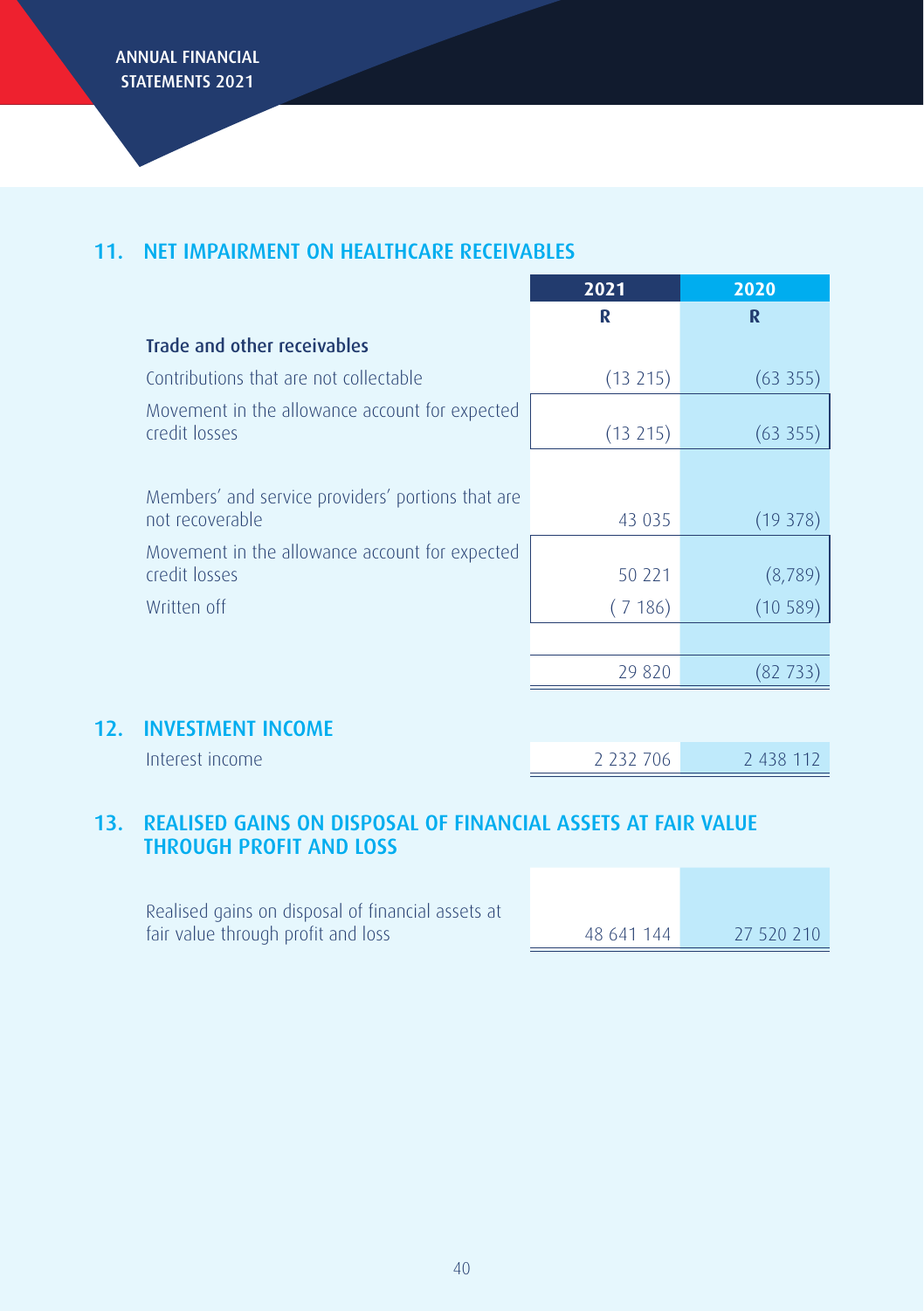## 11. NET IMPAIRMENT ON HEALTHCARE RECEIVABLES

| | 2021 | 2020 |
|---|---|---|
| | R | R |
| **Trade and other receivables** | | |
| Contributions that are not collectable | (13 215) | (63 355) |
| Movement in the allowance account for expected credit losses | (13 215) | (63 355) |
| | | |
| Members' and service providers' portions that are not recoverable | 43 035 | (19 378) |
| Movement in the allowance account for expected credit losses | 50 221 | (8,789) |
| Written off | ( 7 186) | (10 589) |
| | | |
| | 29 820 | (82 733) |

## 12. INVESTMENT INCOME

| | 2021 | 2020 |
|---|---|---|
| Interest income | 2 232 706 | 2 438 112 |

## 13. REALISED GAINS ON DISPOSAL OF FINANCIAL ASSETS AT FAIR VALUE THROUGH PROFIT AND LOSS

| | 2021 | 2020 |
|---|---|---|
| Realised gains on disposal of financial assets at fair value through profit and loss | 48 641 144 | 27 520 210 |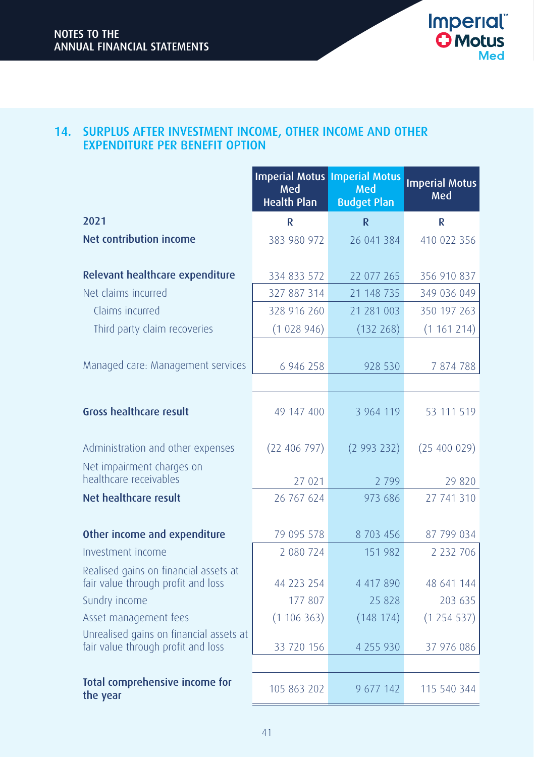## 14. SURPLUS AFTER INVESTMENT INCOME, OTHER INCOME AND OTHER EXPENDITURE PER BENEFIT OPTION

| | Imperial Motus Med Health Plan | Imperial Motus Med Budget Plan | Imperial Motus Med |
|---|---|---|---|
| **2021** | **R** | **R** | **R** |
| **Net contribution income** | 383 980 972 | 26 041 384 | 410 022 356 |
| | | | |
| **Relevant healthcare expenditure** | 334 833 572 | 22 077 265 | 356 910 837 |
| Net claims incurred | 327 887 314 | 21 148 735 | 349 036 049 |
| Claims incurred | 328 916 260 | 21 281 003 | 350 197 263 |
| Third party claim recoveries | (1 028 946) | (132 268) | (1 161 214) |
| | | | |
| Managed care: Management services | 6 946 258 | 928 530 | 7 874 788 |
| | | | |
| **Gross healthcare result** | 49 147 400 | 3 964 119 | 53 111 519 |
| | | | |
| Administration and other expenses | (22 406 797) | (2 993 232) | (25 400 029) |
| Net impairment charges on healthcare receivables | 27 021 | 2 799 | 29 820 |
| **Net healthcare result** | 26 767 624 | 973 686 | 27 741 310 |
| | | | |
| **Other income and expenditure** | 79 095 578 | 8 703 456 | 87 799 034 |
| Investment income | 2 080 724 | 151 982 | 2 232 706 |
| Realised gains on financial assets at fair value through profit and loss | 44 223 254 | 4 417 890 | 48 641 144 |
| Sundry income | 177 807 | 25 828 | 203 635 |
| Asset management fees | (1 106 363) | (148 174) | (1 254 537) |
| Unrealised gains on financial assets at fair value through profit and loss | 33 720 156 | 4 255 930 | 37 976 086 |
| | | | |
| **Total comprehensive income for the year** | 105 863 202 | 9 677 142 | 115 540 344 |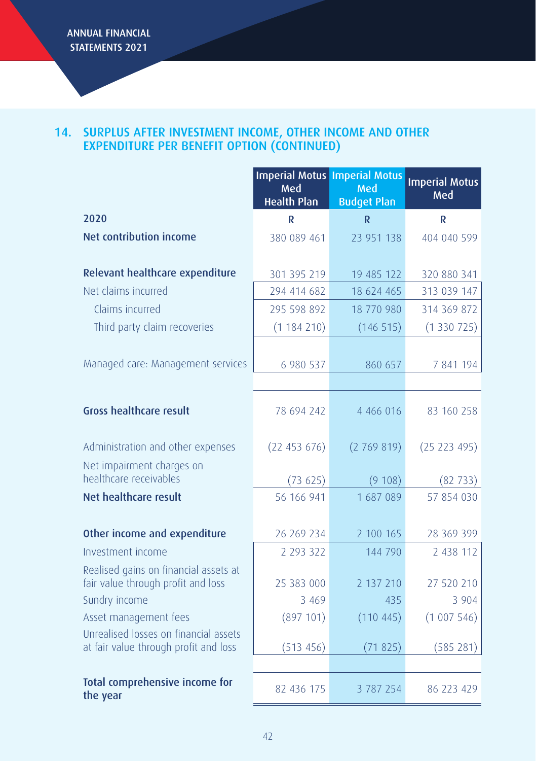## 14. SURPLUS AFTER INVESTMENT INCOME, OTHER INCOME AND OTHER EXPENDITURE PER BENEFIT OPTION (CONTINUED)

| | Imperial Motus Med Health Plan | Imperial Motus Med Budget Plan | Imperial Motus Med |
|---|---|---|---|
| **2020** | **R** | **R** | **R** |
| **Net contribution income** | 380 089 461 | 23 951 138 | 404 040 599 |
| | | | |
| **Relevant healthcare expenditure** | 301 395 219 | 19 485 122 | 320 880 341 |
| Net claims incurred | 294 414 682 | 18 624 465 | 313 039 147 |
| Claims incurred | 295 598 892 | 18 770 980 | 314 369 872 |
| Third party claim recoveries | (1 184 210) | (146 515) | (1 330 725) |
| | | | |
| Managed care: Management services | 6 980 537 | 860 657 | 7 841 194 |
| | | | |
| **Gross healthcare result** | 78 694 242 | 4 466 016 | 83 160 258 |
| | | | |
| Administration and other expenses | (22 453 676) | (2 769 819) | (25 223 495) |
| Net impairment charges on healthcare receivables | (73 625) | (9 108) | (82 733) |
| **Net healthcare result** | 56 166 941 | 1 687 089 | 57 854 030 |
| | | | |
| **Other income and expenditure** | 26 269 234 | 2 100 165 | 28 369 399 |
| Investment income | 2 293 322 | 144 790 | 2 438 112 |
| Realised gains on financial assets at fair value through profit and loss | 25 383 000 | 2 137 210 | 27 520 210 |
| Sundry income | 3 469 | 435 | 3 904 |
| Asset management fees | (897 101) | (110 445) | (1 007 546) |
| Unrealised losses on financial assets at fair value through profit and loss | (513 456) | (71 825) | (585 281) |
| | | | |
| **Total comprehensive income for the year** | 82 436 175 | 3 787 254 | 86 223 429 |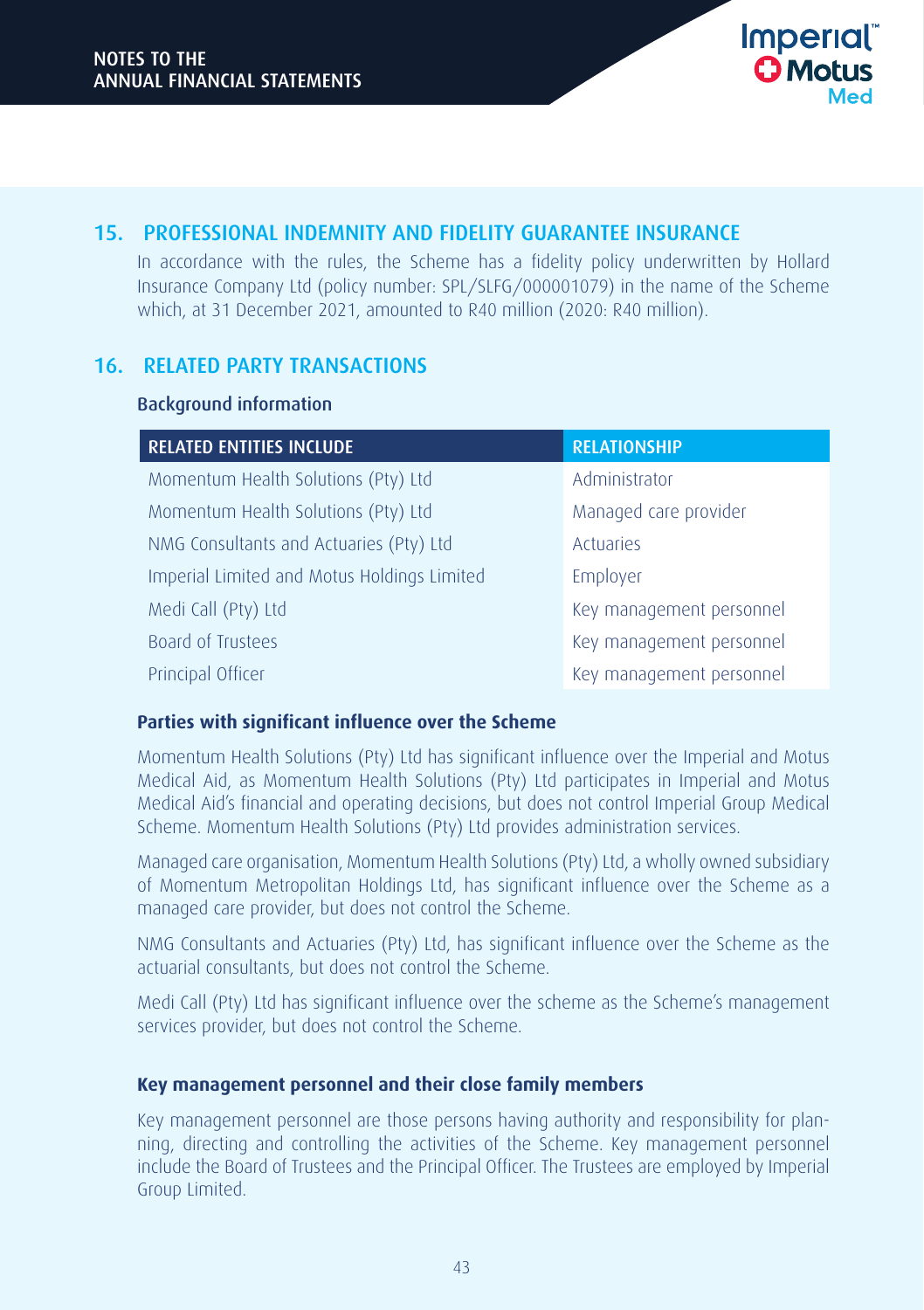## 15. PROFESSIONAL INDEMNITY AND FIDELITY GUARANTEE INSURANCE

In accordance with the rules, the Scheme has a fidelity policy underwritten by Hollard Insurance Company Ltd (policy number: SPL/SLFG/000001079) in the name of the Scheme which, at 31 December 2021, amounted to R40 million (2020: R40 million).

## 16. RELATED PARTY TRANSACTIONS

### Background information

| RELATED ENTITIES INCLUDE | RELATIONSHIP |
|---|---|
| Momentum Health Solutions (Pty) Ltd | Administrator |
| Momentum Health Solutions (Pty) Ltd | Managed care provider |
| NMG Consultants and Actuaries (Pty) Ltd | Actuaries |
| Imperial Limited and Motus Holdings Limited | Employer |
| Medi Call (Pty) Ltd | Key management personnel |
| Board of Trustees | Key management personnel |
| Principal Officer | Key management personnel |

**Parties with significant influence over the Scheme**

Momentum Health Solutions (Pty) Ltd has significant influence over the Imperial and Motus Medical Aid, as Momentum Health Solutions (Pty) Ltd participates in Imperial and Motus Medical Aid's financial and operating decisions, but does not control Imperial Group Medical Scheme. Momentum Health Solutions (Pty) Ltd provides administration services.

Managed care organisation, Momentum Health Solutions (Pty) Ltd, a wholly owned subsidiary of Momentum Metropolitan Holdings Ltd, has significant influence over the Scheme as a managed care provider, but does not control the Scheme.

NMG Consultants and Actuaries (Pty) Ltd, has significant influence over the Scheme as the actuarial consultants, but does not control the Scheme.

Medi Call (Pty) Ltd has significant influence over the scheme as the Scheme's management services provider, but does not control the Scheme.

**Key management personnel and their close family members**

Key management personnel are those persons having authority and responsibility for planning, directing and controlling the activities of the Scheme. Key management personnel include the Board of Trustees and the Principal Officer. The Trustees are employed by Imperial Group Limited.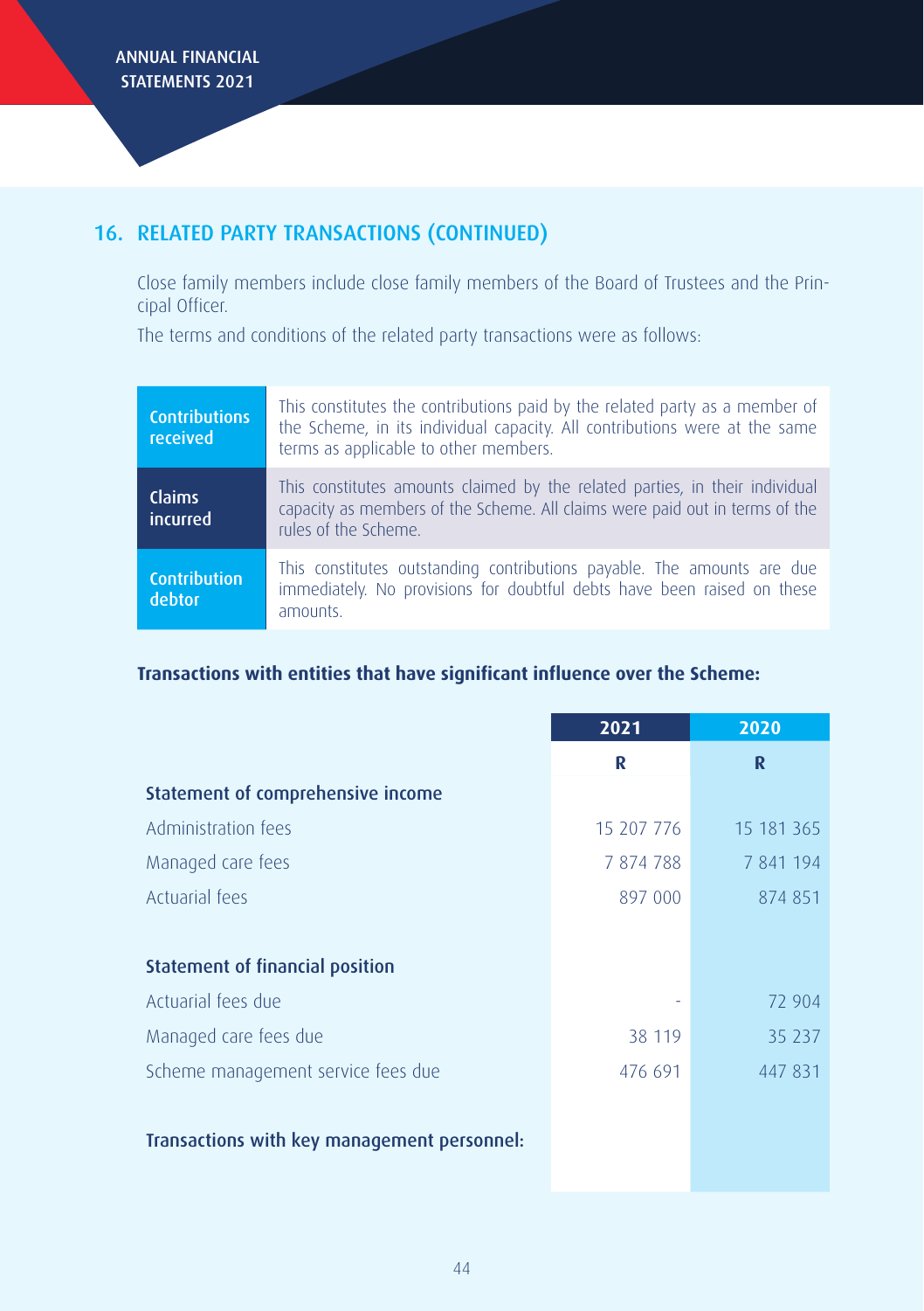## 16. RELATED PARTY TRANSACTIONS (CONTINUED)

Close family members include close family members of the Board of Trustees and the Principal Officer.

The terms and conditions of the related party transactions were as follows:

| | |
|---|---|
| **Contributions received** | This constitutes the contributions paid by the related party as a member of the Scheme, in its individual capacity. All contributions were at the same terms as applicable to other members. |
| **Claims incurred** | This constitutes amounts claimed by the related parties, in their individual capacity as members of the Scheme. All claims were paid out in terms of the rules of the Scheme. |
| **Contribution debtor** | This constitutes outstanding contributions payable. The amounts are due immediately. No provisions for doubtful debts have been raised on these amounts. |

**Transactions with entities that have significant influence over the Scheme:**

| | 2021 | 2020 |
|---|---|---|
| | R | R |
| **Statement of comprehensive income** | | |
| Administration fees | 15 207 776 | 15 181 365 |
| Managed care fees | 7 874 788 | 7 841 194 |
| Actuarial fees | 897 000 | 874 851 |
| | | |
| **Statement of financial position** | | |
| Actuarial fees due | - | 72 904 |
| Managed care fees due | 38 119 | 35 237 |
| Scheme management service fees due | 476 691 | 447 831 |
| | | |
| **Transactions with key management personnel:** | | |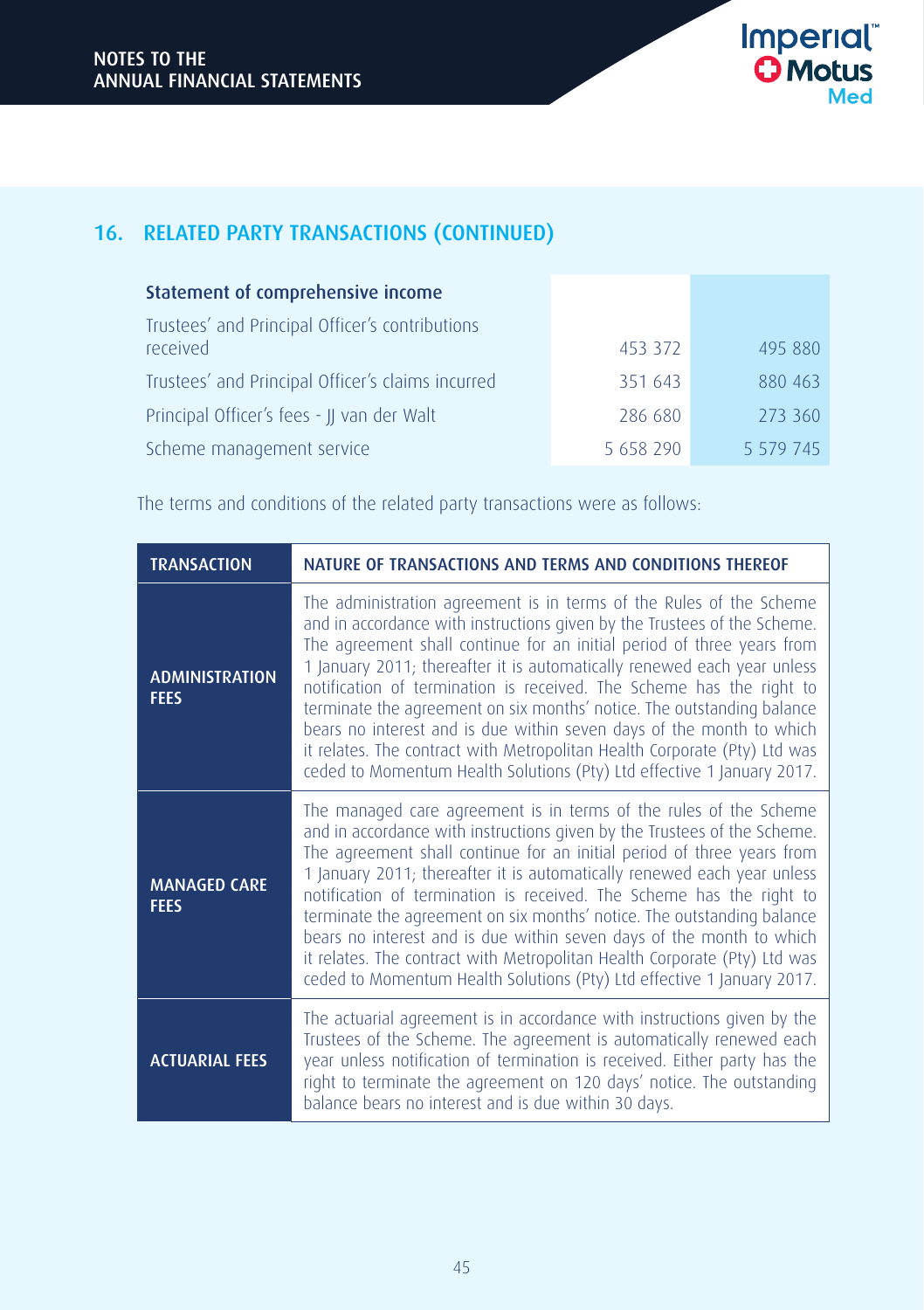## 16. RELATED PARTY TRANSACTIONS (CONTINUED)

| Statement of comprehensive income | | |
|---|---|---|
| Trustees' and Principal Officer's contributions received | 453 372 | 495 880 |
| Trustees' and Principal Officer's claims incurred | 351 643 | 880 463 |
| Principal Officer's fees - JJ van der Walt | 286 680 | 273 360 |
| Scheme management service | 5 658 290 | 5 579 745 |

The terms and conditions of the related party transactions were as follows:

| TRANSACTION | NATURE OF TRANSACTIONS AND TERMS AND CONDITIONS THEREOF |
|---|---|
| **ADMINISTRATION FEES** | The administration agreement is in terms of the Rules of the Scheme and in accordance with instructions given by the Trustees of the Scheme. The agreement shall continue for an initial period of three years from 1 January 2011; thereafter it is automatically renewed each year unless notification of termination is received. The Scheme has the right to terminate the agreement on six months' notice. The outstanding balance bears no interest and is due within seven days of the month to which it relates. The contract with Metropolitan Health Corporate (Pty) Ltd was ceded to Momentum Health Solutions (Pty) Ltd effective 1 January 2017. |
| **MANAGED CARE FEES** | The managed care agreement is in terms of the rules of the Scheme and in accordance with instructions given by the Trustees of the Scheme. The agreement shall continue for an initial period of three years from 1 January 2011; thereafter it is automatically renewed each year unless notification of termination is received. The Scheme has the right to terminate the agreement on six months' notice. The outstanding balance bears no interest and is due within seven days of the month to which it relates. The contract with Metropolitan Health Corporate (Pty) Ltd was ceded to Momentum Health Solutions (Pty) Ltd effective 1 January 2017. |
| **ACTUARIAL FEES** | The actuarial agreement is in accordance with instructions given by the Trustees of the Scheme. The agreement is automatically renewed each year unless notification of termination is received. Either party has the right to terminate the agreement on 120 days' notice. The outstanding balance bears no interest and is due within 30 days. |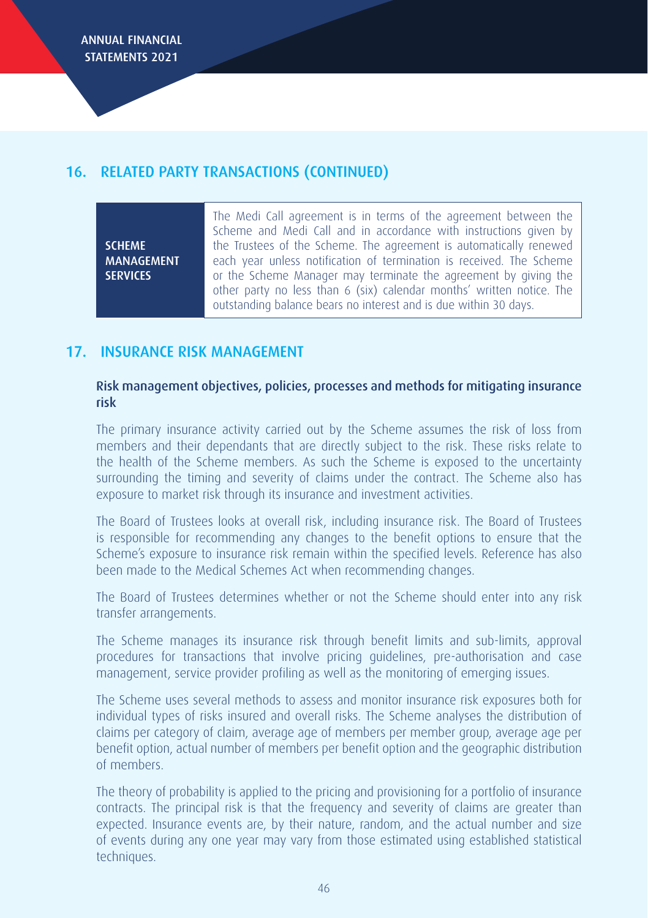## 16. RELATED PARTY TRANSACTIONS (CONTINUED)

| | |
|---|---|
| **SCHEME MANAGEMENT SERVICES** | The Medi Call agreement is in terms of the agreement between the Scheme and Medi Call and in accordance with instructions given by the Trustees of the Scheme. The agreement is automatically renewed each year unless notification of termination is received. The Scheme or the Scheme Manager may terminate the agreement by giving the other party no less than 6 (six) calendar months' written notice. The outstanding balance bears no interest and is due within 30 days. |

## 17. INSURANCE RISK MANAGEMENT

### Risk management objectives, policies, processes and methods for mitigating insurance risk

The primary insurance activity carried out by the Scheme assumes the risk of loss from members and their dependants that are directly subject to the risk. These risks relate to the health of the Scheme members. As such the Scheme is exposed to the uncertainty surrounding the timing and severity of claims under the contract. The Scheme also has exposure to market risk through its insurance and investment activities.

The Board of Trustees looks at overall risk, including insurance risk. The Board of Trustees is responsible for recommending any changes to the benefit options to ensure that the Scheme's exposure to insurance risk remain within the specified levels. Reference has also been made to the Medical Schemes Act when recommending changes.

The Board of Trustees determines whether or not the Scheme should enter into any risk transfer arrangements.

The Scheme manages its insurance risk through benefit limits and sub-limits, approval procedures for transactions that involve pricing guidelines, pre-authorisation and case management, service provider profiling as well as the monitoring of emerging issues.

The Scheme uses several methods to assess and monitor insurance risk exposures both for individual types of risks insured and overall risks. The Scheme analyses the distribution of claims per category of claim, average age of members per member group, average age per benefit option, actual number of members per benefit option and the geographic distribution of members.

The theory of probability is applied to the pricing and provisioning for a portfolio of insurance contracts. The principal risk is that the frequency and severity of claims are greater than expected. Insurance events are, by their nature, random, and the actual number and size of events during any one year may vary from those estimated using established statistical techniques.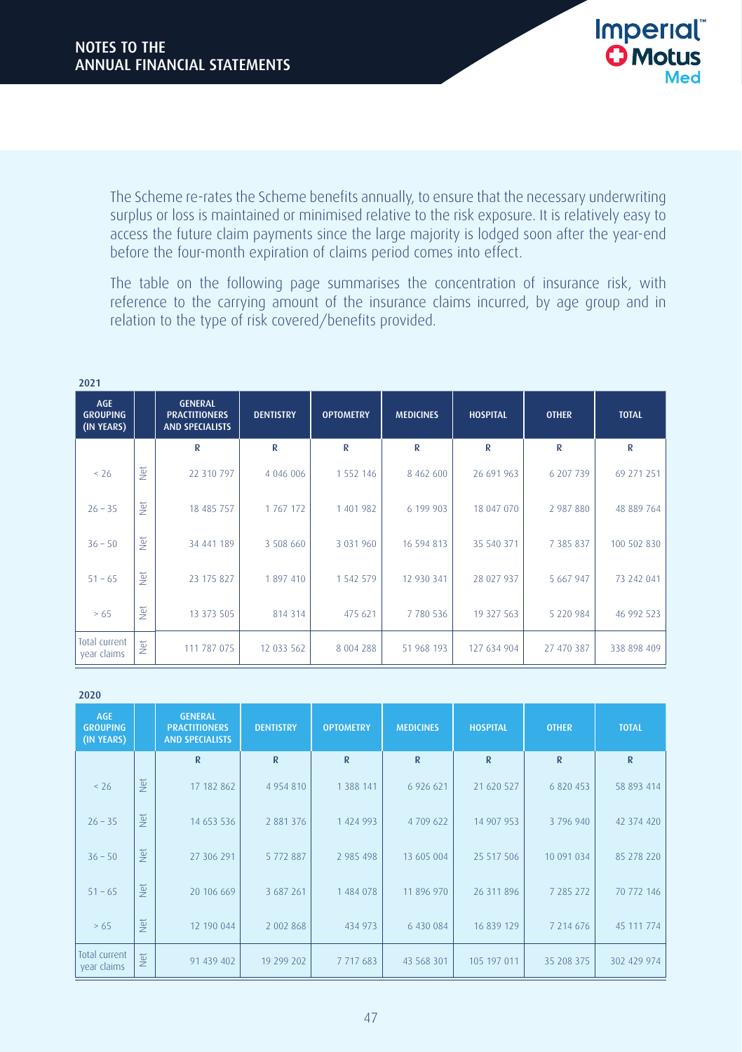The Scheme re-rates the Scheme benefits annually, to ensure that the necessary underwriting surplus or loss is maintained or minimised relative to the risk exposure. It is relatively easy to access the future claim payments since the large majority is lodged soon after the year-end before the four-month expiration of claims period comes into effect.

The table on the following page summarises the concentration of insurance risk, with reference to the carrying amount of the insurance claims incurred, by age group and in relation to the type of risk covered/benefits provided.

**2021**

| AGE GROUPING (IN YEARS) | | GENERAL PRACTITIONERS AND SPECIALISTS | DENTISTRY | OPTOMETRY | MEDICINES | HOSPITAL | OTHER | TOTAL |
|---|---|---|---|---|---|---|---|---|
| | | R | R | R | R | R | R | R |
| < 26 | Net | 22 310 797 | 4 046 006 | 1 552 146 | 8 462 600 | 26 691 963 | 6 207 739 | 69 271 251 |
| 26 – 35 | Net | 18 485 757 | 1 767 172 | 1 401 982 | 6 199 903 | 18 047 070 | 2 987 880 | 48 889 764 |
| 36 – 50 | Net | 34 441 189 | 3 508 660 | 3 031 960 | 16 594 813 | 35 540 371 | 7 385 837 | 100 502 830 |
| 51 – 65 | Net | 23 175 827 | 1 897 410 | 1 542 579 | 12 930 341 | 28 027 937 | 5 667 947 | 73 242 041 |
| > 65 | Net | 13 373 505 | 814 314 | 475 621 | 7 780 536 | 19 327 563 | 5 220 984 | 46 992 523 |
| Total current year claims | Net | 111 787 075 | 12 033 562 | 8 004 288 | 51 968 193 | 127 634 904 | 27 470 387 | 338 898 409 |

**2020**

| AGE GROUPING (IN YEARS) | | GENERAL PRACTITIONERS AND SPECIALISTS | DENTISTRY | OPTOMETRY | MEDICINES | HOSPITAL | OTHER | TOTAL |
|---|---|---|---|---|---|---|---|---|
| | | R | R | R | R | R | R | R |
| < 26 | Net | 17 182 862 | 4 954 810 | 1 388 141 | 6 926 621 | 21 620 527 | 6 820 453 | 58 893 414 |
| 26 – 35 | Net | 14 653 536 | 2 881 376 | 1 424 993 | 4 709 622 | 14 907 953 | 3 796 940 | 42 374 420 |
| 36 – 50 | Net | 27 306 291 | 5 772 887 | 2 985 498 | 13 605 004 | 25 517 506 | 10 091 034 | 85 278 220 |
| 51 – 65 | Net | 20 106 669 | 3 687 261 | 1 484 078 | 11 896 970 | 26 311 896 | 7 285 272 | 70 772 146 |
| > 65 | Net | 12 190 044 | 2 002 868 | 434 973 | 6 430 084 | 16 839 129 | 7 214 676 | 45 111 774 |
| Total current year claims | Net | 91 439 402 | 19 299 202 | 7 717 683 | 43 568 301 | 105 197 011 | 35 208 375 | 302 429 974 |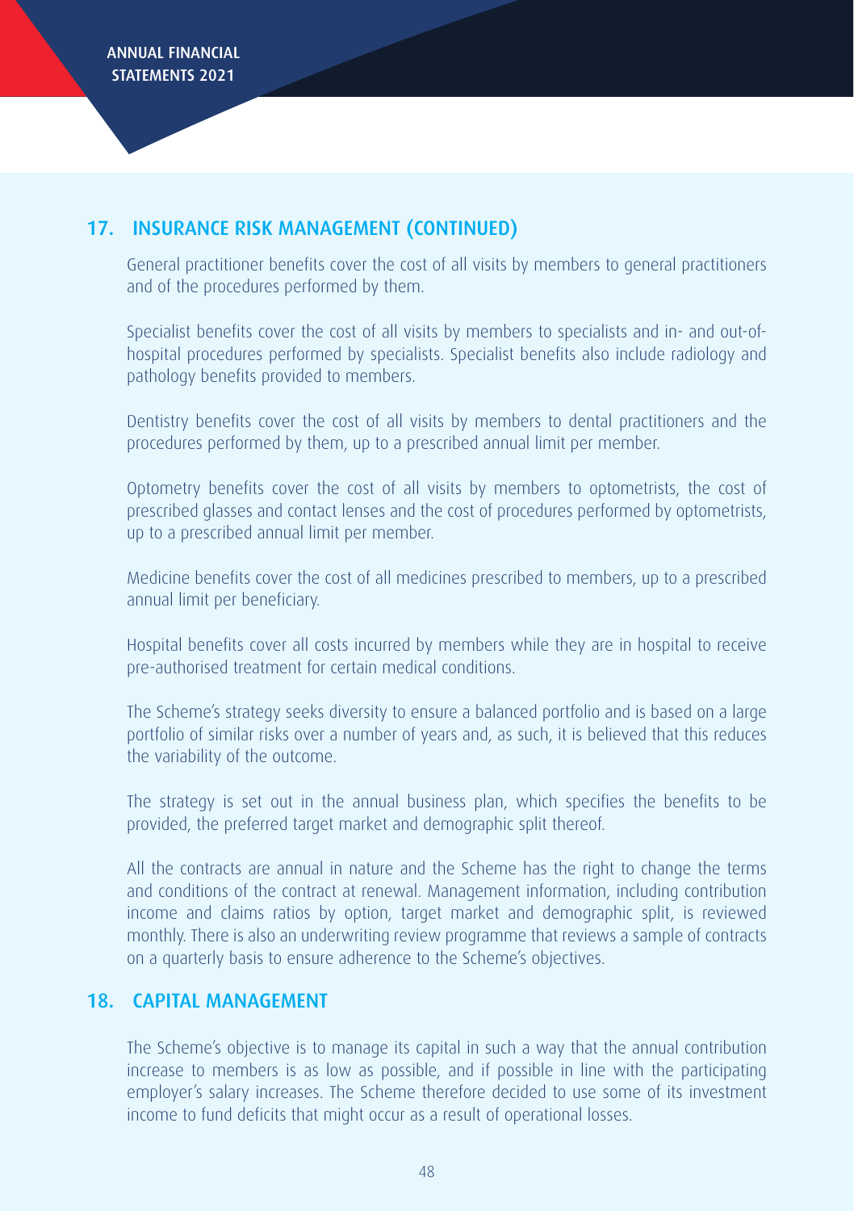## 17. INSURANCE RISK MANAGEMENT (CONTINUED)

General practitioner benefits cover the cost of all visits by members to general practitioners and of the procedures performed by them.

Specialist benefits cover the cost of all visits by members to specialists and in- and out-of-hospital procedures performed by specialists. Specialist benefits also include radiology and pathology benefits provided to members.

Dentistry benefits cover the cost of all visits by members to dental practitioners and the procedures performed by them, up to a prescribed annual limit per member.

Optometry benefits cover the cost of all visits by members to optometrists, the cost of prescribed glasses and contact lenses and the cost of procedures performed by optometrists, up to a prescribed annual limit per member.

Medicine benefits cover the cost of all medicines prescribed to members, up to a prescribed annual limit per beneficiary.

Hospital benefits cover all costs incurred by members while they are in hospital to receive pre-authorised treatment for certain medical conditions.

The Scheme's strategy seeks diversity to ensure a balanced portfolio and is based on a large portfolio of similar risks over a number of years and, as such, it is believed that this reduces the variability of the outcome.

The strategy is set out in the annual business plan, which specifies the benefits to be provided, the preferred target market and demographic split thereof.

All the contracts are annual in nature and the Scheme has the right to change the terms and conditions of the contract at renewal. Management information, including contribution income and claims ratios by option, target market and demographic split, is reviewed monthly. There is also an underwriting review programme that reviews a sample of contracts on a quarterly basis to ensure adherence to the Scheme's objectives.

## 18. CAPITAL MANAGEMENT

The Scheme's objective is to manage its capital in such a way that the annual contribution increase to members is as low as possible, and if possible in line with the participating employer's salary increases. The Scheme therefore decided to use some of its investment income to fund deficits that might occur as a result of operational losses.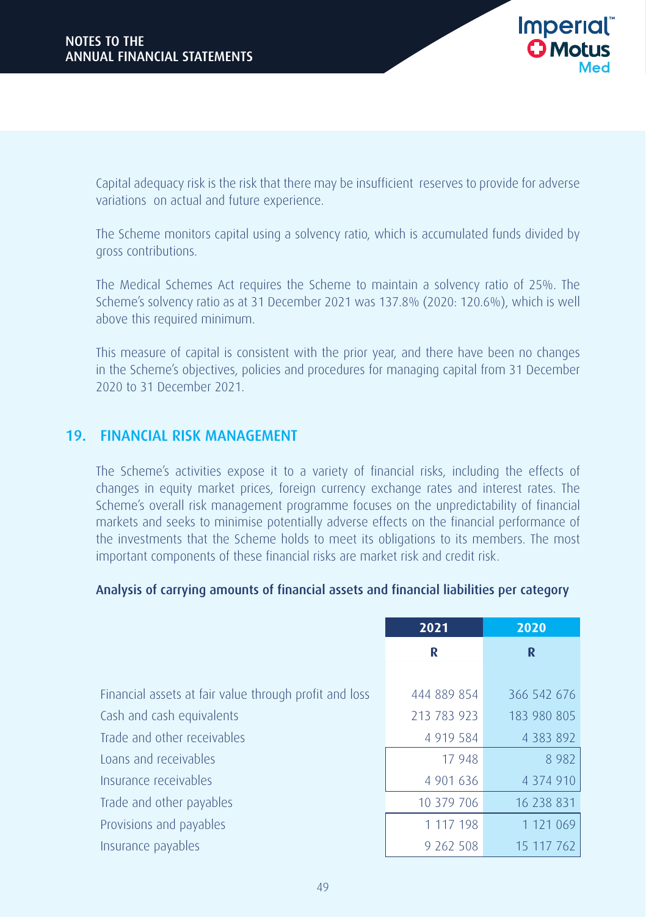Capital adequacy risk is the risk that there may be insufficient reserves to provide for adverse variations on actual and future experience.

The Scheme monitors capital using a solvency ratio, which is accumulated funds divided by gross contributions.

The Medical Schemes Act requires the Scheme to maintain a solvency ratio of 25%. The Scheme's solvency ratio as at 31 December 2021 was 137.8% (2020: 120.6%), which is well above this required minimum.

This measure of capital is consistent with the prior year, and there have been no changes in the Scheme's objectives, policies and procedures for managing capital from 31 December 2020 to 31 December 2021.

## 19. FINANCIAL RISK MANAGEMENT

The Scheme's activities expose it to a variety of financial risks, including the effects of changes in equity market prices, foreign currency exchange rates and interest rates. The Scheme's overall risk management programme focuses on the unpredictability of financial markets and seeks to minimise potentially adverse effects on the financial performance of the investments that the Scheme holds to meet its obligations to its members. The most important components of these financial risks are market risk and credit risk.

### Analysis of carrying amounts of financial assets and financial liabilities per category

| | 2021 | 2020 |
|---|---|---|
| | R | R |
| Financial assets at fair value through profit and loss | 444 889 854 | 366 542 676 |
| Cash and cash equivalents | 213 783 923 | 183 980 805 |
| Trade and other receivables | 4 919 584 | 4 383 892 |
| Loans and receivables | 17 948 | 8 982 |
| Insurance receivables | 4 901 636 | 4 374 910 |
| Trade and other payables | 10 379 706 | 16 238 831 |
| Provisions and payables | 1 117 198 | 1 121 069 |
| Insurance payables | 9 262 508 | 15 117 762 |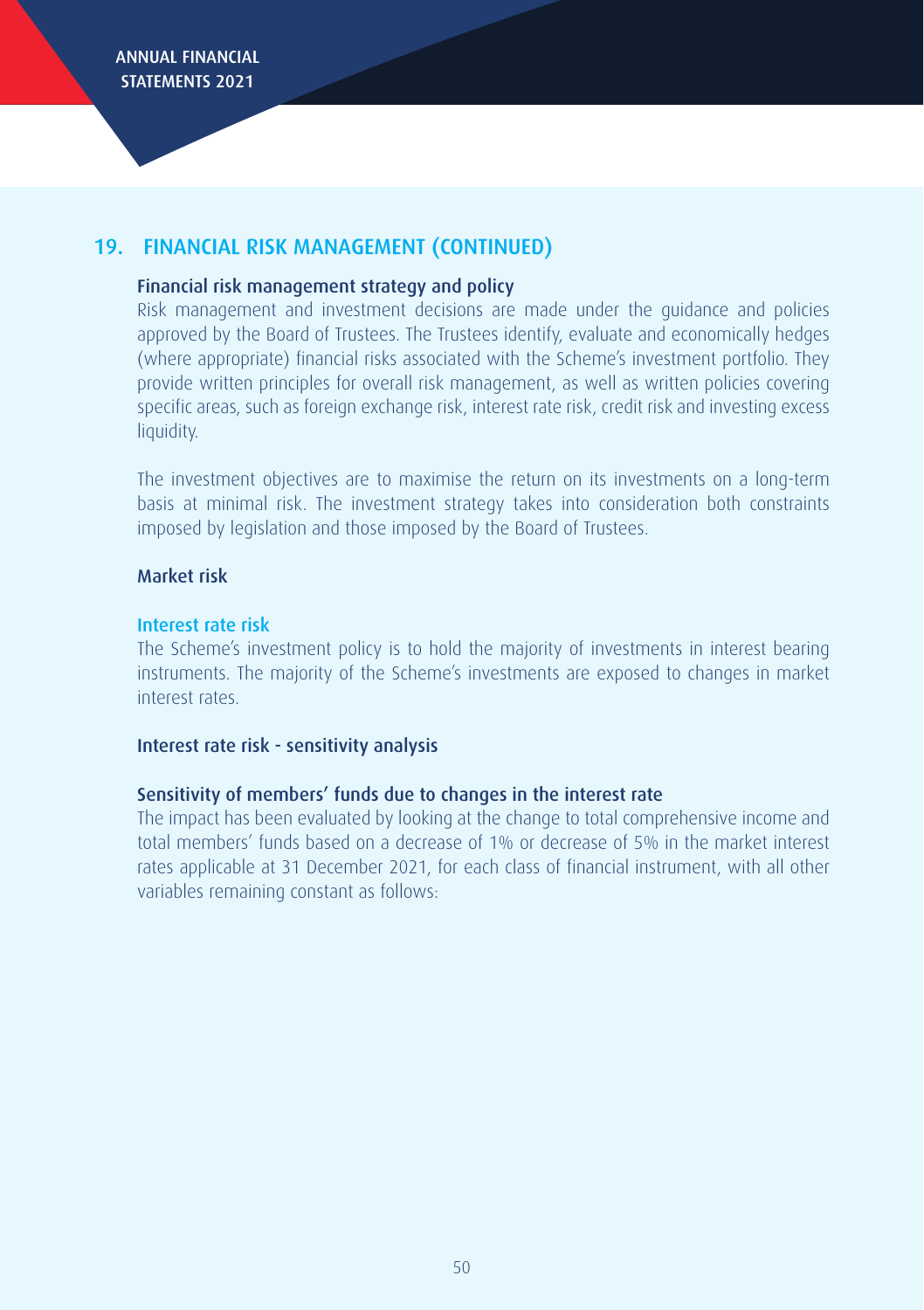## 19. FINANCIAL RISK MANAGEMENT (CONTINUED)

### Financial risk management strategy and policy

Risk management and investment decisions are made under the guidance and policies approved by the Board of Trustees. The Trustees identify, evaluate and economically hedges (where appropriate) financial risks associated with the Scheme's investment portfolio. They provide written principles for overall risk management, as well as written policies covering specific areas, such as foreign exchange risk, interest rate risk, credit risk and investing excess liquidity.

The investment objectives are to maximise the return on its investments on a long-term basis at minimal risk. The investment strategy takes into consideration both constraints imposed by legislation and those imposed by the Board of Trustees.

### Market risk

#### Interest rate risk

The Scheme's investment policy is to hold the majority of investments in interest bearing instruments. The majority of the Scheme's investments are exposed to changes in market interest rates.

### Interest rate risk - sensitivity analysis

### Sensitivity of members' funds due to changes in the interest rate

The impact has been evaluated by looking at the change to total comprehensive income and total members' funds based on a decrease of 1% or decrease of 5% in the market interest rates applicable at 31 December 2021, for each class of financial instrument, with all other variables remaining constant as follows: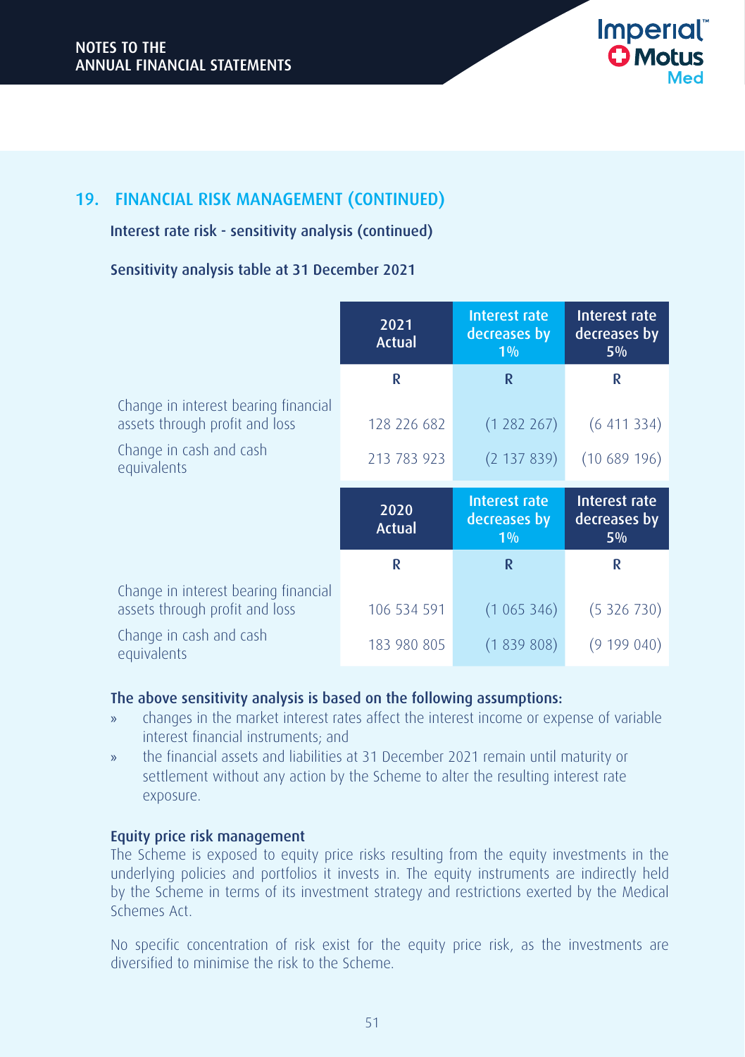## 19. FINANCIAL RISK MANAGEMENT (CONTINUED)

### Interest rate risk - sensitivity analysis (continued)

### Sensitivity analysis table at 31 December 2021

| | 2021 Actual | Interest rate decreases by 1% | Interest rate decreases by 5% |
|---|---|---|---|
| | R | R | R |
| Change in interest bearing financial assets through profit and loss | 128 226 682 | (1 282 267) | (6 411 334) |
| Change in cash and cash equivalents | 213 783 923 | (2 137 839) | (10 689 196) |

| | 2020 Actual | Interest rate decreases by 1% | Interest rate decreases by 5% |
|---|---|---|---|
| | R | R | R |
| Change in interest bearing financial assets through profit and loss | 106 534 591 | (1 065 346) | (5 326 730) |
| Change in cash and cash equivalents | 183 980 805 | (1 839 808) | (9 199 040) |

**The above sensitivity analysis is based on the following assumptions:**

- changes in the market interest rates affect the interest income or expense of variable interest financial instruments; and
- the financial assets and liabilities at 31 December 2021 remain until maturity or settlement without any action by the Scheme to alter the resulting interest rate exposure.

### Equity price risk management

The Scheme is exposed to equity price risks resulting from the equity investments in the underlying policies and portfolios it invests in. The equity instruments are indirectly held by the Scheme in terms of its investment strategy and restrictions exerted by the Medical Schemes Act.

No specific concentration of risk exist for the equity price risk, as the investments are diversified to minimise the risk to the Scheme.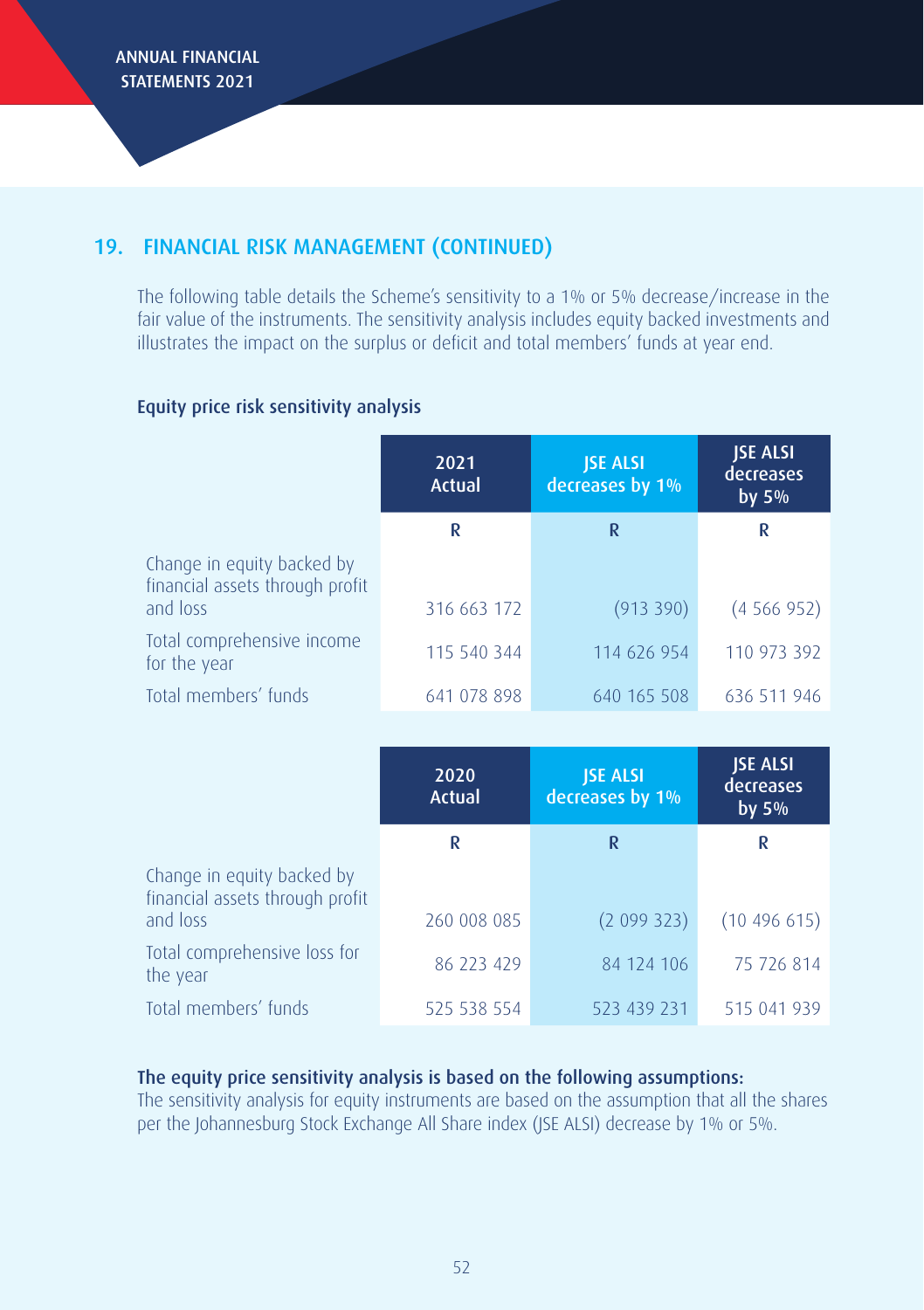## 19. FINANCIAL RISK MANAGEMENT (CONTINUED)

The following table details the Scheme's sensitivity to a 1% or 5% decrease/increase in the fair value of the instruments. The sensitivity analysis includes equity backed investments and illustrates the impact on the surplus or deficit and total members' funds at year end.

### Equity price risk sensitivity analysis

| | 2021 Actual | JSE ALSI decreases by 1% | JSE ALSI decreases by 5% |
|---|---|---|---|
| | R | R | R |
| Change in equity backed by financial assets through profit and loss | 316 663 172 | (913 390) | (4 566 952) |
| Total comprehensive income for the year | 115 540 344 | 114 626 954 | 110 973 392 |
| Total members' funds | 641 078 898 | 640 165 508 | 636 511 946 |

| | 2020 Actual | JSE ALSI decreases by 1% | JSE ALSI decreases by 5% |
|---|---|---|---|
| | R | R | R |
| Change in equity backed by financial assets through profit and loss | 260 008 085 | (2 099 323) | (10 496 615) |
| Total comprehensive loss for the year | 86 223 429 | 84 124 106 | 75 726 814 |
| Total members' funds | 525 538 554 | 523 439 231 | 515 041 939 |

**The equity price sensitivity analysis is based on the following assumptions:**

The sensitivity analysis for equity instruments are based on the assumption that all the shares per the Johannesburg Stock Exchange All Share index (JSE ALSI) decrease by 1% or 5%.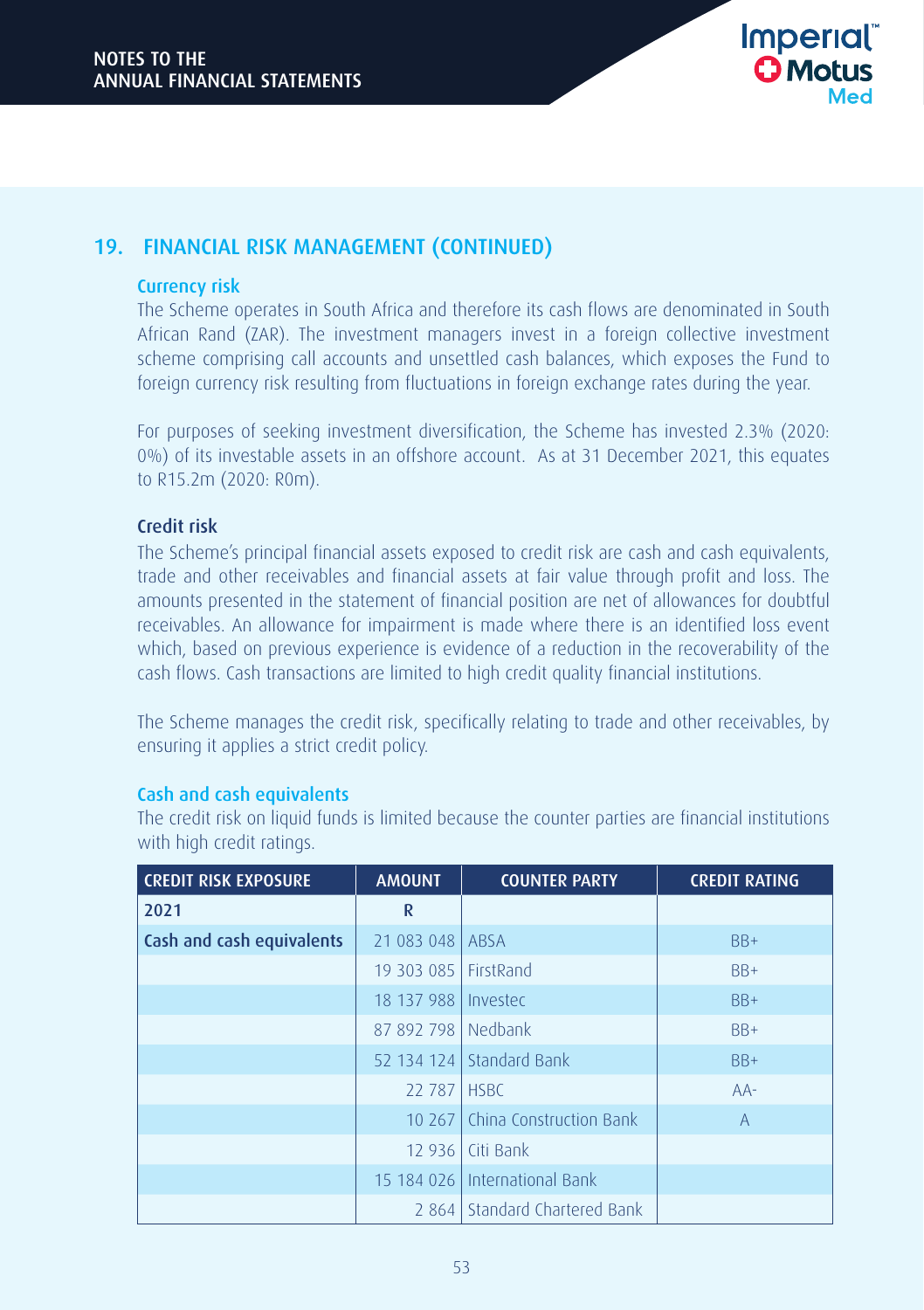## 19. FINANCIAL RISK MANAGEMENT (CONTINUED)

### Currency risk

The Scheme operates in South Africa and therefore its cash flows are denominated in South African Rand (ZAR). The investment managers invest in a foreign collective investment scheme comprising call accounts and unsettled cash balances, which exposes the Fund to foreign currency risk resulting from fluctuations in foreign exchange rates during the year.

For purposes of seeking investment diversification, the Scheme has invested 2.3% (2020: 0%) of its investable assets in an offshore account. As at 31 December 2021, this equates to R15.2m (2020: R0m).

### Credit risk

The Scheme's principal financial assets exposed to credit risk are cash and cash equivalents, trade and other receivables and financial assets at fair value through profit and loss. The amounts presented in the statement of financial position are net of allowances for doubtful receivables. An allowance for impairment is made where there is an identified loss event which, based on previous experience is evidence of a reduction in the recoverability of the cash flows. Cash transactions are limited to high credit quality financial institutions.

The Scheme manages the credit risk, specifically relating to trade and other receivables, by ensuring it applies a strict credit policy.

### Cash and cash equivalents

The credit risk on liquid funds is limited because the counter parties are financial institutions with high credit ratings.

| CREDIT RISK EXPOSURE | AMOUNT | COUNTER PARTY | CREDIT RATING |
|---|---|---|---|
| **2021** | **R** | | |
| **Cash and cash equivalents** | 21 083 048 | ABSA | BB+ |
| | 19 303 085 | FirstRand | BB+ |
| | 18 137 988 | Investec | BB+ |
| | 87 892 798 | Nedbank | BB+ |
| | 52 134 124 | Standard Bank | BB+ |
| | 22 787 | HSBC | AA- |
| | 10 267 | China Construction Bank | A |
| | 12 936 | Citi Bank | |
| | 15 184 026 | International Bank | |
| | 2 864 | Standard Chartered Bank | |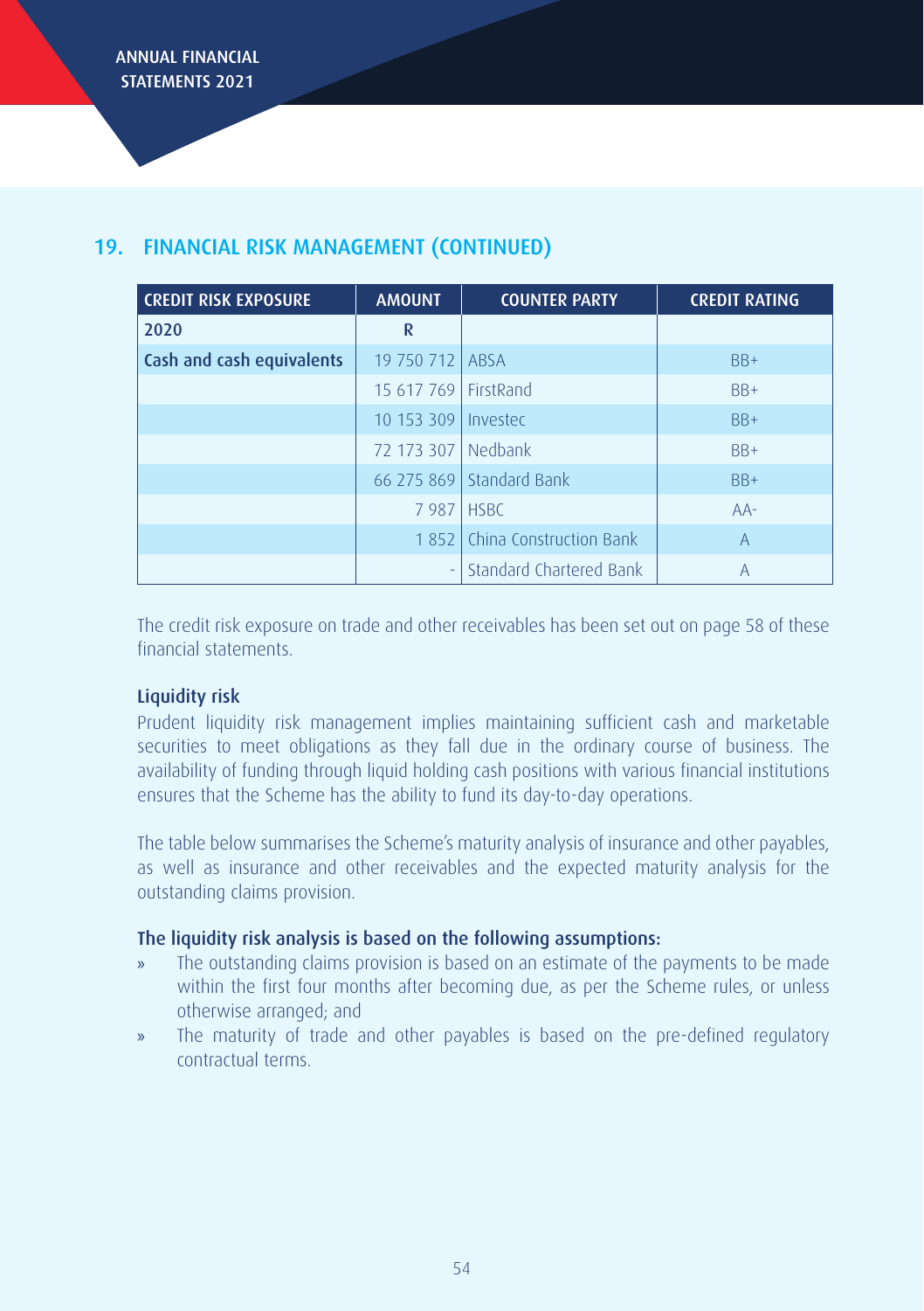## 19. FINANCIAL RISK MANAGEMENT (CONTINUED)

| CREDIT RISK EXPOSURE | AMOUNT | COUNTER PARTY | CREDIT RATING |
|---|---|---|---|
| 2020 | R | | |
| Cash and cash equivalents | 19 750 712 | ABSA | BB+ |
| | 15 617 769 | FirstRand | BB+ |
| | 10 153 309 | Investec | BB+ |
| | 72 173 307 | Nedbank | BB+ |
| | 66 275 869 | Standard Bank | BB+ |
| | 7 987 | HSBC | AA- |
| | 1 852 | China Construction Bank | A |
| | - | Standard Chartered Bank | A |

The credit risk exposure on trade and other receivables has been set out on page 58 of these financial statements.

### Liquidity risk

Prudent liquidity risk management implies maintaining sufficient cash and marketable securities to meet obligations as they fall due in the ordinary course of business. The availability of funding through liquid holding cash positions with various financial institutions ensures that the Scheme has the ability to fund its day-to-day operations.

The table below summarises the Scheme's maturity analysis of insurance and other payables, as well as insurance and other receivables and the expected maturity analysis for the outstanding claims provision.

### The liquidity risk analysis is based on the following assumptions:

- » The outstanding claims provision is based on an estimate of the payments to be made within the first four months after becoming due, as per the Scheme rules, or unless otherwise arranged; and
- » The maturity of trade and other payables is based on the pre-defined regulatory contractual terms.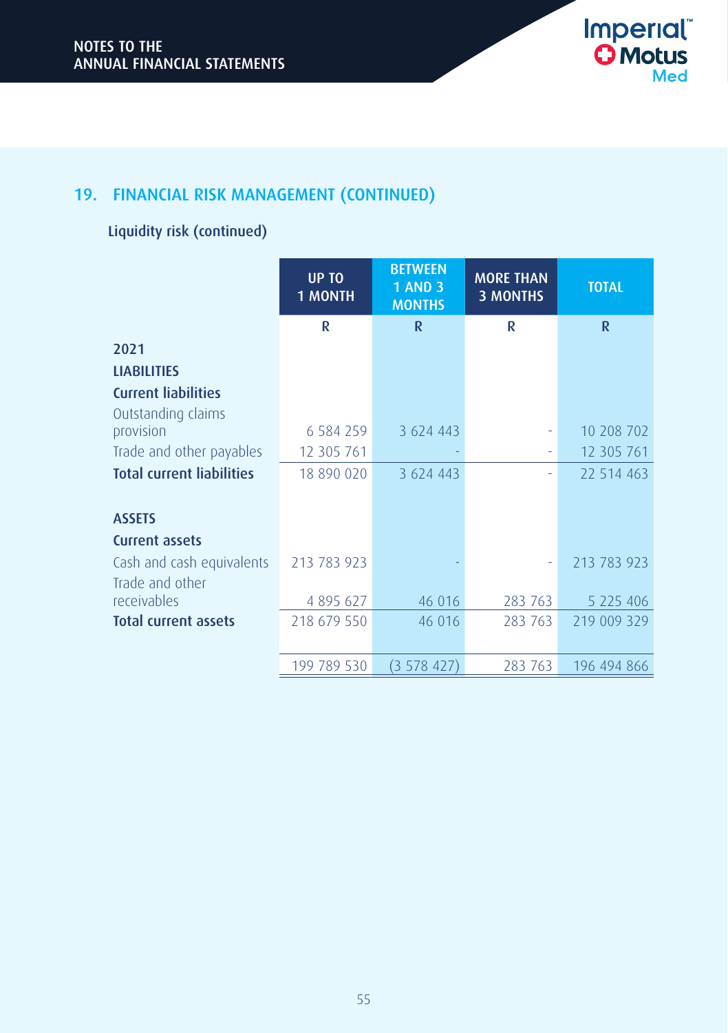## 19. FINANCIAL RISK MANAGEMENT (CONTINUED)

### Liquidity risk (continued)

| | UP TO 1 MONTH | BETWEEN 1 AND 3 MONTHS | MORE THAN 3 MONTHS | TOTAL |
|---|---|---|---|---|
| | R | R | R | R |
| **2021** | | | | |
| **LIABILITIES** | | | | |
| **Current liabilities** | | | | |
| Outstanding claims provision | 6 584 259 | 3 624 443 | - | 10 208 702 |
| Trade and other payables | 12 305 761 | - | - | 12 305 761 |
| **Total current liabilities** | 18 890 020 | 3 624 443 | - | 22 514 463 |
| **ASSETS** | | | | |
| **Current assets** | | | | |
| Cash and cash equivalents | 213 783 923 | - | - | 213 783 923 |
| Trade and other receivables | 4 895 627 | 46 016 | 283 763 | 5 225 406 |
| **Total current assets** | 218 679 550 | 46 016 | 283 763 | 219 009 329 |
| | 199 789 530 | (3 578 427) | 283 763 | 196 494 866 |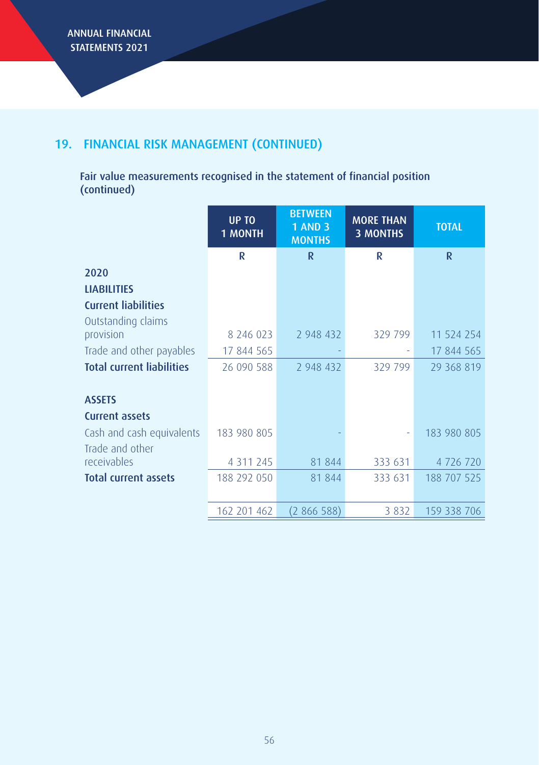## 19. FINANCIAL RISK MANAGEMENT (CONTINUED)

### Fair value measurements recognised in the statement of financial position (continued)

| | UP TO 1 MONTH | BETWEEN 1 AND 3 MONTHS | MORE THAN 3 MONTHS | TOTAL |
|---|---|---|---|---|
| | R | R | R | R |
| **2020** | | | | |
| **LIABILITIES** | | | | |
| **Current liabilities** | | | | |
| Outstanding claims provision | 8 246 023 | 2 948 432 | 329 799 | 11 524 254 |
| Trade and other payables | 17 844 565 | - | - | 17 844 565 |
| **Total current liabilities** | 26 090 588 | 2 948 432 | 329 799 | 29 368 819 |
| | | | | |
| **ASSETS** | | | | |
| **Current assets** | | | | |
| Cash and cash equivalents | 183 980 805 | - | - | 183 980 805 |
| Trade and other receivables | 4 311 245 | 81 844 | 333 631 | 4 726 720 |
| **Total current assets** | 188 292 050 | 81 844 | 333 631 | 188 707 525 |
| | | | | |
| | 162 201 462 | (2 866 588) | 3 832 | 159 338 706 |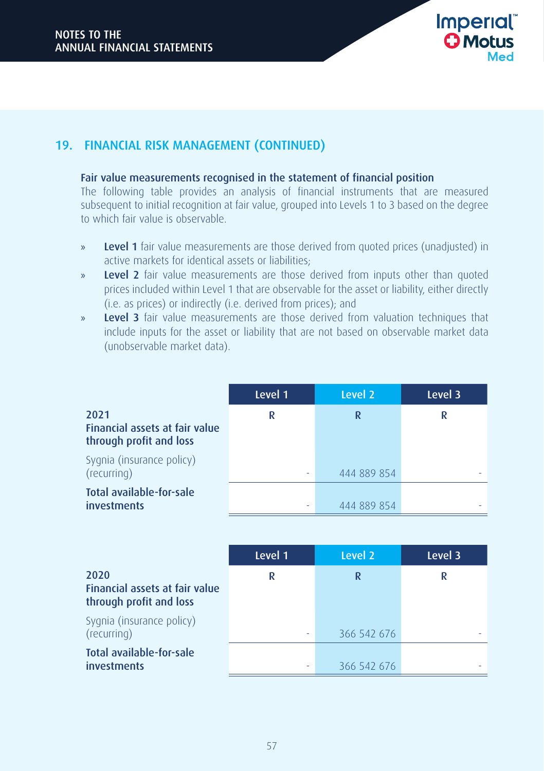## 19. FINANCIAL RISK MANAGEMENT (CONTINUED)

### Fair value measurements recognised in the statement of financial position

The following table provides an analysis of financial instruments that are measured subsequent to initial recognition at fair value, grouped into Levels 1 to 3 based on the degree to which fair value is observable.

- **Level 1** fair value measurements are those derived from quoted prices (unadjusted) in active markets for identical assets or liabilities;
- **Level 2** fair value measurements are those derived from inputs other than quoted prices included within Level 1 that are observable for the asset or liability, either directly (i.e. as prices) or indirectly (i.e. derived from prices); and
- **Level 3** fair value measurements are those derived from valuation techniques that include inputs for the asset or liability that are not based on observable market data (unobservable market data).

| | Level 1 | Level 2 | Level 3 |
|---|---|---|---|
| **2021** | R | R | R |
| **Financial assets at fair value through profit and loss** | | | |
| Sygnia (insurance policy) (recurring) | - | 444 889 854 | - |
| **Total available-for-sale investments** | - | 444 889 854 | - |

| | Level 1 | Level 2 | Level 3 |
|---|---|---|---|
| **2020** | R | R | R |
| **Financial assets at fair value through profit and loss** | | | |
| Sygnia (insurance policy) (recurring) | - | 366 542 676 | - |
| **Total available-for-sale investments** | - | 366 542 676 | - |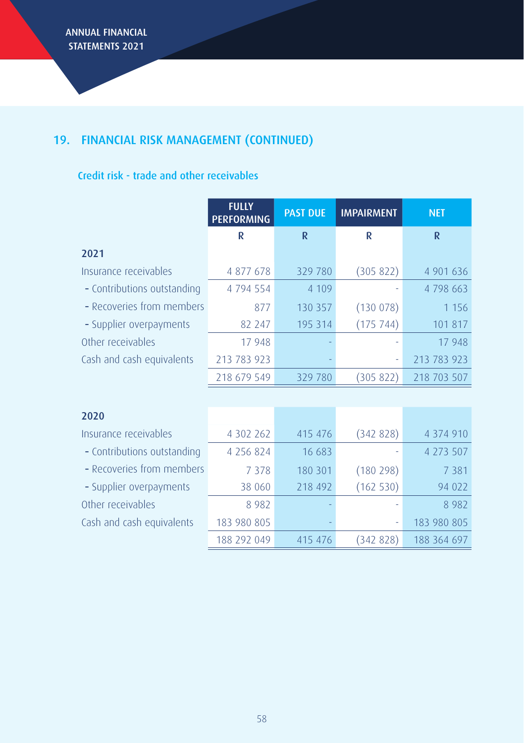## 19. FINANCIAL RISK MANAGEMENT (CONTINUED)

### Credit risk - trade and other receivables

| | FULLY PERFORMING | PAST DUE | IMPAIRMENT | NET |
|---|---|---|---|---|
| | R | R | R | R |
| **2021** | | | | |
| Insurance receivables | 4 877 678 | 329 780 | (305 822) | 4 901 636 |
| - Contributions outstanding | 4 794 554 | 4 109 | - | 4 798 663 |
| - Recoveries from members | 877 | 130 357 | (130 078) | 1 156 |
| - Supplier overpayments | 82 247 | 195 314 | (175 744) | 101 817 |
| Other receivables | 17 948 | - | - | 17 948 |
| Cash and cash equivalents | 213 783 923 | - | - | 213 783 923 |
| | 218 679 549 | 329 780 | (305 822) | 218 703 507 |
| **2020** | | | | |
| Insurance receivables | 4 302 262 | 415 476 | (342 828) | 4 374 910 |
| - Contributions outstanding | 4 256 824 | 16 683 | - | 4 273 507 |
| - Recoveries from members | 7 378 | 180 301 | (180 298) | 7 381 |
| - Supplier overpayments | 38 060 | 218 492 | (162 530) | 94 022 |
| Other receivables | 8 982 | - | - | 8 982 |
| Cash and cash equivalents | 183 980 805 | - | - | 183 980 805 |
| | 188 292 049 | 415 476 | (342 828) | 188 364 697 |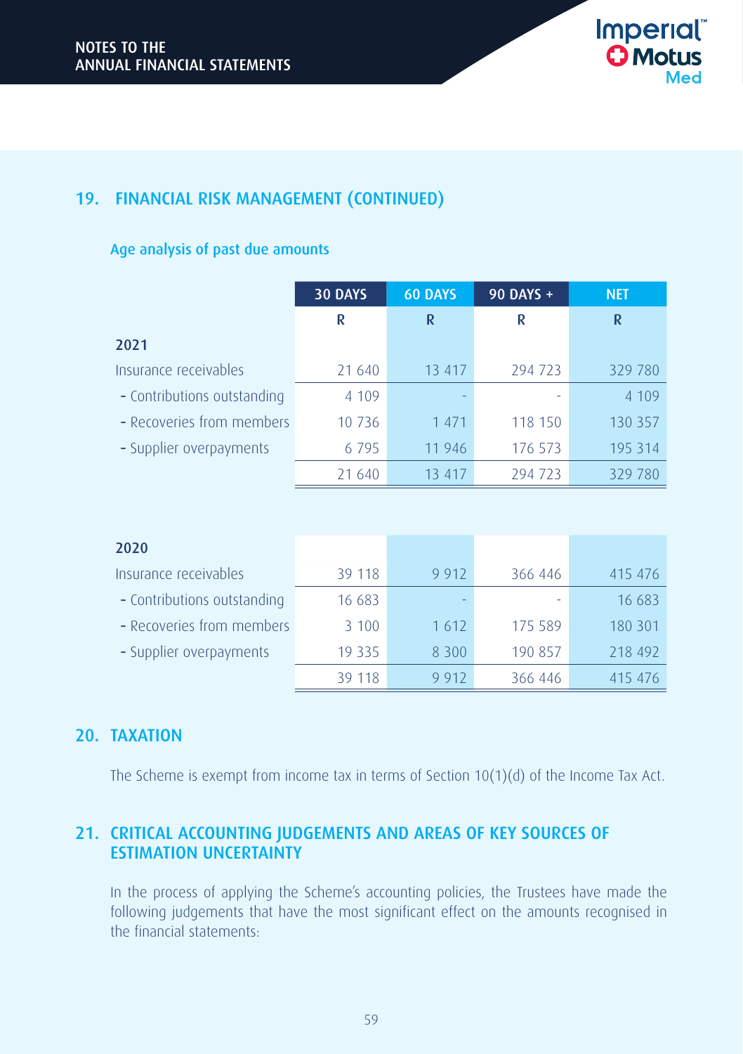## 19. FINANCIAL RISK MANAGEMENT (CONTINUED)

### Age analysis of past due amounts

| | 30 DAYS | 60 DAYS | 90 DAYS + | NET |
|---|---|---|---|---|
| | R | R | R | R |
| **2021** | | | | |
| Insurance receivables | 21 640 | 13 417 | 294 723 | 329 780 |
| - Contributions outstanding | 4 109 | - | - | 4 109 |
| - Recoveries from members | 10 736 | 1 471 | 118 150 | 130 357 |
| - Supplier overpayments | 6 795 | 11 946 | 176 573 | 195 314 |
| | 21 640 | 13 417 | 294 723 | 329 780 |
| **2020** | | | | |
| Insurance receivables | 39 118 | 9 912 | 366 446 | 415 476 |
| - Contributions outstanding | 16 683 | - | - | 16 683 |
| - Recoveries from members | 3 100 | 1 612 | 175 589 | 180 301 |
| - Supplier overpayments | 19 335 | 8 300 | 190 857 | 218 492 |
| | 39 118 | 9 912 | 366 446 | 415 476 |

## 20. TAXATION

The Scheme is exempt from income tax in terms of Section 10(1)(d) of the Income Tax Act.

## 21. CRITICAL ACCOUNTING JUDGEMENTS AND AREAS OF KEY SOURCES OF ESTIMATION UNCERTAINTY

In the process of applying the Scheme's accounting policies, the Trustees have made the following judgements that have the most significant effect on the amounts recognised in the financial statements: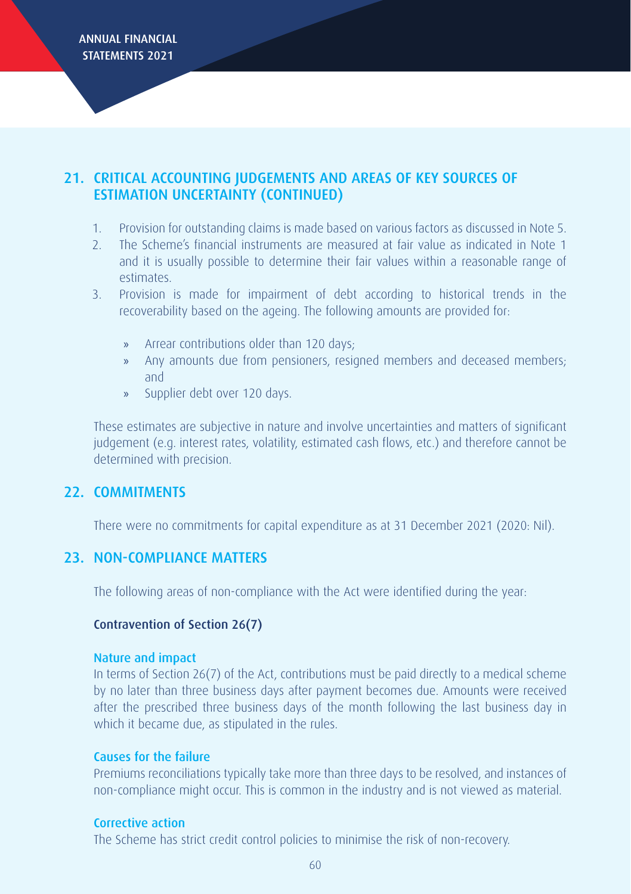## 21. CRITICAL ACCOUNTING JUDGEMENTS AND AREAS OF KEY SOURCES OF ESTIMATION UNCERTAINTY (CONTINUED)

1. Provision for outstanding claims is made based on various factors as discussed in Note 5.
2. The Scheme's financial instruments are measured at fair value as indicated in Note 1 and it is usually possible to determine their fair values within a reasonable range of estimates.
3. Provision is made for impairment of debt according to historical trends in the recoverability based on the ageing. The following amounts are provided for:
   - Arrear contributions older than 120 days;
   - Any amounts due from pensioners, resigned members and deceased members; and
   - Supplier debt over 120 days.

These estimates are subjective in nature and involve uncertainties and matters of significant judgement (e.g. interest rates, volatility, estimated cash flows, etc.) and therefore cannot be determined with precision.

## 22. COMMITMENTS

There were no commitments for capital expenditure as at 31 December 2021 (2020: Nil).

## 23. NON-COMPLIANCE MATTERS

The following areas of non-compliance with the Act were identified during the year:

### Contravention of Section 26(7)

#### Nature and impact

In terms of Section 26(7) of the Act, contributions must be paid directly to a medical scheme by no later than three business days after payment becomes due. Amounts were received after the prescribed three business days of the month following the last business day in which it became due, as stipulated in the rules.

#### Causes for the failure

Premiums reconciliations typically take more than three days to be resolved, and instances of non-compliance might occur. This is common in the industry and is not viewed as material.

#### Corrective action

The Scheme has strict credit control policies to minimise the risk of non-recovery.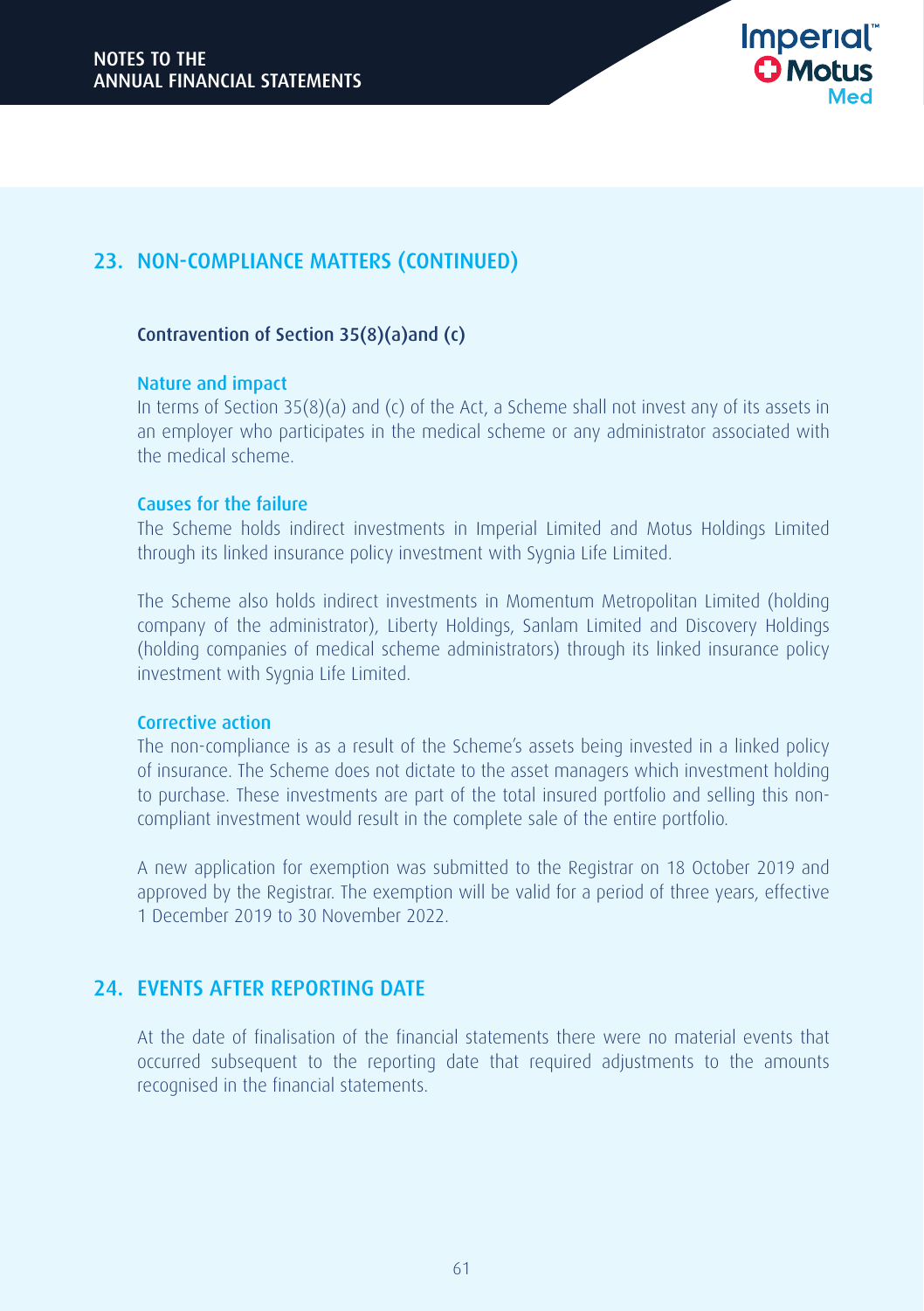## 23. NON-COMPLIANCE MATTERS (CONTINUED)

### Contravention of Section 35(8)(a)and (c)

#### Nature and impact

In terms of Section 35(8)(a) and (c) of the Act, a Scheme shall not invest any of its assets in an employer who participates in the medical scheme or any administrator associated with the medical scheme.

#### Causes for the failure

The Scheme holds indirect investments in Imperial Limited and Motus Holdings Limited through its linked insurance policy investment with Sygnia Life Limited.

The Scheme also holds indirect investments in Momentum Metropolitan Limited (holding company of the administrator), Liberty Holdings, Sanlam Limited and Discovery Holdings (holding companies of medical scheme administrators) through its linked insurance policy investment with Sygnia Life Limited.

#### Corrective action

The non-compliance is as a result of the Scheme's assets being invested in a linked policy of insurance. The Scheme does not dictate to the asset managers which investment holding to purchase. These investments are part of the total insured portfolio and selling this non-compliant investment would result in the complete sale of the entire portfolio.

A new application for exemption was submitted to the Registrar on 18 October 2019 and approved by the Registrar. The exemption will be valid for a period of three years, effective 1 December 2019 to 30 November 2022.

## 24. EVENTS AFTER REPORTING DATE

At the date of finalisation of the financial statements there were no material events that occurred subsequent to the reporting date that required adjustments to the amounts recognised in the financial statements.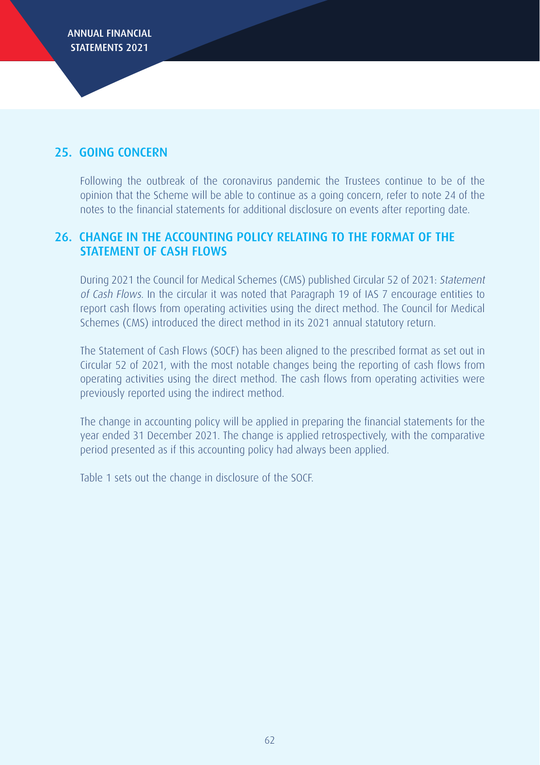## 25. GOING CONCERN

Following the outbreak of the coronavirus pandemic the Trustees continue to be of the opinion that the Scheme will be able to continue as a going concern, refer to note 24 of the notes to the financial statements for additional disclosure on events after reporting date.

## 26. CHANGE IN THE ACCOUNTING POLICY RELATING TO THE FORMAT OF THE STATEMENT OF CASH FLOWS

During 2021 the Council for Medical Schemes (CMS) published Circular 52 of 2021: *Statement of Cash Flows*. In the circular it was noted that Paragraph 19 of IAS 7 encourage entities to report cash flows from operating activities using the direct method. The Council for Medical Schemes (CMS) introduced the direct method in its 2021 annual statutory return.

The Statement of Cash Flows (SOCF) has been aligned to the prescribed format as set out in Circular 52 of 2021, with the most notable changes being the reporting of cash flows from operating activities using the direct method. The cash flows from operating activities were previously reported using the indirect method.

The change in accounting policy will be applied in preparing the financial statements for the year ended 31 December 2021. The change is applied retrospectively, with the comparative period presented as if this accounting policy had always been applied.

Table 1 sets out the change in disclosure of the SOCF.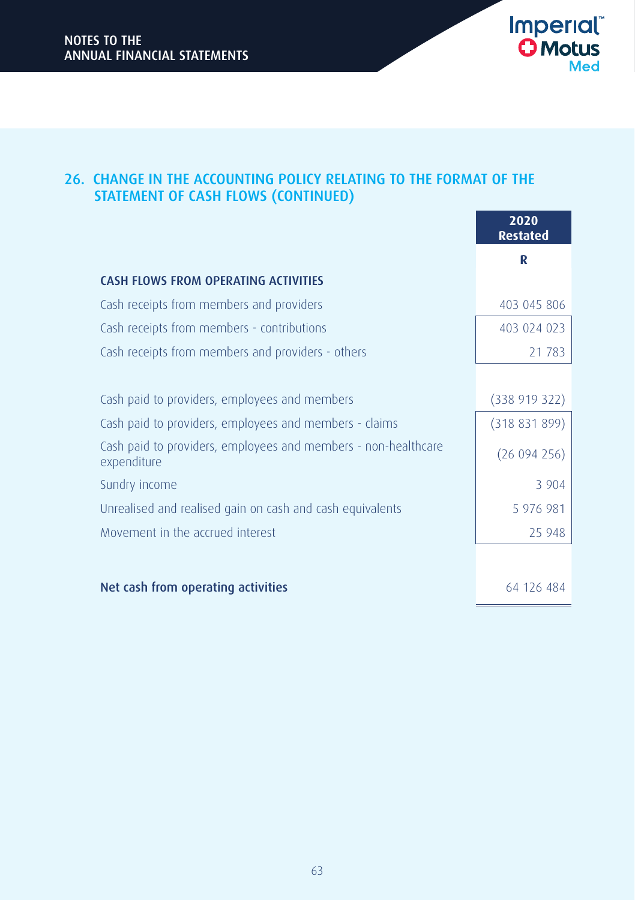## 26. CHANGE IN THE ACCOUNTING POLICY RELATING TO THE FORMAT OF THE STATEMENT OF CASH FLOWS (CONTINUED)

| | 2020 Restated |
|---|---|
| | R |
| **CASH FLOWS FROM OPERATING ACTIVITIES** | |
| Cash receipts from members and providers | 403 045 806 |
| Cash receipts from members - contributions | 403 024 023 |
| Cash receipts from members and providers - others | 21 783 |
| | |
| Cash paid to providers, employees and members | (338 919 322) |
| Cash paid to providers, employees and members - claims | (318 831 899) |
| Cash paid to providers, employees and members - non-healthcare expenditure | (26 094 256) |
| Sundry income | 3 904 |
| Unrealised and realised gain on cash and cash equivalents | 5 976 981 |
| Movement in the accrued interest | 25 948 |
| | |
| **Net cash from operating activities** | 64 126 484 |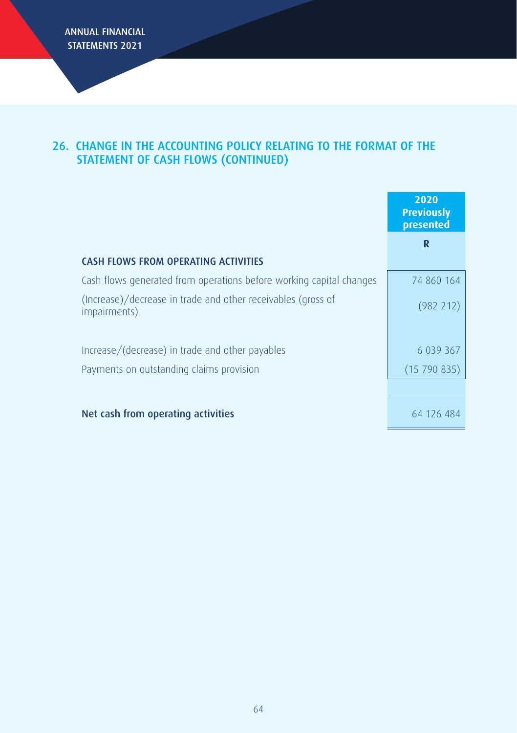## 26. CHANGE IN THE ACCOUNTING POLICY RELATING TO THE FORMAT OF THE STATEMENT OF CASH FLOWS (CONTINUED)

| | 2020 Previously presented |
|---|---|
| | R |
| **CASH FLOWS FROM OPERATING ACTIVITIES** | |
| Cash flows generated from operations before working capital changes | 74 860 164 |
| (Increase)/decrease in trade and other receivables (gross of impairments) | (982 212) |
| Increase/(decrease) in trade and other payables | 6 039 367 |
| Payments on outstanding claims provision | (15 790 835) |
| **Net cash from operating activities** | 64 126 484 |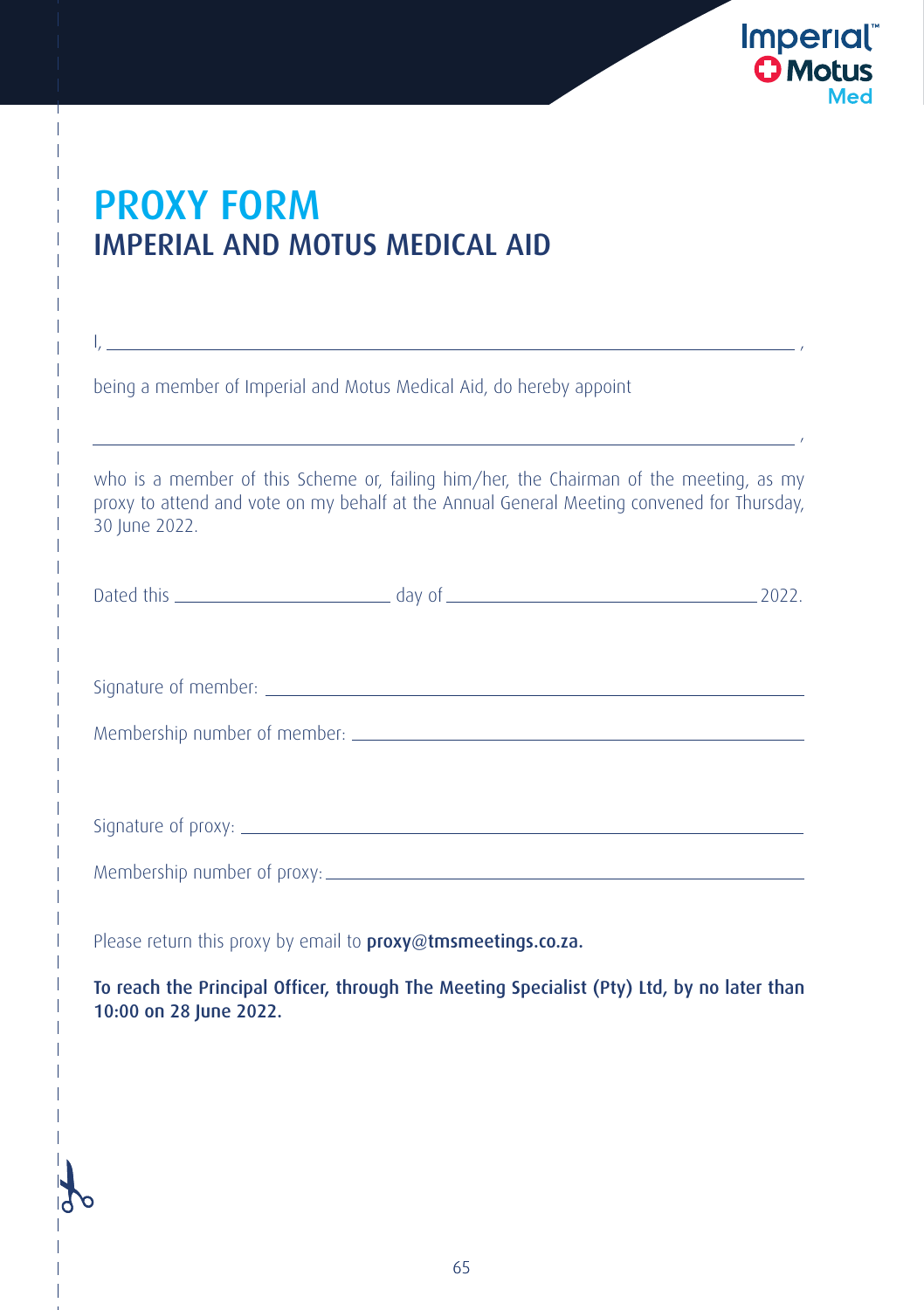# PROXY FORM

## IMPERIAL AND MOTUS MEDICAL AID

I, \_\_\_\_\_\_\_\_\_\_\_\_\_\_\_\_\_\_\_\_\_\_\_\_\_\_\_\_\_\_\_\_\_\_\_\_\_\_\_\_\_\_\_\_\_\_\_\_\_\_\_\_\_\_\_\_,

being a member of Imperial and Motus Medical Aid, do hereby appoint

\_\_\_\_\_\_\_\_\_\_\_\_\_\_\_\_\_\_\_\_\_\_\_\_\_\_\_\_\_\_\_\_\_\_\_\_\_\_\_\_\_\_\_\_\_\_\_\_\_\_\_\_\_\_\_\_\_\_,

who is a member of this Scheme or, failing him/her, the Chairman of the meeting, as my proxy to attend and vote on my behalf at the Annual General Meeting convened for Thursday, 30 June 2022.

Dated this \_\_\_\_\_\_\_\_\_\_\_\_\_\_\_\_\_\_\_\_ day of \_\_\_\_\_\_\_\_\_\_\_\_\_\_\_\_\_\_\_\_\_\_\_\_\_\_\_\_ 2022.

Signature of member: \_\_\_\_\_\_\_\_\_\_\_\_\_\_\_\_\_\_\_\_\_\_\_\_\_\_\_\_\_\_\_\_\_\_\_\_\_\_\_\_\_\_\_\_

Membership number of member: \_\_\_\_\_\_\_\_\_\_\_\_\_\_\_\_\_\_\_\_\_\_\_\_\_\_\_\_\_\_\_\_\_\_\_\_\_\_

Signature of proxy: \_\_\_\_\_\_\_\_\_\_\_\_\_\_\_\_\_\_\_\_\_\_\_\_\_\_\_\_\_\_\_\_\_\_\_\_\_\_\_\_\_\_\_\_\_

Membership number of proxy: \_\_\_\_\_\_\_\_\_\_\_\_\_\_\_\_\_\_\_\_\_\_\_\_\_\_\_\_\_\_\_\_\_\_\_\_\_\_\_

Please return this proxy by email to **proxy@tmsmeetings.co.za.**

**To reach the Principal Officer, through The Meeting Specialist (Pty) Ltd, by no later than 10:00 on 28 June 2022.**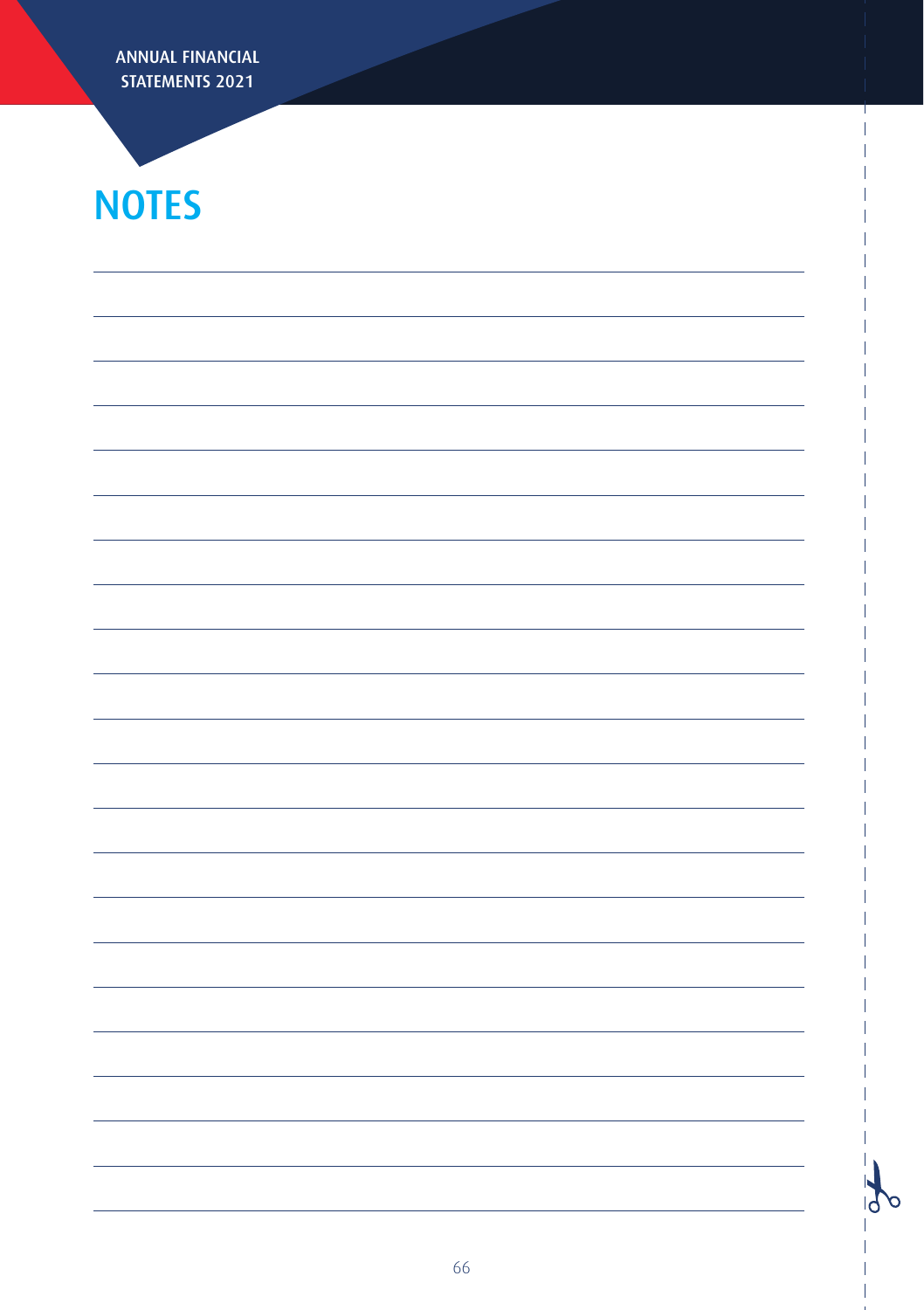# NOTES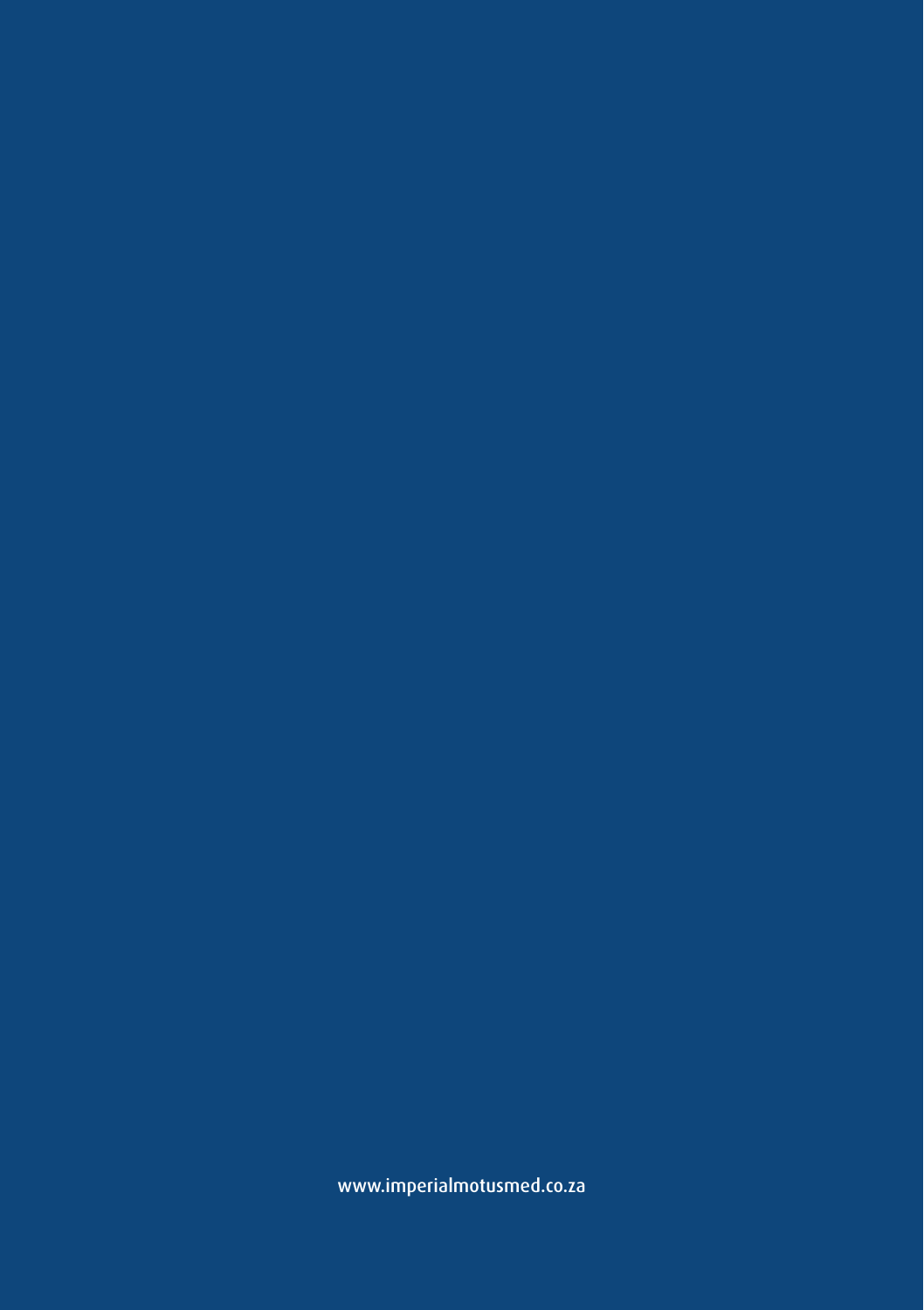www.imperialmotusmed.co.za